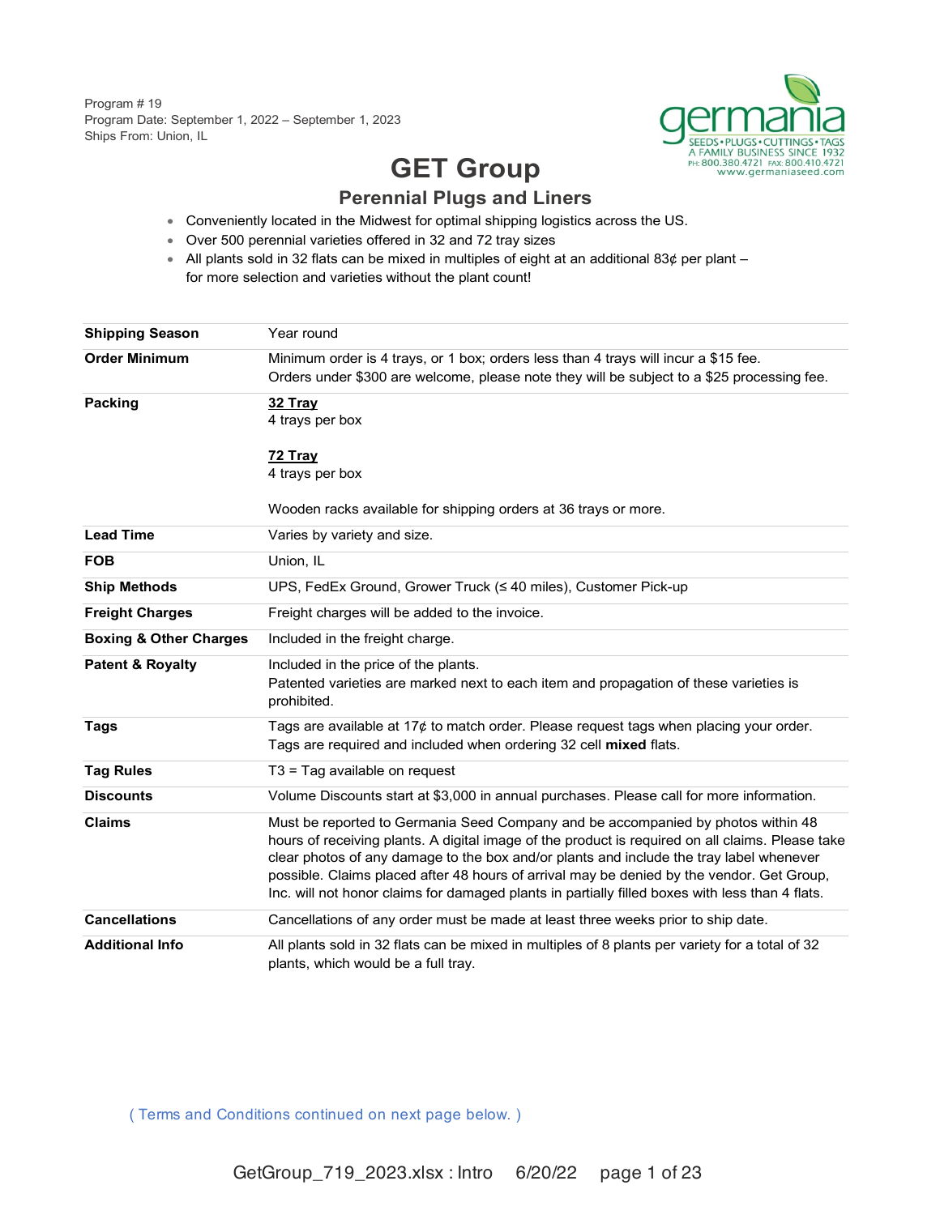Program # 19
Program Date: September 1, 2022 – September 1, 2023
Ships From: Union, IL

germania
SEEDS • PLUGS • CUTTINGS • TAGS
A FAMILY BUSINESS SINCE 1932
PH: 800.380.4721 FAX: 800.410.4721
www.germaniaseed.com

# GET Group

## Perennial Plugs and Liners

- Conveniently located in the Midwest for optimal shipping logistics across the US.
- Over 500 perennial varieties offered in 32 and 72 tray sizes
- All plants sold in 32 flats can be mixed in multiples of eight at an additional 83¢ per plant – for more selection and varieties without the plant count!

| | |
|---|---|
| **Shipping Season** | Year round |
| **Order Minimum** | Minimum order is 4 trays, or 1 box; orders less than 4 trays will incur a $15 fee.<br>Orders under $300 are welcome, please note they will be subject to a $25 processing fee. |
| **Packing** | **32 Tray**<br>4 trays per box<br><br>**72 Tray**<br>4 trays per box<br><br>Wooden racks available for shipping orders at 36 trays or more. |
| **Lead Time** | Varies by variety and size. |
| **FOB** | Union, IL |
| **Ship Methods** | UPS, FedEx Ground, Grower Truck (≤ 40 miles), Customer Pick-up |
| **Freight Charges** | Freight charges will be added to the invoice. |
| **Boxing & Other Charges** | Included in the freight charge. |
| **Patent & Royalty** | Included in the price of the plants.<br>Patented varieties are marked next to each item and propagation of these varieties is prohibited. |
| **Tags** | Tags are available at 17¢ to match order. Please request tags when placing your order.<br>Tags are required and included when ordering 32 cell **mixed** flats. |
| **Tag Rules** | T3 = Tag available on request |
| **Discounts** | Volume Discounts start at $3,000 in annual purchases. Please call for more information. |
| **Claims** | Must be reported to Germania Seed Company and be accompanied by photos within 48 hours of receiving plants. A digital image of the product is required on all claims. Please take clear photos of any damage to the box and/or plants and include the tray label whenever possible. Claims placed after 48 hours of arrival may be denied by the vendor. Get Group, Inc. will not honor claims for damaged plants in partially filled boxes with less than 4 flats. |
| **Cancellations** | Cancellations of any order must be made at least three weeks prior to ship date. |
| **Additional Info** | All plants sold in 32 flats can be mixed in multiples of 8 plants per variety for a total of 32 plants, which would be a full tray. |

( Terms and Conditions continued on next page below. )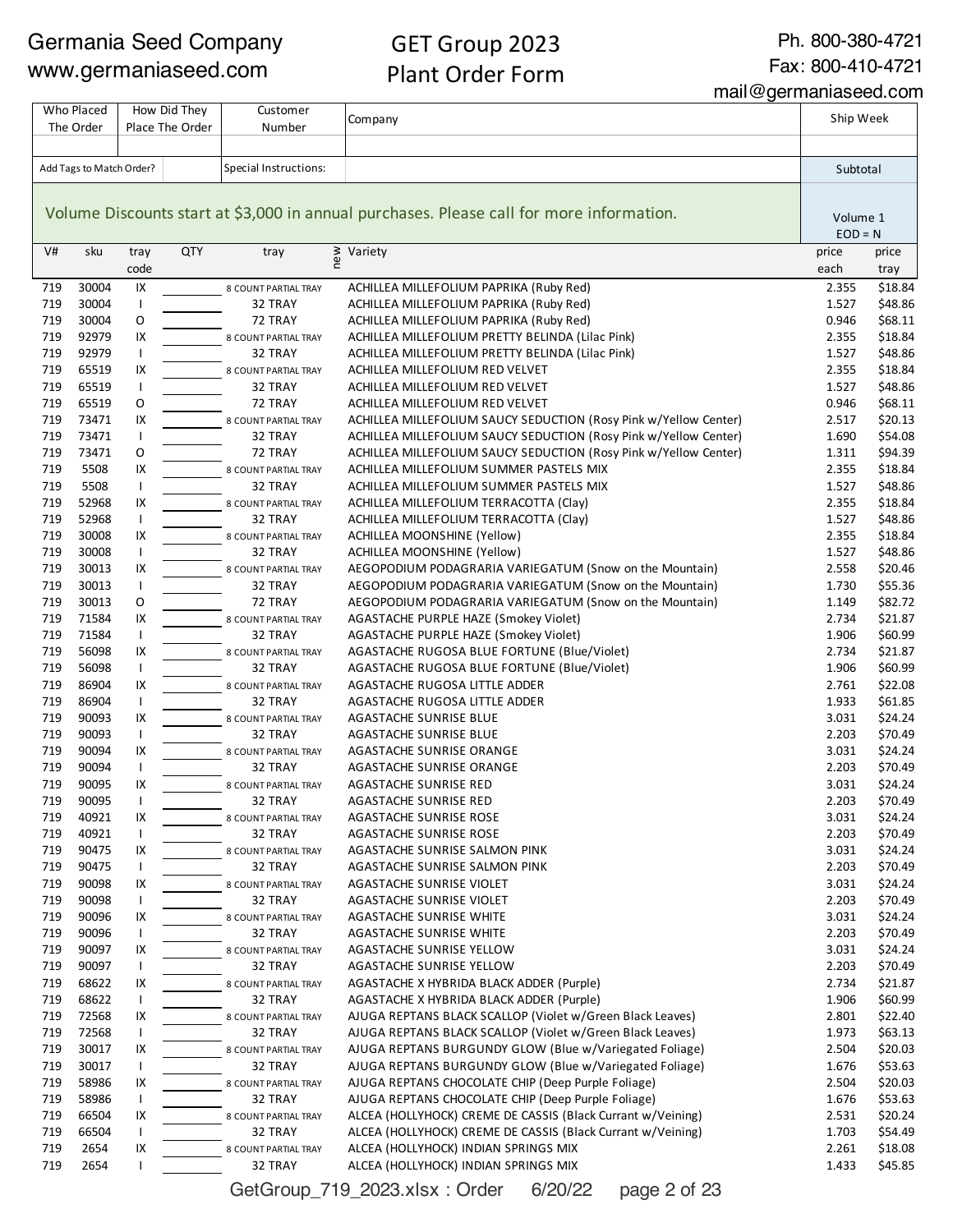Germania Seed Company
www.germaniaseed.com

# GET Group 2023
## Plant Order Form

Ph. 800-380-4721
Fax: 800-410-4721
mail@germaniaseed.com

| Who Placed The Order | How Did They Place The Order | Customer Number | Company | Ship Week |
|---|---|---|---|---|
| | | | | |
| Add Tags to Match Order? | | Special Instructions: | | Subtotal |

Volume Discounts start at $3,000 in annual purchases. Please call for more information.

Volume 1
EOD = N

| V# | sku | tray code | QTY | tray | new | Variety | price each | price tray |
|---|---|---|---|---|---|---|---|---|
| 719 | 30004 | IX | | 8 COUNT PARTIAL TRAY | | ACHILLEA MILLEFOLIUM PAPRIKA (Ruby Red) | 2.355 | $18.84 |
| 719 | 30004 | I | | 32 TRAY | | ACHILLEA MILLEFOLIUM PAPRIKA (Ruby Red) | 1.527 | $48.86 |
| 719 | 30004 | O | | 72 TRAY | | ACHILLEA MILLEFOLIUM PAPRIKA (Ruby Red) | 0.946 | $68.11 |
| 719 | 92979 | IX | | 8 COUNT PARTIAL TRAY | | ACHILLEA MILLEFOLIUM PRETTY BELINDA (Lilac Pink) | 2.355 | $18.84 |
| 719 | 92979 | I | | 32 TRAY | | ACHILLEA MILLEFOLIUM PRETTY BELINDA (Lilac Pink) | 1.527 | $48.86 |
| 719 | 65519 | IX | | 8 COUNT PARTIAL TRAY | | ACHILLEA MILLEFOLIUM RED VELVET | 2.355 | $18.84 |
| 719 | 65519 | I | | 32 TRAY | | ACHILLEA MILLEFOLIUM RED VELVET | 1.527 | $48.86 |
| 719 | 65519 | O | | 72 TRAY | | ACHILLEA MILLEFOLIUM RED VELVET | 0.946 | $68.11 |
| 719 | 73471 | IX | | 8 COUNT PARTIAL TRAY | | ACHILLEA MILLEFOLIUM SAUCY SEDUCTION (Rosy Pink w/Yellow Center) | 2.517 | $20.13 |
| 719 | 73471 | I | | 32 TRAY | | ACHILLEA MILLEFOLIUM SAUCY SEDUCTION (Rosy Pink w/Yellow Center) | 1.690 | $54.08 |
| 719 | 73471 | O | | 72 TRAY | | ACHILLEA MILLEFOLIUM SAUCY SEDUCTION (Rosy Pink w/Yellow Center) | 1.311 | $94.39 |
| 719 | 5508 | IX | | 8 COUNT PARTIAL TRAY | | ACHILLEA MILLEFOLIUM SUMMER PASTELS MIX | 2.355 | $18.84 |
| 719 | 5508 | I | | 32 TRAY | | ACHILLEA MILLEFOLIUM SUMMER PASTELS MIX | 1.527 | $48.86 |
| 719 | 52968 | IX | | 8 COUNT PARTIAL TRAY | | ACHILLEA MILLEFOLIUM TERRACOTTA (Clay) | 2.355 | $18.84 |
| 719 | 52968 | I | | 32 TRAY | | ACHILLEA MILLEFOLIUM TERRACOTTA (Clay) | 1.527 | $48.86 |
| 719 | 30008 | IX | | 8 COUNT PARTIAL TRAY | | ACHILLEA MOONSHINE (Yellow) | 2.355 | $18.84 |
| 719 | 30008 | I | | 32 TRAY | | ACHILLEA MOONSHINE (Yellow) | 1.527 | $48.86 |
| 719 | 30013 | IX | | 8 COUNT PARTIAL TRAY | | AEGOPODIUM PODAGRARIA VARIEGATUM (Snow on the Mountain) | 2.558 | $20.46 |
| 719 | 30013 | I | | 32 TRAY | | AEGOPODIUM PODAGRARIA VARIEGATUM (Snow on the Mountain) | 1.730 | $55.36 |
| 719 | 30013 | O | | 72 TRAY | | AEGOPODIUM PODAGRARIA VARIEGATUM (Snow on the Mountain) | 1.149 | $82.72 |
| 719 | 71584 | IX | | 8 COUNT PARTIAL TRAY | | AGASTACHE PURPLE HAZE (Smokey Violet) | 2.734 | $21.87 |
| 719 | 71584 | I | | 32 TRAY | | AGASTACHE PURPLE HAZE (Smokey Violet) | 1.906 | $60.99 |
| 719 | 56098 | IX | | 8 COUNT PARTIAL TRAY | | AGASTACHE RUGOSA BLUE FORTUNE (Blue/Violet) | 2.734 | $21.87 |
| 719 | 56098 | I | | 32 TRAY | | AGASTACHE RUGOSA BLUE FORTUNE (Blue/Violet) | 1.906 | $60.99 |
| 719 | 86904 | IX | | 8 COUNT PARTIAL TRAY | | AGASTACHE RUGOSA LITTLE ADDER | 2.761 | $22.08 |
| 719 | 86904 | I | | 32 TRAY | | AGASTACHE RUGOSA LITTLE ADDER | 1.933 | $61.85 |
| 719 | 90093 | IX | | 8 COUNT PARTIAL TRAY | | AGASTACHE SUNRISE BLUE | 3.031 | $24.24 |
| 719 | 90093 | I | | 32 TRAY | | AGASTACHE SUNRISE BLUE | 2.203 | $70.49 |
| 719 | 90094 | IX | | 8 COUNT PARTIAL TRAY | | AGASTACHE SUNRISE ORANGE | 3.031 | $24.24 |
| 719 | 90094 | I | | 32 TRAY | | AGASTACHE SUNRISE ORANGE | 2.203 | $70.49 |
| 719 | 90095 | IX | | 8 COUNT PARTIAL TRAY | | AGASTACHE SUNRISE RED | 3.031 | $24.24 |
| 719 | 90095 | I | | 32 TRAY | | AGASTACHE SUNRISE RED | 2.203 | $70.49 |
| 719 | 40921 | IX | | 8 COUNT PARTIAL TRAY | | AGASTACHE SUNRISE ROSE | 3.031 | $24.24 |
| 719 | 40921 | I | | 32 TRAY | | AGASTACHE SUNRISE ROSE | 2.203 | $70.49 |
| 719 | 90475 | IX | | 8 COUNT PARTIAL TRAY | | AGASTACHE SUNRISE SALMON PINK | 3.031 | $24.24 |
| 719 | 90475 | I | | 32 TRAY | | AGASTACHE SUNRISE SALMON PINK | 2.203 | $70.49 |
| 719 | 90098 | IX | | 8 COUNT PARTIAL TRAY | | AGASTACHE SUNRISE VIOLET | 3.031 | $24.24 |
| 719 | 90098 | I | | 32 TRAY | | AGASTACHE SUNRISE VIOLET | 2.203 | $70.49 |
| 719 | 90096 | IX | | 8 COUNT PARTIAL TRAY | | AGASTACHE SUNRISE WHITE | 3.031 | $24.24 |
| 719 | 90096 | I | | 32 TRAY | | AGASTACHE SUNRISE WHITE | 2.203 | $70.49 |
| 719 | 90097 | IX | | 8 COUNT PARTIAL TRAY | | AGASTACHE SUNRISE YELLOW | 3.031 | $24.24 |
| 719 | 90097 | I | | 32 TRAY | | AGASTACHE SUNRISE YELLOW | 2.203 | $70.49 |
| 719 | 68622 | IX | | 8 COUNT PARTIAL TRAY | | AGASTACHE X HYBRIDA BLACK ADDER (Purple) | 2.734 | $21.87 |
| 719 | 68622 | I | | 32 TRAY | | AGASTACHE X HYBRIDA BLACK ADDER (Purple) | 1.906 | $60.99 |
| 719 | 72568 | IX | | 8 COUNT PARTIAL TRAY | | AJUGA REPTANS BLACK SCALLOP (Violet w/Green Black Leaves) | 2.801 | $22.40 |
| 719 | 72568 | I | | 32 TRAY | | AJUGA REPTANS BLACK SCALLOP (Violet w/Green Black Leaves) | 1.973 | $63.13 |
| 719 | 30017 | IX | | 8 COUNT PARTIAL TRAY | | AJUGA REPTANS BURGUNDY GLOW (Blue w/Variegated Foliage) | 2.504 | $20.03 |
| 719 | 30017 | I | | 32 TRAY | | AJUGA REPTANS BURGUNDY GLOW (Blue w/Variegated Foliage) | 1.676 | $53.63 |
| 719 | 58986 | IX | | 8 COUNT PARTIAL TRAY | | AJUGA REPTANS CHOCOLATE CHIP (Deep Purple Foliage) | 2.504 | $20.03 |
| 719 | 58986 | I | | 32 TRAY | | AJUGA REPTANS CHOCOLATE CHIP (Deep Purple Foliage) | 1.676 | $53.63 |
| 719 | 66504 | IX | | 8 COUNT PARTIAL TRAY | | ALCEA (HOLLYHOCK) CREME DE CASSIS (Black Currant w/Veining) | 2.531 | $20.24 |
| 719 | 66504 | I | | 32 TRAY | | ALCEA (HOLLYHOCK) CREME DE CASSIS (Black Currant w/Veining) | 1.703 | $54.49 |
| 719 | 2654 | IX | | 8 COUNT PARTIAL TRAY | | ALCEA (HOLLYHOCK) INDIAN SPRINGS MIX | 2.261 | $18.08 |
| 719 | 2654 | I | | 32 TRAY | | ALCEA (HOLLYHOCK) INDIAN SPRINGS MIX | 1.433 | $45.85 |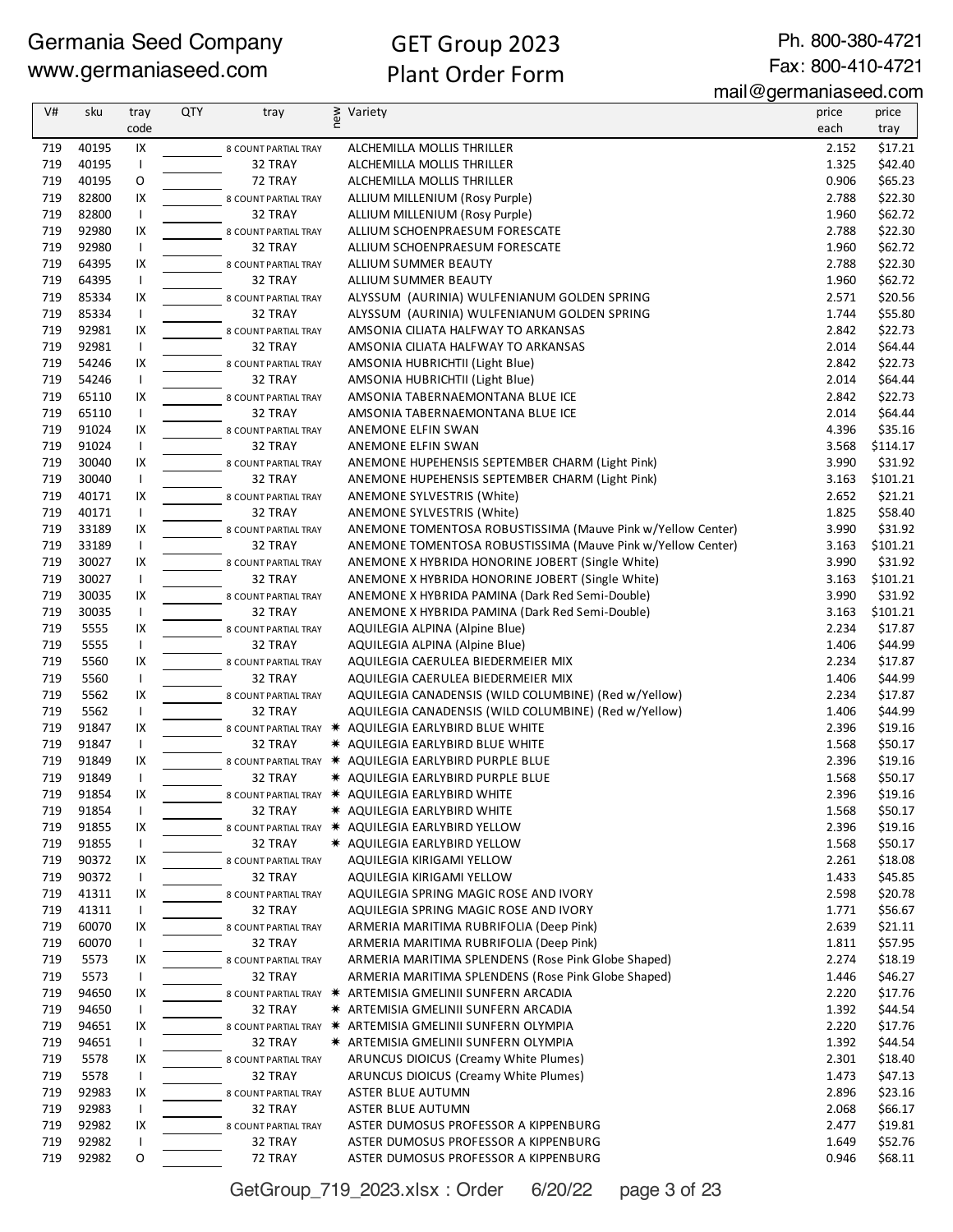Germania Seed Company
www.germaniaseed.com

# GET Group 2023
# Plant Order Form

Ph. 800-380-4721
Fax: 800-410-4721
mail@germaniaseed.com

| V# | sku | tray code | QTY | tray | new | Variety | price each | price tray |
|---|---|---|---|---|---|---|---|---|
| 719 | 40195 | IX | | 8 COUNT PARTIAL TRAY | | ALCHEMILLA MOLLIS THRILLER | 2.152 | $17.21 |
| 719 | 40195 | I | | 32 TRAY | | ALCHEMILLA MOLLIS THRILLER | 1.325 | $42.40 |
| 719 | 40195 | O | | 72 TRAY | | ALCHEMILLA MOLLIS THRILLER | 0.906 | $65.23 |
| 719 | 82800 | IX | | 8 COUNT PARTIAL TRAY | | ALLIUM MILLENIUM (Rosy Purple) | 2.788 | $22.30 |
| 719 | 82800 | I | | 32 TRAY | | ALLIUM MILLENIUM (Rosy Purple) | 1.960 | $62.72 |
| 719 | 92980 | IX | | 8 COUNT PARTIAL TRAY | | ALLIUM SCHOENPRAESUM FORESCATE | 2.788 | $22.30 |
| 719 | 92980 | I | | 32 TRAY | | ALLIUM SCHOENPRAESUM FORESCATE | 1.960 | $62.72 |
| 719 | 64395 | IX | | 8 COUNT PARTIAL TRAY | | ALLIUM SUMMER BEAUTY | 2.788 | $22.30 |
| 719 | 64395 | I | | 32 TRAY | | ALLIUM SUMMER BEAUTY | 1.960 | $62.72 |
| 719 | 85334 | IX | | 8 COUNT PARTIAL TRAY | | ALYSSUM (AURINIA) WULFENIANUM GOLDEN SPRING | 2.571 | $20.56 |
| 719 | 85334 | I | | 32 TRAY | | ALYSSUM (AURINIA) WULFENIANUM GOLDEN SPRING | 1.744 | $55.80 |
| 719 | 92981 | IX | | 8 COUNT PARTIAL TRAY | | AMSONIA CILIATA HALFWAY TO ARKANSAS | 2.842 | $22.73 |
| 719 | 92981 | I | | 32 TRAY | | AMSONIA CILIATA HALFWAY TO ARKANSAS | 2.014 | $64.44 |
| 719 | 54246 | IX | | 8 COUNT PARTIAL TRAY | | AMSONIA HUBRICHTII (Light Blue) | 2.842 | $22.73 |
| 719 | 54246 | I | | 32 TRAY | | AMSONIA HUBRICHTII (Light Blue) | 2.014 | $64.44 |
| 719 | 65110 | IX | | 8 COUNT PARTIAL TRAY | | AMSONIA TABERNAEMONTANA BLUE ICE | 2.842 | $22.73 |
| 719 | 65110 | I | | 32 TRAY | | AMSONIA TABERNAEMONTANA BLUE ICE | 2.014 | $64.44 |
| 719 | 91024 | IX | | 8 COUNT PARTIAL TRAY | | ANEMONE ELFIN SWAN | 4.396 | $35.16 |
| 719 | 91024 | I | | 32 TRAY | | ANEMONE ELFIN SWAN | 3.568 | $114.17 |
| 719 | 30040 | IX | | 8 COUNT PARTIAL TRAY | | ANEMONE HUPEHENSIS SEPTEMBER CHARM (Light Pink) | 3.990 | $31.92 |
| 719 | 30040 | I | | 32 TRAY | | ANEMONE HUPEHENSIS SEPTEMBER CHARM (Light Pink) | 3.163 | $101.21 |
| 719 | 40171 | IX | | 8 COUNT PARTIAL TRAY | | ANEMONE SYLVESTRIS (White) | 2.652 | $21.21 |
| 719 | 40171 | I | | 32 TRAY | | ANEMONE SYLVESTRIS (White) | 1.825 | $58.40 |
| 719 | 33189 | IX | | 8 COUNT PARTIAL TRAY | | ANEMONE TOMENTOSA ROBUSTISSIMA (Mauve Pink w/Yellow Center) | 3.990 | $31.92 |
| 719 | 33189 | I | | 32 TRAY | | ANEMONE TOMENTOSA ROBUSTISSIMA (Mauve Pink w/Yellow Center) | 3.163 | $101.21 |
| 719 | 30027 | IX | | 8 COUNT PARTIAL TRAY | | ANEMONE X HYBRIDA HONORINE JOBERT (Single White) | 3.990 | $31.92 |
| 719 | 30027 | I | | 32 TRAY | | ANEMONE X HYBRIDA HONORINE JOBERT (Single White) | 3.163 | $101.21 |
| 719 | 30035 | IX | | 8 COUNT PARTIAL TRAY | | ANEMONE X HYBRIDA PAMINA (Dark Red Semi-Double) | 3.990 | $31.92 |
| 719 | 30035 | I | | 32 TRAY | | ANEMONE X HYBRIDA PAMINA (Dark Red Semi-Double) | 3.163 | $101.21 |
| 719 | 5555 | IX | | 8 COUNT PARTIAL TRAY | | AQUILEGIA ALPINA (Alpine Blue) | 2.234 | $17.87 |
| 719 | 5555 | I | | 32 TRAY | | AQUILEGIA ALPINA (Alpine Blue) | 1.406 | $44.99 |
| 719 | 5560 | IX | | 8 COUNT PARTIAL TRAY | | AQUILEGIA CAERULEA BIEDERMEIER MIX | 2.234 | $17.87 |
| 719 | 5560 | I | | 32 TRAY | | AQUILEGIA CAERULEA BIEDERMEIER MIX | 1.406 | $44.99 |
| 719 | 5562 | IX | | 8 COUNT PARTIAL TRAY | | AQUILEGIA CANADENSIS (WILD COLUMBINE) (Red w/Yellow) | 2.234 | $17.87 |
| 719 | 5562 | I | | 32 TRAY | | AQUILEGIA CANADENSIS (WILD COLUMBINE) (Red w/Yellow) | 1.406 | $44.99 |
| 719 | 91847 | IX | | 8 COUNT PARTIAL TRAY | ✷ | AQUILEGIA EARLYBIRD BLUE WHITE | 2.396 | $19.16 |
| 719 | 91847 | I | | 32 TRAY | ✷ | AQUILEGIA EARLYBIRD BLUE WHITE | 1.568 | $50.17 |
| 719 | 91849 | IX | | 8 COUNT PARTIAL TRAY | ✷ | AQUILEGIA EARLYBIRD PURPLE BLUE | 2.396 | $19.16 |
| 719 | 91849 | I | | 32 TRAY | ✷ | AQUILEGIA EARLYBIRD PURPLE BLUE | 1.568 | $50.17 |
| 719 | 91854 | IX | | 8 COUNT PARTIAL TRAY | ✷ | AQUILEGIA EARLYBIRD WHITE | 2.396 | $19.16 |
| 719 | 91854 | I | | 32 TRAY | ✷ | AQUILEGIA EARLYBIRD WHITE | 1.568 | $50.17 |
| 719 | 91855 | IX | | 8 COUNT PARTIAL TRAY | ✷ | AQUILEGIA EARLYBIRD YELLOW | 2.396 | $19.16 |
| 719 | 91855 | I | | 32 TRAY | ✷ | AQUILEGIA EARLYBIRD YELLOW | 1.568 | $50.17 |
| 719 | 90372 | IX | | 8 COUNT PARTIAL TRAY | | AQUILEGIA KIRIGAMI YELLOW | 2.261 | $18.08 |
| 719 | 90372 | I | | 32 TRAY | | AQUILEGIA KIRIGAMI YELLOW | 1.433 | $45.85 |
| 719 | 41311 | IX | | 8 COUNT PARTIAL TRAY | | AQUILEGIA SPRING MAGIC ROSE AND IVORY | 2.598 | $20.78 |
| 719 | 41311 | I | | 32 TRAY | | AQUILEGIA SPRING MAGIC ROSE AND IVORY | 1.771 | $56.67 |
| 719 | 60070 | IX | | 8 COUNT PARTIAL TRAY | | ARMERIA MARITIMA RUBRIFOLIA (Deep Pink) | 2.639 | $21.11 |
| 719 | 60070 | I | | 32 TRAY | | ARMERIA MARITIMA RUBRIFOLIA (Deep Pink) | 1.811 | $57.95 |
| 719 | 5573 | IX | | 8 COUNT PARTIAL TRAY | | ARMERIA MARITIMA SPLENDENS (Rose Pink Globe Shaped) | 2.274 | $18.19 |
| 719 | 5573 | I | | 32 TRAY | | ARMERIA MARITIMA SPLENDENS (Rose Pink Globe Shaped) | 1.446 | $46.27 |
| 719 | 94650 | IX | | 8 COUNT PARTIAL TRAY | ✷ | ARTEMISIA GMELINII SUNFERN ARCADIA | 2.220 | $17.76 |
| 719 | 94650 | I | | 32 TRAY | ✷ | ARTEMISIA GMELINII SUNFERN ARCADIA | 1.392 | $44.54 |
| 719 | 94651 | IX | | 8 COUNT PARTIAL TRAY | ✷ | ARTEMISIA GMELINII SUNFERN OLYMPIA | 2.220 | $17.76 |
| 719 | 94651 | I | | 32 TRAY | ✷ | ARTEMISIA GMELINII SUNFERN OLYMPIA | 1.392 | $44.54 |
| 719 | 5578 | IX | | 8 COUNT PARTIAL TRAY | | ARUNCUS DIOICUS (Creamy White Plumes) | 2.301 | $18.40 |
| 719 | 5578 | I | | 32 TRAY | | ARUNCUS DIOICUS (Creamy White Plumes) | 1.473 | $47.13 |
| 719 | 92983 | IX | | 8 COUNT PARTIAL TRAY | | ASTER BLUE AUTUMN | 2.896 | $23.16 |
| 719 | 92983 | I | | 32 TRAY | | ASTER BLUE AUTUMN | 2.068 | $66.17 |
| 719 | 92982 | IX | | 8 COUNT PARTIAL TRAY | | ASTER DUMOSUS PROFESSOR A KIPPENBURG | 2.477 | $19.81 |
| 719 | 92982 | I | | 32 TRAY | | ASTER DUMOSUS PROFESSOR A KIPPENBURG | 1.649 | $52.76 |
| 719 | 92982 | O | | 72 TRAY | | ASTER DUMOSUS PROFESSOR A KIPPENBURG | 0.946 | $68.11 |

GetGroup_719_2023.xlsx : Order 6/20/22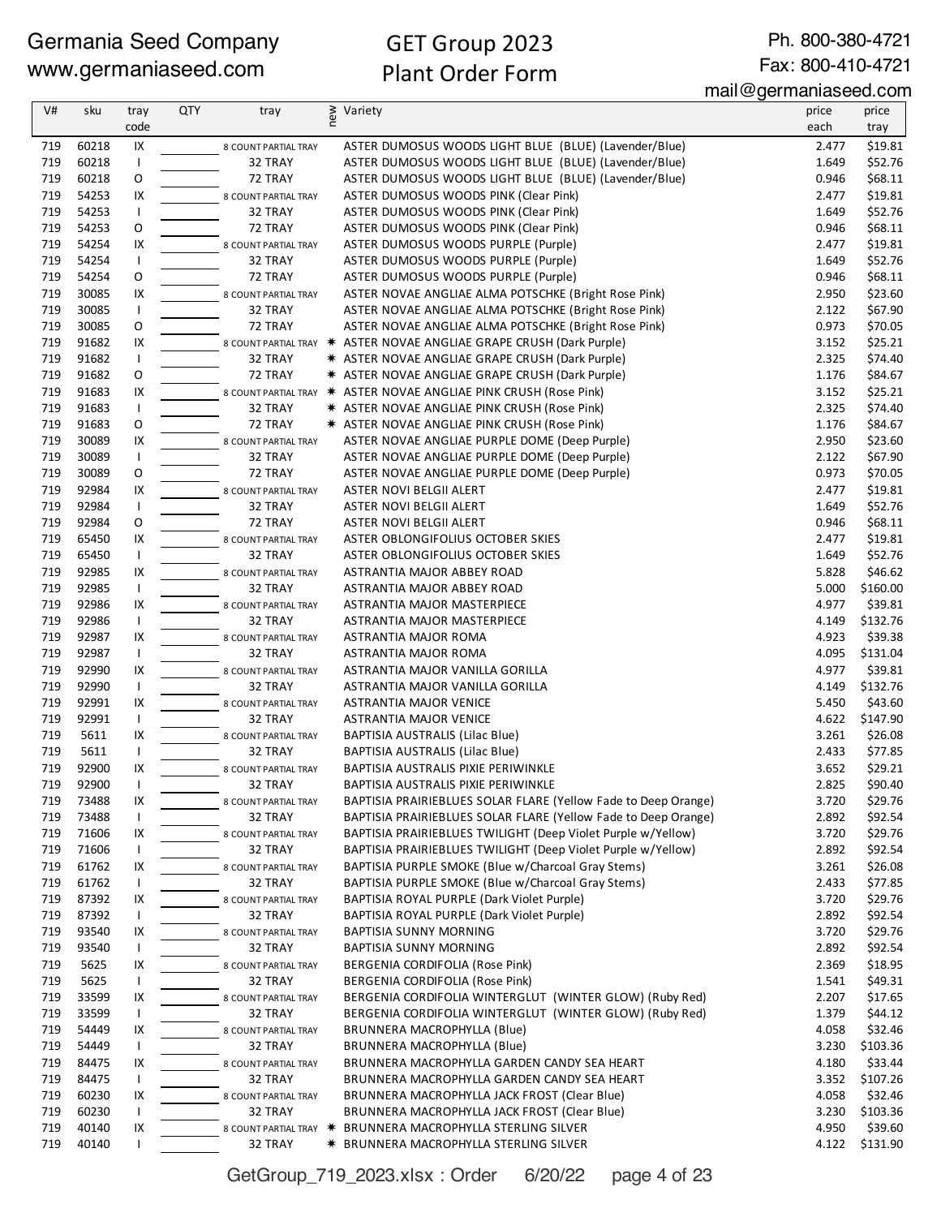Germania Seed Company
www.germaniaseed.com

# GET Group 2023
# Plant Order Form

Ph. 800-380-4721
Fax: 800-410-4721
mail@germaniaseed.com

| V# | sku | tray code | QTY | tray | new | Variety | price each | price tray |
|---|---|---|---|---|---|---|---|---|
| 719 | 60218 | IX | | 8 COUNT PARTIAL TRAY | | ASTER DUMOSUS WOODS LIGHT BLUE (BLUE) (Lavender/Blue) | 2.477 | $19.81 |
| 719 | 60218 | I | | 32 TRAY | | ASTER DUMOSUS WOODS LIGHT BLUE (BLUE) (Lavender/Blue) | 1.649 | $52.76 |
| 719 | 60218 | O | | 72 TRAY | | ASTER DUMOSUS WOODS LIGHT BLUE (BLUE) (Lavender/Blue) | 0.946 | $68.11 |
| 719 | 54253 | IX | | 8 COUNT PARTIAL TRAY | | ASTER DUMOSUS WOODS PINK (Clear Pink) | 2.477 | $19.81 |
| 719 | 54253 | I | | 32 TRAY | | ASTER DUMOSUS WOODS PINK (Clear Pink) | 1.649 | $52.76 |
| 719 | 54253 | O | | 72 TRAY | | ASTER DUMOSUS WOODS PINK (Clear Pink) | 0.946 | $68.11 |
| 719 | 54254 | IX | | 8 COUNT PARTIAL TRAY | | ASTER DUMOSUS WOODS PURPLE (Purple) | 2.477 | $19.81 |
| 719 | 54254 | I | | 32 TRAY | | ASTER DUMOSUS WOODS PURPLE (Purple) | 1.649 | $52.76 |
| 719 | 54254 | O | | 72 TRAY | | ASTER DUMOSUS WOODS PURPLE (Purple) | 0.946 | $68.11 |
| 719 | 30085 | IX | | 8 COUNT PARTIAL TRAY | | ASTER NOVAE ANGLIAE ALMA POTSCHKE (Bright Rose Pink) | 2.950 | $23.60 |
| 719 | 30085 | I | | 32 TRAY | | ASTER NOVAE ANGLIAE ALMA POTSCHKE (Bright Rose Pink) | 2.122 | $67.90 |
| 719 | 30085 | O | | 72 TRAY | | ASTER NOVAE ANGLIAE ALMA POTSCHKE (Bright Rose Pink) | 0.973 | $70.05 |
| 719 | 91682 | IX | | 8 COUNT PARTIAL TRAY | ✷ | ASTER NOVAE ANGLIAE GRAPE CRUSH (Dark Purple) | 3.152 | $25.21 |
| 719 | 91682 | I | | 32 TRAY | ✷ | ASTER NOVAE ANGLIAE GRAPE CRUSH (Dark Purple) | 2.325 | $74.40 |
| 719 | 91682 | O | | 72 TRAY | ✷ | ASTER NOVAE ANGLIAE GRAPE CRUSH (Dark Purple) | 1.176 | $84.67 |
| 719 | 91683 | IX | | 8 COUNT PARTIAL TRAY | ✷ | ASTER NOVAE ANGLIAE PINK CRUSH (Rose Pink) | 3.152 | $25.21 |
| 719 | 91683 | I | | 32 TRAY | ✷ | ASTER NOVAE ANGLIAE PINK CRUSH (Rose Pink) | 2.325 | $74.40 |
| 719 | 91683 | O | | 72 TRAY | ✷ | ASTER NOVAE ANGLIAE PINK CRUSH (Rose Pink) | 1.176 | $84.67 |
| 719 | 30089 | IX | | 8 COUNT PARTIAL TRAY | | ASTER NOVAE ANGLIAE PURPLE DOME (Deep Purple) | 2.950 | $23.60 |
| 719 | 30089 | I | | 32 TRAY | | ASTER NOVAE ANGLIAE PURPLE DOME (Deep Purple) | 2.122 | $67.90 |
| 719 | 30089 | O | | 72 TRAY | | ASTER NOVAE ANGLIAE PURPLE DOME (Deep Purple) | 0.973 | $70.05 |
| 719 | 92984 | IX | | 8 COUNT PARTIAL TRAY | | ASTER NOVI BELGII ALERT | 2.477 | $19.81 |
| 719 | 92984 | I | | 32 TRAY | | ASTER NOVI BELGII ALERT | 1.649 | $52.76 |
| 719 | 92984 | O | | 72 TRAY | | ASTER NOVI BELGII ALERT | 0.946 | $68.11 |
| 719 | 65450 | IX | | 8 COUNT PARTIAL TRAY | | ASTER OBLONGIFOLIUS OCTOBER SKIES | 2.477 | $19.81 |
| 719 | 65450 | I | | 32 TRAY | | ASTER OBLONGIFOLIUS OCTOBER SKIES | 1.649 | $52.76 |
| 719 | 92985 | IX | | 8 COUNT PARTIAL TRAY | | ASTRANTIA MAJOR ABBEY ROAD | 5.828 | $46.62 |
| 719 | 92985 | I | | 32 TRAY | | ASTRANTIA MAJOR ABBEY ROAD | 5.000 | $160.00 |
| 719 | 92986 | IX | | 8 COUNT PARTIAL TRAY | | ASTRANTIA MAJOR MASTERPIECE | 4.977 | $39.81 |
| 719 | 92986 | I | | 32 TRAY | | ASTRANTIA MAJOR MASTERPIECE | 4.149 | $132.76 |
| 719 | 92987 | IX | | 8 COUNT PARTIAL TRAY | | ASTRANTIA MAJOR ROMA | 4.923 | $39.38 |
| 719 | 92987 | I | | 32 TRAY | | ASTRANTIA MAJOR ROMA | 4.095 | $131.04 |
| 719 | 92990 | IX | | 8 COUNT PARTIAL TRAY | | ASTRANTIA MAJOR VANILLA GORILLA | 4.977 | $39.81 |
| 719 | 92990 | I | | 32 TRAY | | ASTRANTIA MAJOR VANILLA GORILLA | 4.149 | $132.76 |
| 719 | 92991 | IX | | 8 COUNT PARTIAL TRAY | | ASTRANTIA MAJOR VENICE | 5.450 | $43.60 |
| 719 | 92991 | I | | 32 TRAY | | ASTRANTIA MAJOR VENICE | 4.622 | $147.90 |
| 719 | 5611 | IX | | 8 COUNT PARTIAL TRAY | | BAPTISIA AUSTRALIS (Lilac Blue) | 3.261 | $26.08 |
| 719 | 5611 | I | | 32 TRAY | | BAPTISIA AUSTRALIS (Lilac Blue) | 2.433 | $77.85 |
| 719 | 92900 | IX | | 8 COUNT PARTIAL TRAY | | BAPTISIA AUSTRALIS PIXIE PERIWINKLE | 3.652 | $29.21 |
| 719 | 92900 | I | | 32 TRAY | | BAPTISIA AUSTRALIS PIXIE PERIWINKLE | 2.825 | $90.40 |
| 719 | 73488 | IX | | 8 COUNT PARTIAL TRAY | | BAPTISIA PRAIRIEBLUES SOLAR FLARE (Yellow Fade to Deep Orange) | 3.720 | $29.76 |
| 719 | 73488 | I | | 32 TRAY | | BAPTISIA PRAIRIEBLUES SOLAR FLARE (Yellow Fade to Deep Orange) | 2.892 | $92.54 |
| 719 | 71606 | IX | | 8 COUNT PARTIAL TRAY | | BAPTISIA PRAIRIEBLUES TWILIGHT (Deep Violet Purple w/Yellow) | 3.720 | $29.76 |
| 719 | 71606 | I | | 32 TRAY | | BAPTISIA PRAIRIEBLUES TWILIGHT (Deep Violet Purple w/Yellow) | 2.892 | $92.54 |
| 719 | 61762 | IX | | 8 COUNT PARTIAL TRAY | | BAPTISIA PURPLE SMOKE (Blue w/Charcoal Gray Stems) | 3.261 | $26.08 |
| 719 | 61762 | I | | 32 TRAY | | BAPTISIA PURPLE SMOKE (Blue w/Charcoal Gray Stems) | 2.433 | $77.85 |
| 719 | 87392 | IX | | 8 COUNT PARTIAL TRAY | | BAPTISIA ROYAL PURPLE (Dark Violet Purple) | 3.720 | $29.76 |
| 719 | 87392 | I | | 32 TRAY | | BAPTISIA ROYAL PURPLE (Dark Violet Purple) | 2.892 | $92.54 |
| 719 | 93540 | IX | | 8 COUNT PARTIAL TRAY | | BAPTISIA SUNNY MORNING | 3.720 | $29.76 |
| 719 | 93540 | I | | 32 TRAY | | BAPTISIA SUNNY MORNING | 2.892 | $92.54 |
| 719 | 5625 | IX | | 8 COUNT PARTIAL TRAY | | BERGENIA CORDIFOLIA (Rose Pink) | 2.369 | $18.95 |
| 719 | 5625 | I | | 32 TRAY | | BERGENIA CORDIFOLIA (Rose Pink) | 1.541 | $49.31 |
| 719 | 33599 | IX | | 8 COUNT PARTIAL TRAY | | BERGENIA CORDIFOLIA WINTERGLUT (WINTER GLOW) (Ruby Red) | 2.207 | $17.65 |
| 719 | 33599 | I | | 32 TRAY | | BERGENIA CORDIFOLIA WINTERGLUT (WINTER GLOW) (Ruby Red) | 1.379 | $44.12 |
| 719 | 54449 | IX | | 8 COUNT PARTIAL TRAY | | BRUNNERA MACROPHYLLA (Blue) | 4.058 | $32.46 |
| 719 | 54449 | I | | 32 TRAY | | BRUNNERA MACROPHYLLA (Blue) | 3.230 | $103.36 |
| 719 | 84475 | IX | | 8 COUNT PARTIAL TRAY | | BRUNNERA MACROPHYLLA GARDEN CANDY SEA HEART | 4.180 | $33.44 |
| 719 | 84475 | I | | 32 TRAY | | BRUNNERA MACROPHYLLA GARDEN CANDY SEA HEART | 3.352 | $107.26 |
| 719 | 60230 | IX | | 8 COUNT PARTIAL TRAY | | BRUNNERA MACROPHYLLA JACK FROST (Clear Blue) | 4.058 | $32.46 |
| 719 | 60230 | I | | 32 TRAY | | BRUNNERA MACROPHYLLA JACK FROST (Clear Blue) | 3.230 | $103.36 |
| 719 | 40140 | IX | | 8 COUNT PARTIAL TRAY | ✷ | BRUNNERA MACROPHYLLA STERLING SILVER | 4.950 | $39.60 |
| 719 | 40140 | I | | 32 TRAY | ✷ | BRUNNERA MACROPHYLLA STERLING SILVER | 4.122 | $131.90 |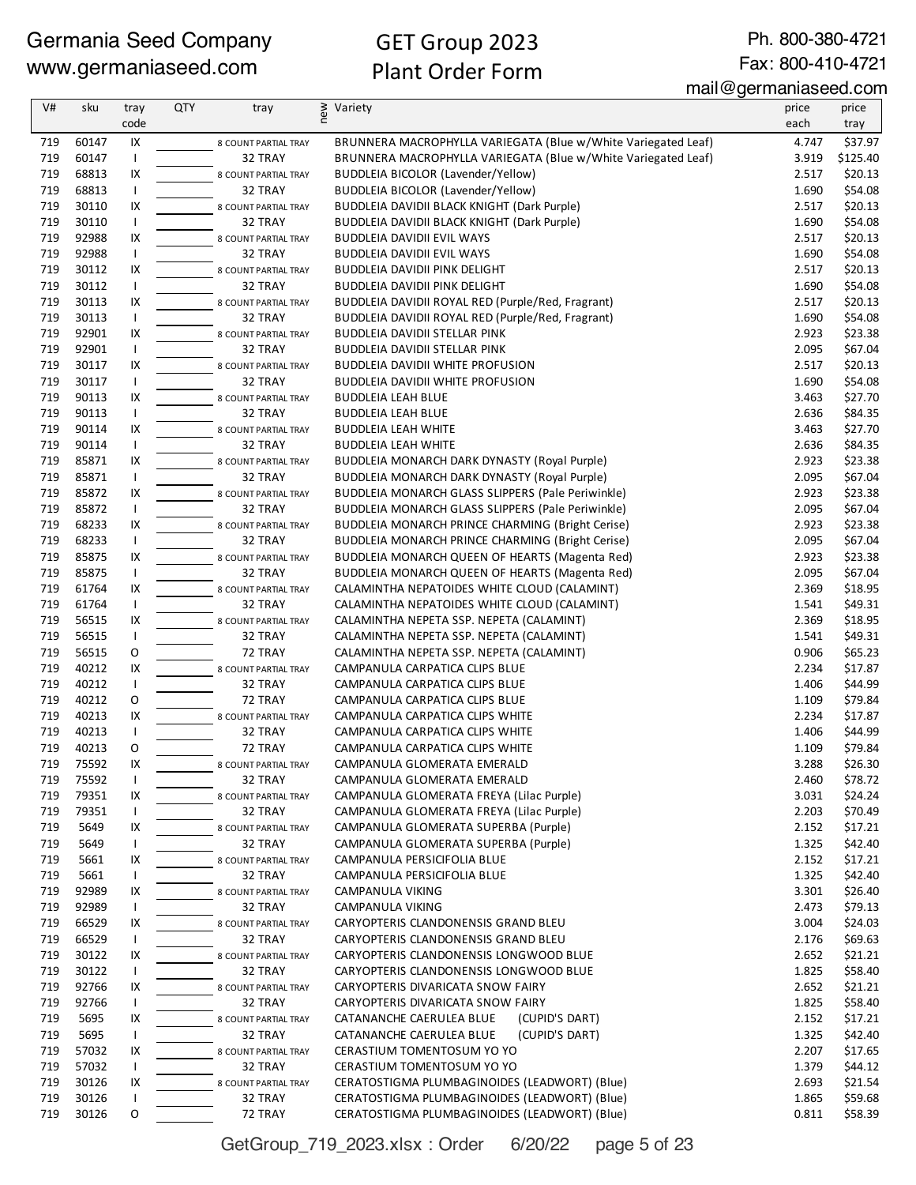Germania Seed Company
www.germaniaseed.com

# GET Group 2023
# Plant Order Form

Ph. 800-380-4721
Fax: 800-410-4721
mail@germaniaseed.com

| V# | sku | tray code | QTY | tray | new | Variety | price each | price tray |
|---|---|---|---|---|---|---|---|---|
| 719 | 60147 | IX | | 8 COUNT PARTIAL TRAY | | BRUNNERA MACROPHYLLA VARIEGATA (Blue w/White Variegated Leaf) | 4.747 | $37.97 |
| 719 | 60147 | I | | 32 TRAY | | BRUNNERA MACROPHYLLA VARIEGATA (Blue w/White Variegated Leaf) | 3.919 | $125.40 |
| 719 | 68813 | IX | | 8 COUNT PARTIAL TRAY | | BUDDLEIA BICOLOR (Lavender/Yellow) | 2.517 | $20.13 |
| 719 | 68813 | I | | 32 TRAY | | BUDDLEIA BICOLOR (Lavender/Yellow) | 1.690 | $54.08 |
| 719 | 30110 | IX | | 8 COUNT PARTIAL TRAY | | BUDDLEIA DAVIDII BLACK KNIGHT (Dark Purple) | 2.517 | $20.13 |
| 719 | 30110 | I | | 32 TRAY | | BUDDLEIA DAVIDII BLACK KNIGHT (Dark Purple) | 1.690 | $54.08 |
| 719 | 92988 | IX | | 8 COUNT PARTIAL TRAY | | BUDDLEIA DAVIDII EVIL WAYS | 2.517 | $20.13 |
| 719 | 92988 | I | | 32 TRAY | | BUDDLEIA DAVIDII EVIL WAYS | 1.690 | $54.08 |
| 719 | 30112 | IX | | 8 COUNT PARTIAL TRAY | | BUDDLEIA DAVIDII PINK DELIGHT | 2.517 | $20.13 |
| 719 | 30112 | I | | 32 TRAY | | BUDDLEIA DAVIDII PINK DELIGHT | 1.690 | $54.08 |
| 719 | 30113 | IX | | 8 COUNT PARTIAL TRAY | | BUDDLEIA DAVIDII ROYAL RED (Purple/Red, Fragrant) | 2.517 | $20.13 |
| 719 | 30113 | I | | 32 TRAY | | BUDDLEIA DAVIDII ROYAL RED (Purple/Red, Fragrant) | 1.690 | $54.08 |
| 719 | 92901 | IX | | 8 COUNT PARTIAL TRAY | | BUDDLEIA DAVIDII STELLAR PINK | 2.923 | $23.38 |
| 719 | 92901 | I | | 32 TRAY | | BUDDLEIA DAVIDII STELLAR PINK | 2.095 | $67.04 |
| 719 | 30117 | IX | | 8 COUNT PARTIAL TRAY | | BUDDLEIA DAVIDII WHITE PROFUSION | 2.517 | $20.13 |
| 719 | 30117 | I | | 32 TRAY | | BUDDLEIA DAVIDII WHITE PROFUSION | 1.690 | $54.08 |
| 719 | 90113 | IX | | 8 COUNT PARTIAL TRAY | | BUDDLEIA LEAH BLUE | 3.463 | $27.70 |
| 719 | 90113 | I | | 32 TRAY | | BUDDLEIA LEAH BLUE | 2.636 | $84.35 |
| 719 | 90114 | IX | | 8 COUNT PARTIAL TRAY | | BUDDLEIA LEAH WHITE | 3.463 | $27.70 |
| 719 | 90114 | I | | 32 TRAY | | BUDDLEIA LEAH WHITE | 2.636 | $84.35 |
| 719 | 85871 | IX | | 8 COUNT PARTIAL TRAY | | BUDDLEIA MONARCH DARK DYNASTY (Royal Purple) | 2.923 | $23.38 |
| 719 | 85871 | I | | 32 TRAY | | BUDDLEIA MONARCH DARK DYNASTY (Royal Purple) | 2.095 | $67.04 |
| 719 | 85872 | IX | | 8 COUNT PARTIAL TRAY | | BUDDLEIA MONARCH GLASS SLIPPERS (Pale Periwinkle) | 2.923 | $23.38 |
| 719 | 85872 | I | | 32 TRAY | | BUDDLEIA MONARCH GLASS SLIPPERS (Pale Periwinkle) | 2.095 | $67.04 |
| 719 | 68233 | IX | | 8 COUNT PARTIAL TRAY | | BUDDLEIA MONARCH PRINCE CHARMING (Bright Cerise) | 2.923 | $23.38 |
| 719 | 68233 | I | | 32 TRAY | | BUDDLEIA MONARCH PRINCE CHARMING (Bright Cerise) | 2.095 | $67.04 |
| 719 | 85875 | IX | | 8 COUNT PARTIAL TRAY | | BUDDLEIA MONARCH QUEEN OF HEARTS (Magenta Red) | 2.923 | $23.38 |
| 719 | 85875 | I | | 32 TRAY | | BUDDLEIA MONARCH QUEEN OF HEARTS (Magenta Red) | 2.095 | $67.04 |
| 719 | 61764 | IX | | 8 COUNT PARTIAL TRAY | | CALAMINTHA NEPATOIDES WHITE CLOUD (CALAMINT) | 2.369 | $18.95 |
| 719 | 61764 | I | | 32 TRAY | | CALAMINTHA NEPATOIDES WHITE CLOUD (CALAMINT) | 1.541 | $49.31 |
| 719 | 56515 | IX | | 8 COUNT PARTIAL TRAY | | CALAMINTHA NEPETA SSP. NEPETA (CALAMINT) | 2.369 | $18.95 |
| 719 | 56515 | I | | 32 TRAY | | CALAMINTHA NEPETA SSP. NEPETA (CALAMINT) | 1.541 | $49.31 |
| 719 | 56515 | O | | 72 TRAY | | CALAMINTHA NEPETA SSP. NEPETA (CALAMINT) | 0.906 | $65.23 |
| 719 | 40212 | IX | | 8 COUNT PARTIAL TRAY | | CAMPANULA CARPATICA CLIPS BLUE | 2.234 | $17.87 |
| 719 | 40212 | I | | 32 TRAY | | CAMPANULA CARPATICA CLIPS BLUE | 1.406 | $44.99 |
| 719 | 40212 | O | | 72 TRAY | | CAMPANULA CARPATICA CLIPS BLUE | 1.109 | $79.84 |
| 719 | 40213 | IX | | 8 COUNT PARTIAL TRAY | | CAMPANULA CARPATICA CLIPS WHITE | 2.234 | $17.87 |
| 719 | 40213 | I | | 32 TRAY | | CAMPANULA CARPATICA CLIPS WHITE | 1.406 | $44.99 |
| 719 | 40213 | O | | 72 TRAY | | CAMPANULA CARPATICA CLIPS WHITE | 1.109 | $79.84 |
| 719 | 75592 | IX | | 8 COUNT PARTIAL TRAY | | CAMPANULA GLOMERATA EMERALD | 3.288 | $26.30 |
| 719 | 75592 | I | | 32 TRAY | | CAMPANULA GLOMERATA EMERALD | 2.460 | $78.72 |
| 719 | 79351 | IX | | 8 COUNT PARTIAL TRAY | | CAMPANULA GLOMERATA FREYA (Lilac Purple) | 3.031 | $24.24 |
| 719 | 79351 | I | | 32 TRAY | | CAMPANULA GLOMERATA FREYA (Lilac Purple) | 2.203 | $70.49 |
| 719 | 5649 | IX | | 8 COUNT PARTIAL TRAY | | CAMPANULA GLOMERATA SUPERBA (Purple) | 2.152 | $17.21 |
| 719 | 5649 | I | | 32 TRAY | | CAMPANULA GLOMERATA SUPERBA (Purple) | 1.325 | $42.40 |
| 719 | 5661 | IX | | 8 COUNT PARTIAL TRAY | | CAMPANULA PERSICIFOLIA BLUE | 2.152 | $17.21 |
| 719 | 5661 | I | | 32 TRAY | | CAMPANULA PERSICIFOLIA BLUE | 1.325 | $42.40 |
| 719 | 92989 | IX | | 8 COUNT PARTIAL TRAY | | CAMPANULA VIKING | 3.301 | $26.40 |
| 719 | 92989 | I | | 32 TRAY | | CAMPANULA VIKING | 2.473 | $79.13 |
| 719 | 66529 | IX | | 8 COUNT PARTIAL TRAY | | CARYOPTERIS CLANDONENSIS GRAND BLEU | 3.004 | $24.03 |
| 719 | 66529 | I | | 32 TRAY | | CARYOPTERIS CLANDONENSIS GRAND BLEU | 2.176 | $69.63 |
| 719 | 30122 | IX | | 8 COUNT PARTIAL TRAY | | CARYOPTERIS CLANDONENSIS LONGWOOD BLUE | 2.652 | $21.21 |
| 719 | 30122 | I | | 32 TRAY | | CARYOPTERIS CLANDONENSIS LONGWOOD BLUE | 1.825 | $58.40 |
| 719 | 92766 | IX | | 8 COUNT PARTIAL TRAY | | CARYOPTERIS DIVARICATA SNOW FAIRY | 2.652 | $21.21 |
| 719 | 92766 | I | | 32 TRAY | | CARYOPTERIS DIVARICATA SNOW FAIRY | 1.825 | $58.40 |
| 719 | 5695 | IX | | 8 COUNT PARTIAL TRAY | | CATANANCHE CAERULEA BLUE (CUPID'S DART) | 2.152 | $17.21 |
| 719 | 5695 | I | | 32 TRAY | | CATANANCHE CAERULEA BLUE (CUPID'S DART) | 1.325 | $42.40 |
| 719 | 57032 | IX | | 8 COUNT PARTIAL TRAY | | CERASTIUM TOMENTOSUM YO YO | 2.207 | $17.65 |
| 719 | 57032 | I | | 32 TRAY | | CERASTIUM TOMENTOSUM YO YO | 1.379 | $44.12 |
| 719 | 30126 | IX | | 8 COUNT PARTIAL TRAY | | CERATOSTIGMA PLUMBAGINOIDES (LEADWORT) (Blue) | 2.693 | $21.54 |
| 719 | 30126 | I | | 32 TRAY | | CERATOSTIGMA PLUMBAGINOIDES (LEADWORT) (Blue) | 1.865 | $59.68 |
| 719 | 30126 | O | | 72 TRAY | | CERATOSTIGMA PLUMBAGINOIDES (LEADWORT) (Blue) | 0.811 | $58.39 |

GetGroup_719_2023.xlsx : Order 6/20/22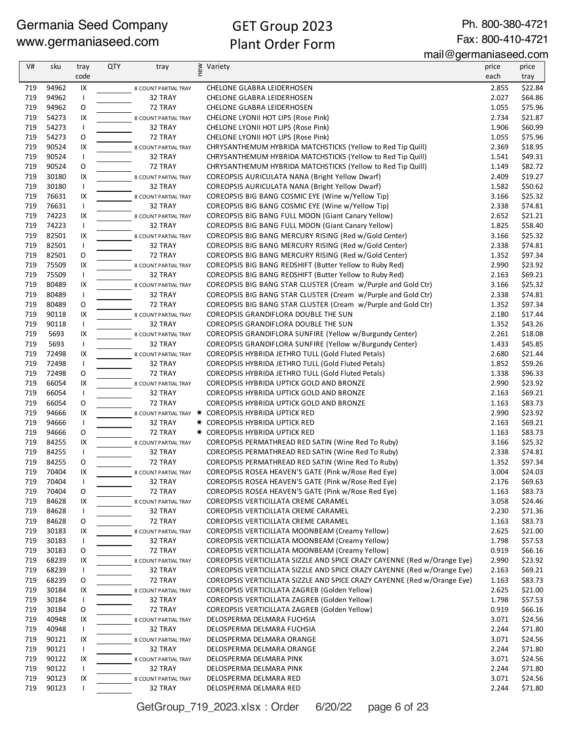Germania Seed Company
www.germaniaseed.com

# GET Group 2023
# Plant Order Form

Ph. 800-380-4721
Fax: 800-410-4721
mail@germaniaseed.com

| V# | sku | tray code | QTY | tray | new | Variety | price each | price tray |
|---|---|---|---|---|---|---|---|---|
| 719 | 94962 | IX | | 8 COUNT PARTIAL TRAY | | CHELONE GLABRA LEIDERHOSEN | 2.855 | $22.84 |
| 719 | 94962 | I | | 32 TRAY | | CHELONE GLABRA LEIDERHOSEN | 2.027 | $64.86 |
| 719 | 94962 | O | | 72 TRAY | | CHELONE GLABRA LEIDERHOSEN | 1.055 | $75.96 |
| 719 | 54273 | IX | | 8 COUNT PARTIAL TRAY | | CHELONE LYONII HOT LIPS (Rose Pink) | 2.734 | $21.87 |
| 719 | 54273 | I | | 32 TRAY | | CHELONE LYONII HOT LIPS (Rose Pink) | 1.906 | $60.99 |
| 719 | 54273 | O | | 72 TRAY | | CHELONE LYONII HOT LIPS (Rose Pink) | 1.055 | $75.96 |
| 719 | 90524 | IX | | 8 COUNT PARTIAL TRAY | | CHRYSANTHEMUM HYBRIDA MATCHSTICKS (Yellow to Red Tip Quill) | 2.369 | $18.95 |
| 719 | 90524 | I | | 32 TRAY | | CHRYSANTHEMUM HYBRIDA MATCHSTICKS (Yellow to Red Tip Quill) | 1.541 | $49.31 |
| 719 | 90524 | O | | 72 TRAY | | CHRYSANTHEMUM HYBRIDA MATCHSTICKS (Yellow to Red Tip Quill) | 1.149 | $82.72 |
| 719 | 30180 | IX | | 8 COUNT PARTIAL TRAY | | COREOPSIS AURICULATA NANA (Bright Yellow Dwarf) | 2.409 | $19.27 |
| 719 | 30180 | I | | 32 TRAY | | COREOPSIS AURICULATA NANA (Bright Yellow Dwarf) | 1.582 | $50.62 |
| 719 | 76631 | IX | | 8 COUNT PARTIAL TRAY | | COREOPSIS BIG BANG COSMIC EYE (Wine w/Yellow Tip) | 3.166 | $25.32 |
| 719 | 76631 | I | | 32 TRAY | | COREOPSIS BIG BANG COSMIC EYE (Wine w/Yellow Tip) | 2.338 | $74.81 |
| 719 | 74223 | IX | | 8 COUNT PARTIAL TRAY | | COREOPSIS BIG BANG FULL MOON (Giant Canary Yellow) | 2.652 | $21.21 |
| 719 | 74223 | I | | 32 TRAY | | COREOPSIS BIG BANG FULL MOON (Giant Canary Yellow) | 1.825 | $58.40 |
| 719 | 82501 | IX | | 8 COUNT PARTIAL TRAY | | COREOPSIS BIG BANG MERCURY RISING (Red w/Gold Center) | 3.166 | $25.32 |
| 719 | 82501 | I | | 32 TRAY | | COREOPSIS BIG BANG MERCURY RISING (Red w/Gold Center) | 2.338 | $74.81 |
| 719 | 82501 | O | | 72 TRAY | | COREOPSIS BIG BANG MERCURY RISING (Red w/Gold Center) | 1.352 | $97.34 |
| 719 | 75509 | IX | | 8 COUNT PARTIAL TRAY | | COREOPSIS BIG BANG REDSHIFT (Butter Yellow to Ruby Red) | 2.990 | $23.92 |
| 719 | 75509 | I | | 32 TRAY | | COREOPSIS BIG BANG REDSHIFT (Butter Yellow to Ruby Red) | 2.163 | $69.21 |
| 719 | 80489 | IX | | 8 COUNT PARTIAL TRAY | | COREOPSIS BIG BANG STAR CLUSTER (Cream w/Purple and Gold Ctr) | 3.166 | $25.32 |
| 719 | 80489 | I | | 32 TRAY | | COREOPSIS BIG BANG STAR CLUSTER (Cream w/Purple and Gold Ctr) | 2.338 | $74.81 |
| 719 | 80489 | O | | 72 TRAY | | COREOPSIS BIG BANG STAR CLUSTER (Cream w/Purple and Gold Ctr) | 1.352 | $97.34 |
| 719 | 90118 | IX | | 8 COUNT PARTIAL TRAY | | COREOPSIS GRANDIFLORA DOUBLE THE SUN | 2.180 | $17.44 |
| 719 | 90118 | I | | 32 TRAY | | COREOPSIS GRANDIFLORA DOUBLE THE SUN | 1.352 | $43.26 |
| 719 | 5693 | IX | | 8 COUNT PARTIAL TRAY | | COREOPSIS GRANDIFLORA SUNFIRE (Yellow w/Burgundy Center) | 2.261 | $18.08 |
| 719 | 5693 | I | | 32 TRAY | | COREOPSIS GRANDIFLORA SUNFIRE (Yellow w/Burgundy Center) | 1.433 | $45.85 |
| 719 | 72498 | IX | | 8 COUNT PARTIAL TRAY | | COREOPSIS HYBRIDA JETHRO TULL (Gold Fluted Petals) | 2.680 | $21.44 |
| 719 | 72498 | I | | 32 TRAY | | COREOPSIS HYBRIDA JETHRO TULL (Gold Fluted Petals) | 1.852 | $59.26 |
| 719 | 72498 | O | | 72 TRAY | | COREOPSIS HYBRIDA JETHRO TULL (Gold Fluted Petals) | 1.338 | $96.33 |
| 719 | 66054 | IX | | 8 COUNT PARTIAL TRAY | | COREOPSIS HYBRIDA UPTICK GOLD AND BRONZE | 2.990 | $23.92 |
| 719 | 66054 | I | | 32 TRAY | | COREOPSIS HYBRIDA UPTICK GOLD AND BRONZE | 2.163 | $69.21 |
| 719 | 66054 | O | | 72 TRAY | | COREOPSIS HYBRIDA UPTICK GOLD AND BRONZE | 1.163 | $83.73 |
| 719 | 94666 | IX | | 8 COUNT PARTIAL TRAY | * | COREOPSIS HYBRIDA UPTICK RED | 2.990 | $23.92 |
| 719 | 94666 | I | | 32 TRAY | * | COREOPSIS HYBRIDA UPTICK RED | 2.163 | $69.21 |
| 719 | 94666 | O | | 72 TRAY | * | COREOPSIS HYBRIDA UPTICK RED | 1.163 | $83.73 |
| 719 | 84255 | IX | | 8 COUNT PARTIAL TRAY | | COREOPSIS PERMATHREAD RED SATIN (Wine Red To Ruby) | 3.166 | $25.32 |
| 719 | 84255 | I | | 32 TRAY | | COREOPSIS PERMATHREAD RED SATIN (Wine Red To Ruby) | 2.338 | $74.81 |
| 719 | 84255 | O | | 72 TRAY | | COREOPSIS PERMATHREAD RED SATIN (Wine Red To Ruby) | 1.352 | $97.34 |
| 719 | 70404 | IX | | 8 COUNT PARTIAL TRAY | | COREOPSIS ROSEA HEAVEN'S GATE (Pink w/Rose Red Eye) | 3.004 | $24.03 |
| 719 | 70404 | I | | 32 TRAY | | COREOPSIS ROSEA HEAVEN'S GATE (Pink w/Rose Red Eye) | 2.176 | $69.63 |
| 719 | 70404 | O | | 72 TRAY | | COREOPSIS ROSEA HEAVEN'S GATE (Pink w/Rose Red Eye) | 1.163 | $83.73 |
| 719 | 84628 | IX | | 8 COUNT PARTIAL TRAY | | COREOPSIS VERTICILLATA CREME CARAMEL | 3.058 | $24.46 |
| 719 | 84628 | I | | 32 TRAY | | COREOPSIS VERTICILLATA CREME CARAMEL | 2.230 | $71.36 |
| 719 | 84628 | O | | 72 TRAY | | COREOPSIS VERTICILLATA CREME CARAMEL | 1.163 | $83.73 |
| 719 | 30183 | IX | | 8 COUNT PARTIAL TRAY | | COREOPSIS VERTICILLATA MOONBEAM (Creamy Yellow) | 2.625 | $21.00 |
| 719 | 30183 | I | | 32 TRAY | | COREOPSIS VERTICILLATA MOONBEAM (Creamy Yellow) | 1.798 | $57.53 |
| 719 | 30183 | O | | 72 TRAY | | COREOPSIS VERTICILLATA MOONBEAM (Creamy Yellow) | 0.919 | $66.16 |
| 719 | 68239 | IX | | 8 COUNT PARTIAL TRAY | | COREOPSIS VERTICILLATA SIZZLE AND SPICE CRAZY CAYENNE (Red w/Orange Eye) | 2.990 | $23.92 |
| 719 | 68239 | I | | 32 TRAY | | COREOPSIS VERTICILLATA SIZZLE AND SPICE CRAZY CAYENNE (Red w/Orange Eye) | 2.163 | $69.21 |
| 719 | 68239 | O | | 72 TRAY | | COREOPSIS VERTICILLATA SIZZLE AND SPICE CRAZY CAYENNE (Red w/Orange Eye) | 1.163 | $83.73 |
| 719 | 30184 | IX | | 8 COUNT PARTIAL TRAY | | COREOPSIS VERTICILLATA ZAGREB (Golden Yellow) | 2.625 | $21.00 |
| 719 | 30184 | I | | 32 TRAY | | COREOPSIS VERTICILLATA ZAGREB (Golden Yellow) | 1.798 | $57.53 |
| 719 | 30184 | O | | 72 TRAY | | COREOPSIS VERTICILLATA ZAGREB (Golden Yellow) | 0.919 | $66.16 |
| 719 | 40948 | IX | | 8 COUNT PARTIAL TRAY | | DELOSPERMA DELMARA FUCHSIA | 3.071 | $24.56 |
| 719 | 40948 | I | | 32 TRAY | | DELOSPERMA DELMARA FUCHSIA | 2.244 | $71.80 |
| 719 | 90121 | IX | | 8 COUNT PARTIAL TRAY | | DELOSPERMA DELMARA ORANGE | 3.071 | $24.56 |
| 719 | 90121 | I | | 32 TRAY | | DELOSPERMA DELMARA ORANGE | 2.244 | $71.80 |
| 719 | 90122 | IX | | 8 COUNT PARTIAL TRAY | | DELOSPERMA DELMARA PINK | 3.071 | $24.56 |
| 719 | 90122 | I | | 32 TRAY | | DELOSPERMA DELMARA PINK | 2.244 | $71.80 |
| 719 | 90123 | IX | | 8 COUNT PARTIAL TRAY | | DELOSPERMA DELMARA RED | 3.071 | $24.56 |
| 719 | 90123 | I | | 32 TRAY | | DELOSPERMA DELMARA RED | 2.244 | $71.80 |

GetGroup_719_2023.xlsx : Order 6/20/22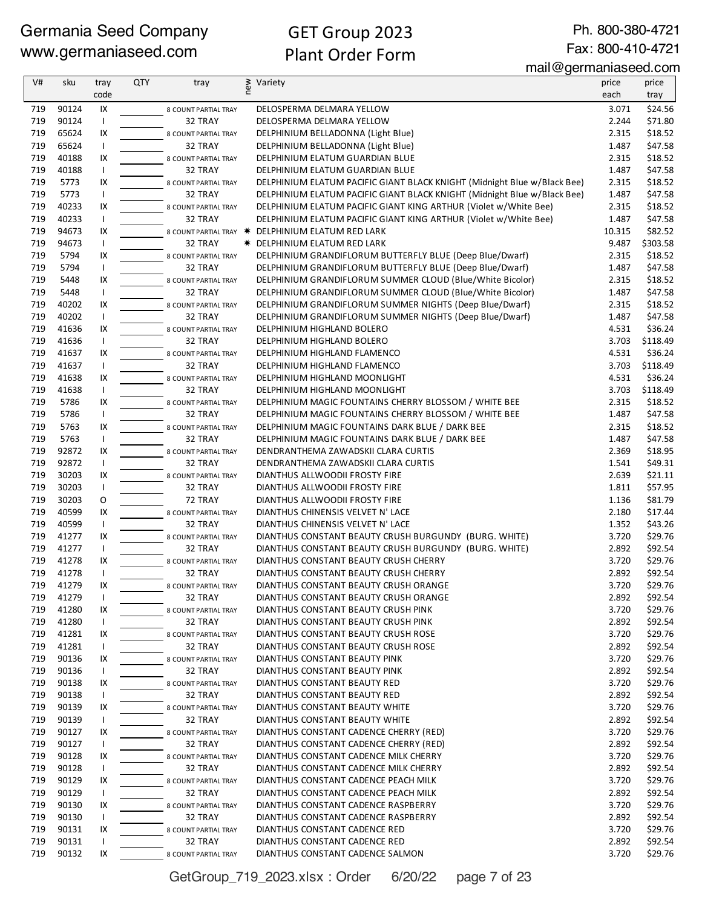Germania Seed Company
www.germaniaseed.com

# GET Group 2023
# Plant Order Form

Ph. 800-380-4721
Fax: 800-410-4721
mail@germaniaseed.com

| V# | sku | tray code | QTY | tray | new | Variety | price each | price tray |
|---|---|---|---|---|---|---|---|---|
| 719 | 90124 | IX | | 8 COUNT PARTIAL TRAY | | DELOSPERMA DELMARA YELLOW | 3.071 | $24.56 |
| 719 | 90124 | I | | 32 TRAY | | DELOSPERMA DELMARA YELLOW | 2.244 | $71.80 |
| 719 | 65624 | IX | | 8 COUNT PARTIAL TRAY | | DELPHINIUM BELLADONNA (Light Blue) | 2.315 | $18.52 |
| 719 | 65624 | I | | 32 TRAY | | DELPHINIUM BELLADONNA (Light Blue) | 1.487 | $47.58 |
| 719 | 40188 | IX | | 8 COUNT PARTIAL TRAY | | DELPHINIUM ELATUM GUARDIAN BLUE | 2.315 | $18.52 |
| 719 | 40188 | I | | 32 TRAY | | DELPHINIUM ELATUM GUARDIAN BLUE | 1.487 | $47.58 |
| 719 | 5773 | IX | | 8 COUNT PARTIAL TRAY | | DELPHINIUM ELATUM PACIFIC GIANT BLACK KNIGHT (Midnight Blue w/Black Bee) | 2.315 | $18.52 |
| 719 | 5773 | I | | 32 TRAY | | DELPHINIUM ELATUM PACIFIC GIANT BLACK KNIGHT (Midnight Blue w/Black Bee) | 1.487 | $47.58 |
| 719 | 40233 | IX | | 8 COUNT PARTIAL TRAY | | DELPHINIUM ELATUM PACIFIC GIANT KING ARTHUR (Violet w/White Bee) | 2.315 | $18.52 |
| 719 | 40233 | I | | 32 TRAY | | DELPHINIUM ELATUM PACIFIC GIANT KING ARTHUR (Violet w/White Bee) | 1.487 | $47.58 |
| 719 | 94673 | IX | | 8 COUNT PARTIAL TRAY | ✷ | DELPHINIUM ELATUM RED LARK | 10.315 | $82.52 |
| 719 | 94673 | I | | 32 TRAY | ✷ | DELPHINIUM ELATUM RED LARK | 9.487 | $303.58 |
| 719 | 5794 | IX | | 8 COUNT PARTIAL TRAY | | DELPHINIUM GRANDIFLORUM BUTTERFLY BLUE (Deep Blue/Dwarf) | 2.315 | $18.52 |
| 719 | 5794 | I | | 32 TRAY | | DELPHINIUM GRANDIFLORUM BUTTERFLY BLUE (Deep Blue/Dwarf) | 1.487 | $47.58 |
| 719 | 5448 | IX | | 8 COUNT PARTIAL TRAY | | DELPHINIUM GRANDIFLORUM SUMMER CLOUD (Blue/White Bicolor) | 2.315 | $18.52 |
| 719 | 5448 | I | | 32 TRAY | | DELPHINIUM GRANDIFLORUM SUMMER CLOUD (Blue/White Bicolor) | 1.487 | $47.58 |
| 719 | 40202 | IX | | 8 COUNT PARTIAL TRAY | | DELPHINIUM GRANDIFLORUM SUMMER NIGHTS (Deep Blue/Dwarf) | 2.315 | $18.52 |
| 719 | 40202 | I | | 32 TRAY | | DELPHINIUM GRANDIFLORUM SUMMER NIGHTS (Deep Blue/Dwarf) | 1.487 | $47.58 |
| 719 | 41636 | IX | | 8 COUNT PARTIAL TRAY | | DELPHINIUM HIGHLAND BOLERO | 4.531 | $36.24 |
| 719 | 41636 | I | | 32 TRAY | | DELPHINIUM HIGHLAND BOLERO | 3.703 | $118.49 |
| 719 | 41637 | IX | | 8 COUNT PARTIAL TRAY | | DELPHINIUM HIGHLAND FLAMENCO | 4.531 | $36.24 |
| 719 | 41637 | I | | 32 TRAY | | DELPHINIUM HIGHLAND FLAMENCO | 3.703 | $118.49 |
| 719 | 41638 | IX | | 8 COUNT PARTIAL TRAY | | DELPHINIUM HIGHLAND MOONLIGHT | 4.531 | $36.24 |
| 719 | 41638 | I | | 32 TRAY | | DELPHINIUM HIGHLAND MOONLIGHT | 3.703 | $118.49 |
| 719 | 5786 | IX | | 8 COUNT PARTIAL TRAY | | DELPHINIUM MAGIC FOUNTAINS CHERRY BLOSSOM / WHITE BEE | 2.315 | $18.52 |
| 719 | 5786 | I | | 32 TRAY | | DELPHINIUM MAGIC FOUNTAINS CHERRY BLOSSOM / WHITE BEE | 1.487 | $47.58 |
| 719 | 5763 | IX | | 8 COUNT PARTIAL TRAY | | DELPHINIUM MAGIC FOUNTAINS DARK BLUE / DARK BEE | 2.315 | $18.52 |
| 719 | 5763 | I | | 32 TRAY | | DELPHINIUM MAGIC FOUNTAINS DARK BLUE / DARK BEE | 1.487 | $47.58 |
| 719 | 92872 | IX | | 8 COUNT PARTIAL TRAY | | DENDRANTHEMA ZAWADSKII CLARA CURTIS | 2.369 | $18.95 |
| 719 | 92872 | I | | 32 TRAY | | DENDRANTHEMA ZAWADSKII CLARA CURTIS | 1.541 | $49.31 |
| 719 | 30203 | IX | | 8 COUNT PARTIAL TRAY | | DIANTHUS ALLWOODII FROSTY FIRE | 2.639 | $21.11 |
| 719 | 30203 | I | | 32 TRAY | | DIANTHUS ALLWOODII FROSTY FIRE | 1.811 | $57.95 |
| 719 | 30203 | O | | 72 TRAY | | DIANTHUS ALLWOODII FROSTY FIRE | 1.136 | $81.79 |
| 719 | 40599 | IX | | 8 COUNT PARTIAL TRAY | | DIANTHUS CHINENSIS VELVET N' LACE | 2.180 | $17.44 |
| 719 | 40599 | I | | 32 TRAY | | DIANTHUS CHINENSIS VELVET N' LACE | 1.352 | $43.26 |
| 719 | 41277 | IX | | 8 COUNT PARTIAL TRAY | | DIANTHUS CONSTANT BEAUTY CRUSH BURGUNDY (BURG. WHITE) | 3.720 | $29.76 |
| 719 | 41277 | I | | 32 TRAY | | DIANTHUS CONSTANT BEAUTY CRUSH BURGUNDY (BURG. WHITE) | 2.892 | $92.54 |
| 719 | 41278 | IX | | 8 COUNT PARTIAL TRAY | | DIANTHUS CONSTANT BEAUTY CRUSH CHERRY | 3.720 | $29.76 |
| 719 | 41278 | I | | 32 TRAY | | DIANTHUS CONSTANT BEAUTY CRUSH CHERRY | 2.892 | $92.54 |
| 719 | 41279 | IX | | 8 COUNT PARTIAL TRAY | | DIANTHUS CONSTANT BEAUTY CRUSH ORANGE | 3.720 | $29.76 |
| 719 | 41279 | I | | 32 TRAY | | DIANTHUS CONSTANT BEAUTY CRUSH ORANGE | 2.892 | $92.54 |
| 719 | 41280 | IX | | 8 COUNT PARTIAL TRAY | | DIANTHUS CONSTANT BEAUTY CRUSH PINK | 3.720 | $29.76 |
| 719 | 41280 | I | | 32 TRAY | | DIANTHUS CONSTANT BEAUTY CRUSH PINK | 2.892 | $92.54 |
| 719 | 41281 | IX | | 8 COUNT PARTIAL TRAY | | DIANTHUS CONSTANT BEAUTY CRUSH ROSE | 3.720 | $29.76 |
| 719 | 41281 | I | | 32 TRAY | | DIANTHUS CONSTANT BEAUTY CRUSH ROSE | 2.892 | $92.54 |
| 719 | 90136 | IX | | 8 COUNT PARTIAL TRAY | | DIANTHUS CONSTANT BEAUTY PINK | 3.720 | $29.76 |
| 719 | 90136 | I | | 32 TRAY | | DIANTHUS CONSTANT BEAUTY PINK | 2.892 | $92.54 |
| 719 | 90138 | IX | | 8 COUNT PARTIAL TRAY | | DIANTHUS CONSTANT BEAUTY RED | 3.720 | $29.76 |
| 719 | 90138 | I | | 32 TRAY | | DIANTHUS CONSTANT BEAUTY RED | 2.892 | $92.54 |
| 719 | 90139 | IX | | 8 COUNT PARTIAL TRAY | | DIANTHUS CONSTANT BEAUTY WHITE | 3.720 | $29.76 |
| 719 | 90139 | I | | 32 TRAY | | DIANTHUS CONSTANT BEAUTY WHITE | 2.892 | $92.54 |
| 719 | 90127 | IX | | 8 COUNT PARTIAL TRAY | | DIANTHUS CONSTANT CADENCE CHERRY (RED) | 3.720 | $29.76 |
| 719 | 90127 | I | | 32 TRAY | | DIANTHUS CONSTANT CADENCE CHERRY (RED) | 2.892 | $92.54 |
| 719 | 90128 | IX | | 8 COUNT PARTIAL TRAY | | DIANTHUS CONSTANT CADENCE MILK CHERRY | 3.720 | $29.76 |
| 719 | 90128 | I | | 32 TRAY | | DIANTHUS CONSTANT CADENCE MILK CHERRY | 2.892 | $92.54 |
| 719 | 90129 | IX | | 8 COUNT PARTIAL TRAY | | DIANTHUS CONSTANT CADENCE PEACH MILK | 3.720 | $29.76 |
| 719 | 90129 | I | | 32 TRAY | | DIANTHUS CONSTANT CADENCE PEACH MILK | 2.892 | $92.54 |
| 719 | 90130 | IX | | 8 COUNT PARTIAL TRAY | | DIANTHUS CONSTANT CADENCE RASPBERRY | 3.720 | $29.76 |
| 719 | 90130 | I | | 32 TRAY | | DIANTHUS CONSTANT CADENCE RASPBERRY | 2.892 | $92.54 |
| 719 | 90131 | IX | | 8 COUNT PARTIAL TRAY | | DIANTHUS CONSTANT CADENCE RED | 3.720 | $29.76 |
| 719 | 90131 | I | | 32 TRAY | | DIANTHUS CONSTANT CADENCE RED | 2.892 | $92.54 |
| 719 | 90132 | IX | | 8 COUNT PARTIAL TRAY | | DIANTHUS CONSTANT CADENCE SALMON | 3.720 | $29.76 |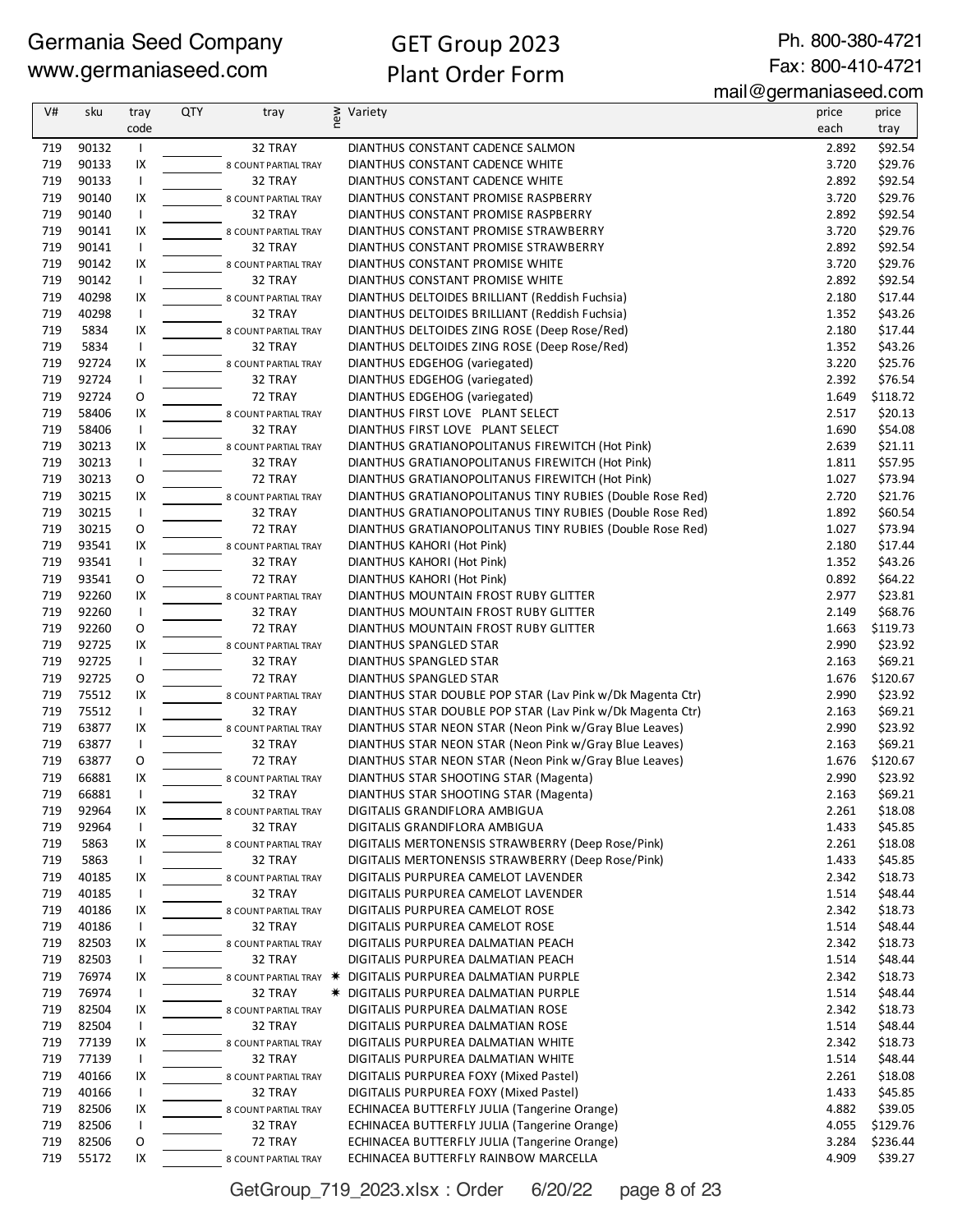Germania Seed Company
www.germaniaseed.com

GET Group 2023
Plant Order Form

Ph. 800-380-4721
Fax: 800-410-4721
mail@germaniaseed.com

| V# | sku | tray code | QTY | tray | new | Variety | price each | price tray |
|---|---|---|---|---|---|---|---|---|
| 719 | 90132 | I | | 32 TRAY | | DIANTHUS CONSTANT CADENCE SALMON | 2.892 | $92.54 |
| 719 | 90133 | IX | | 8 COUNT PARTIAL TRAY | | DIANTHUS CONSTANT CADENCE WHITE | 3.720 | $29.76 |
| 719 | 90133 | I | | 32 TRAY | | DIANTHUS CONSTANT CADENCE WHITE | 2.892 | $92.54 |
| 719 | 90140 | IX | | 8 COUNT PARTIAL TRAY | | DIANTHUS CONSTANT PROMISE RASPBERRY | 3.720 | $29.76 |
| 719 | 90140 | I | | 32 TRAY | | DIANTHUS CONSTANT PROMISE RASPBERRY | 2.892 | $92.54 |
| 719 | 90141 | IX | | 8 COUNT PARTIAL TRAY | | DIANTHUS CONSTANT PROMISE STRAWBERRY | 3.720 | $29.76 |
| 719 | 90141 | I | | 32 TRAY | | DIANTHUS CONSTANT PROMISE STRAWBERRY | 2.892 | $92.54 |
| 719 | 90142 | IX | | 8 COUNT PARTIAL TRAY | | DIANTHUS CONSTANT PROMISE WHITE | 3.720 | $29.76 |
| 719 | 90142 | I | | 32 TRAY | | DIANTHUS CONSTANT PROMISE WHITE | 2.892 | $92.54 |
| 719 | 40298 | IX | | 8 COUNT PARTIAL TRAY | | DIANTHUS DELTOIDES BRILLIANT (Reddish Fuchsia) | 2.180 | $17.44 |
| 719 | 40298 | I | | 32 TRAY | | DIANTHUS DELTOIDES BRILLIANT (Reddish Fuchsia) | 1.352 | $43.26 |
| 719 | 5834 | IX | | 8 COUNT PARTIAL TRAY | | DIANTHUS DELTOIDES ZING ROSE (Deep Rose/Red) | 2.180 | $17.44 |
| 719 | 5834 | I | | 32 TRAY | | DIANTHUS DELTOIDES ZING ROSE (Deep Rose/Red) | 1.352 | $43.26 |
| 719 | 92724 | IX | | 8 COUNT PARTIAL TRAY | | DIANTHUS EDGEHOG (variegated) | 3.220 | $25.76 |
| 719 | 92724 | I | | 32 TRAY | | DIANTHUS EDGEHOG (variegated) | 2.392 | $76.54 |
| 719 | 92724 | O | | 72 TRAY | | DIANTHUS EDGEHOG (variegated) | 1.649 | $118.72 |
| 719 | 58406 | IX | | 8 COUNT PARTIAL TRAY | | DIANTHUS FIRST LOVE PLANT SELECT | 2.517 | $20.13 |
| 719 | 58406 | I | | 32 TRAY | | DIANTHUS FIRST LOVE PLANT SELECT | 1.690 | $54.08 |
| 719 | 30213 | IX | | 8 COUNT PARTIAL TRAY | | DIANTHUS GRATIANOPOLITANUS FIREWITCH (Hot Pink) | 2.639 | $21.11 |
| 719 | 30213 | I | | 32 TRAY | | DIANTHUS GRATIANOPOLITANUS FIREWITCH (Hot Pink) | 1.811 | $57.95 |
| 719 | 30213 | O | | 72 TRAY | | DIANTHUS GRATIANOPOLITANUS FIREWITCH (Hot Pink) | 1.027 | $73.94 |
| 719 | 30215 | IX | | 8 COUNT PARTIAL TRAY | | DIANTHUS GRATIANOPOLITANUS TINY RUBIES (Double Rose Red) | 2.720 | $21.76 |
| 719 | 30215 | I | | 32 TRAY | | DIANTHUS GRATIANOPOLITANUS TINY RUBIES (Double Rose Red) | 1.892 | $60.54 |
| 719 | 30215 | O | | 72 TRAY | | DIANTHUS GRATIANOPOLITANUS TINY RUBIES (Double Rose Red) | 1.027 | $73.94 |
| 719 | 93541 | IX | | 8 COUNT PARTIAL TRAY | | DIANTHUS KAHORI (Hot Pink) | 2.180 | $17.44 |
| 719 | 93541 | I | | 32 TRAY | | DIANTHUS KAHORI (Hot Pink) | 1.352 | $43.26 |
| 719 | 93541 | O | | 72 TRAY | | DIANTHUS KAHORI (Hot Pink) | 0.892 | $64.22 |
| 719 | 92260 | IX | | 8 COUNT PARTIAL TRAY | | DIANTHUS MOUNTAIN FROST RUBY GLITTER | 2.977 | $23.81 |
| 719 | 92260 | I | | 32 TRAY | | DIANTHUS MOUNTAIN FROST RUBY GLITTER | 2.149 | $68.76 |
| 719 | 92260 | O | | 72 TRAY | | DIANTHUS MOUNTAIN FROST RUBY GLITTER | 1.663 | $119.73 |
| 719 | 92725 | IX | | 8 COUNT PARTIAL TRAY | | DIANTHUS SPANGLED STAR | 2.990 | $23.92 |
| 719 | 92725 | I | | 32 TRAY | | DIANTHUS SPANGLED STAR | 2.163 | $69.21 |
| 719 | 92725 | O | | 72 TRAY | | DIANTHUS SPANGLED STAR | 1.676 | $120.67 |
| 719 | 75512 | IX | | 8 COUNT PARTIAL TRAY | | DIANTHUS STAR DOUBLE POP STAR (Lav Pink w/Dk Magenta Ctr) | 2.990 | $23.92 |
| 719 | 75512 | I | | 32 TRAY | | DIANTHUS STAR DOUBLE POP STAR (Lav Pink w/Dk Magenta Ctr) | 2.163 | $69.21 |
| 719 | 63877 | IX | | 8 COUNT PARTIAL TRAY | | DIANTHUS STAR NEON STAR (Neon Pink w/Gray Blue Leaves) | 2.990 | $23.92 |
| 719 | 63877 | I | | 32 TRAY | | DIANTHUS STAR NEON STAR (Neon Pink w/Gray Blue Leaves) | 2.163 | $69.21 |
| 719 | 63877 | O | | 72 TRAY | | DIANTHUS STAR NEON STAR (Neon Pink w/Gray Blue Leaves) | 1.676 | $120.67 |
| 719 | 66881 | IX | | 8 COUNT PARTIAL TRAY | | DIANTHUS STAR SHOOTING STAR (Magenta) | 2.990 | $23.92 |
| 719 | 66881 | I | | 32 TRAY | | DIANTHUS STAR SHOOTING STAR (Magenta) | 2.163 | $69.21 |
| 719 | 92964 | IX | | 8 COUNT PARTIAL TRAY | | DIGITALIS GRANDIFLORA AMBIGUA | 2.261 | $18.08 |
| 719 | 92964 | I | | 32 TRAY | | DIGITALIS GRANDIFLORA AMBIGUA | 1.433 | $45.85 |
| 719 | 5863 | IX | | 8 COUNT PARTIAL TRAY | | DIGITALIS MERTONENSIS STRAWBERRY (Deep Rose/Pink) | 2.261 | $18.08 |
| 719 | 5863 | I | | 32 TRAY | | DIGITALIS MERTONENSIS STRAWBERRY (Deep Rose/Pink) | 1.433 | $45.85 |
| 719 | 40185 | IX | | 8 COUNT PARTIAL TRAY | | DIGITALIS PURPUREA CAMELOT LAVENDER | 2.342 | $18.73 |
| 719 | 40185 | I | | 32 TRAY | | DIGITALIS PURPUREA CAMELOT LAVENDER | 1.514 | $48.44 |
| 719 | 40186 | IX | | 8 COUNT PARTIAL TRAY | | DIGITALIS PURPUREA CAMELOT ROSE | 2.342 | $18.73 |
| 719 | 40186 | I | | 32 TRAY | | DIGITALIS PURPUREA CAMELOT ROSE | 1.514 | $48.44 |
| 719 | 82503 | IX | | 8 COUNT PARTIAL TRAY | | DIGITALIS PURPUREA DALMATIAN PEACH | 2.342 | $18.73 |
| 719 | 82503 | I | | 32 TRAY | | DIGITALIS PURPUREA DALMATIAN PEACH | 1.514 | $48.44 |
| 719 | 76974 | IX | | 8 COUNT PARTIAL TRAY | ✷ | DIGITALIS PURPUREA DALMATIAN PURPLE | 2.342 | $18.73 |
| 719 | 76974 | I | | 32 TRAY | ✷ | DIGITALIS PURPUREA DALMATIAN PURPLE | 1.514 | $48.44 |
| 719 | 82504 | IX | | 8 COUNT PARTIAL TRAY | | DIGITALIS PURPUREA DALMATIAN ROSE | 2.342 | $18.73 |
| 719 | 82504 | I | | 32 TRAY | | DIGITALIS PURPUREA DALMATIAN ROSE | 1.514 | $48.44 |
| 719 | 77139 | IX | | 8 COUNT PARTIAL TRAY | | DIGITALIS PURPUREA DALMATIAN WHITE | 2.342 | $18.73 |
| 719 | 77139 | I | | 32 TRAY | | DIGITALIS PURPUREA DALMATIAN WHITE | 1.514 | $48.44 |
| 719 | 40166 | IX | | 8 COUNT PARTIAL TRAY | | DIGITALIS PURPUREA FOXY (Mixed Pastel) | 2.261 | $18.08 |
| 719 | 40166 | I | | 32 TRAY | | DIGITALIS PURPUREA FOXY (Mixed Pastel) | 1.433 | $45.85 |
| 719 | 82506 | IX | | 8 COUNT PARTIAL TRAY | | ECHINACEA BUTTERFLY JULIA (Tangerine Orange) | 4.882 | $39.05 |
| 719 | 82506 | I | | 32 TRAY | | ECHINACEA BUTTERFLY JULIA (Tangerine Orange) | 4.055 | $129.76 |
| 719 | 82506 | O | | 72 TRAY | | ECHINACEA BUTTERFLY JULIA (Tangerine Orange) | 3.284 | $236.44 |
| 719 | 55172 | IX | | 8 COUNT PARTIAL TRAY | | ECHINACEA BUTTERFLY RAINBOW MARCELLA | 4.909 | $39.27 |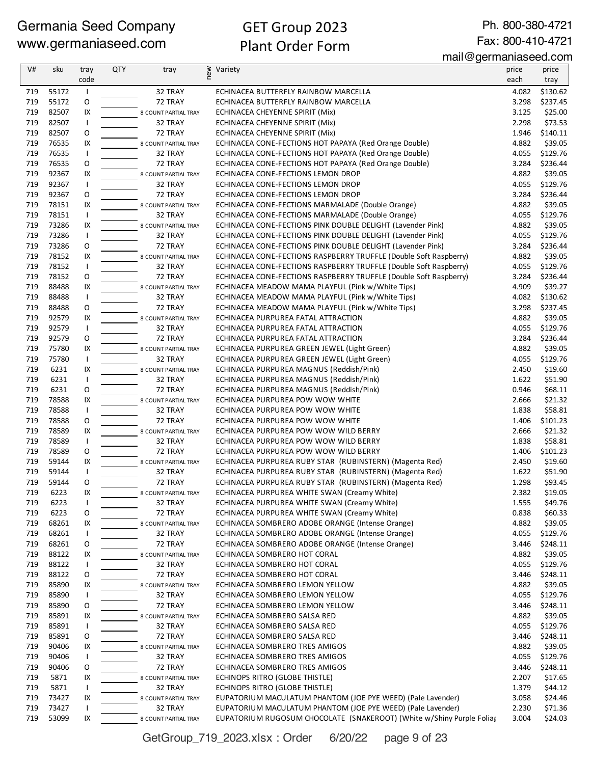Germania Seed Company
www.germaniaseed.com

# GET Group 2023
# Plant Order Form

Ph. 800-380-4721
Fax: 800-410-4721
mail@germaniaseed.com

| V# | sku | tray code | QTY | tray | new | Variety | price each | price tray |
|---|---|---|---|---|---|---|---|---|
| 719 | 55172 | I | | 32 TRAY | | ECHINACEA BUTTERFLY RAINBOW MARCELLA | 4.082 | $130.62 |
| 719 | 55172 | O | | 72 TRAY | | ECHINACEA BUTTERFLY RAINBOW MARCELLA | 3.298 | $237.45 |
| 719 | 82507 | IX | | 8 COUNT PARTIAL TRAY | | ECHINACEA CHEYENNE SPIRIT (Mix) | 3.125 | $25.00 |
| 719 | 82507 | I | | 32 TRAY | | ECHINACEA CHEYENNE SPIRIT (Mix) | 2.298 | $73.53 |
| 719 | 82507 | O | | 72 TRAY | | ECHINACEA CHEYENNE SPIRIT (Mix) | 1.946 | $140.11 |
| 719 | 76535 | IX | | 8 COUNT PARTIAL TRAY | | ECHINACEA CONE-FECTIONS HOT PAPAYA (Red Orange Double) | 4.882 | $39.05 |
| 719 | 76535 | I | | 32 TRAY | | ECHINACEA CONE-FECTIONS HOT PAPAYA (Red Orange Double) | 4.055 | $129.76 |
| 719 | 76535 | O | | 72 TRAY | | ECHINACEA CONE-FECTIONS HOT PAPAYA (Red Orange Double) | 3.284 | $236.44 |
| 719 | 92367 | IX | | 8 COUNT PARTIAL TRAY | | ECHINACEA CONE-FECTIONS LEMON DROP | 4.882 | $39.05 |
| 719 | 92367 | I | | 32 TRAY | | ECHINACEA CONE-FECTIONS LEMON DROP | 4.055 | $129.76 |
| 719 | 92367 | O | | 72 TRAY | | ECHINACEA CONE-FECTIONS LEMON DROP | 3.284 | $236.44 |
| 719 | 78151 | IX | | 8 COUNT PARTIAL TRAY | | ECHINACEA CONE-FECTIONS MARMALADE (Double Orange) | 4.882 | $39.05 |
| 719 | 78151 | I | | 32 TRAY | | ECHINACEA CONE-FECTIONS MARMALADE (Double Orange) | 4.055 | $129.76 |
| 719 | 73286 | IX | | 8 COUNT PARTIAL TRAY | | ECHINACEA CONE-FECTIONS PINK DOUBLE DELIGHT (Lavender Pink) | 4.882 | $39.05 |
| 719 | 73286 | I | | 32 TRAY | | ECHINACEA CONE-FECTIONS PINK DOUBLE DELIGHT (Lavender Pink) | 4.055 | $129.76 |
| 719 | 73286 | O | | 72 TRAY | | ECHINACEA CONE-FECTIONS PINK DOUBLE DELIGHT (Lavender Pink) | 3.284 | $236.44 |
| 719 | 78152 | IX | | 8 COUNT PARTIAL TRAY | | ECHINACEA CONE-FECTIONS RASPBERRY TRUFFLE (Double Soft Raspberry) | 4.882 | $39.05 |
| 719 | 78152 | I | | 32 TRAY | | ECHINACEA CONE-FECTIONS RASPBERRY TRUFFLE (Double Soft Raspberry) | 4.055 | $129.76 |
| 719 | 78152 | O | | 72 TRAY | | ECHINACEA CONE-FECTIONS RASPBERRY TRUFFLE (Double Soft Raspberry) | 3.284 | $236.44 |
| 719 | 88488 | IX | | 8 COUNT PARTIAL TRAY | | ECHINACEA MEADOW MAMA PLAYFUL (Pink w/White Tips) | 4.909 | $39.27 |
| 719 | 88488 | I | | 32 TRAY | | ECHINACEA MEADOW MAMA PLAYFUL (Pink w/White Tips) | 4.082 | $130.62 |
| 719 | 88488 | O | | 72 TRAY | | ECHINACEA MEADOW MAMA PLAYFUL (Pink w/White Tips) | 3.298 | $237.45 |
| 719 | 92579 | IX | | 8 COUNT PARTIAL TRAY | | ECHINACEA PURPUREA FATAL ATTRACTION | 4.882 | $39.05 |
| 719 | 92579 | I | | 32 TRAY | | ECHINACEA PURPUREA FATAL ATTRACTION | 4.055 | $129.76 |
| 719 | 92579 | O | | 72 TRAY | | ECHINACEA PURPUREA FATAL ATTRACTION | 3.284 | $236.44 |
| 719 | 75780 | IX | | 8 COUNT PARTIAL TRAY | | ECHINACEA PURPUREA GREEN JEWEL (Light Green) | 4.882 | $39.05 |
| 719 | 75780 | I | | 32 TRAY | | ECHINACEA PURPUREA GREEN JEWEL (Light Green) | 4.055 | $129.76 |
| 719 | 6231 | IX | | 8 COUNT PARTIAL TRAY | | ECHINACEA PURPUREA MAGNUS (Reddish/Pink) | 2.450 | $19.60 |
| 719 | 6231 | I | | 32 TRAY | | ECHINACEA PURPUREA MAGNUS (Reddish/Pink) | 1.622 | $51.90 |
| 719 | 6231 | O | | 72 TRAY | | ECHINACEA PURPUREA MAGNUS (Reddish/Pink) | 0.946 | $68.11 |
| 719 | 78588 | IX | | 8 COUNT PARTIAL TRAY | | ECHINACEA PURPUREA POW WOW WHITE | 2.666 | $21.32 |
| 719 | 78588 | I | | 32 TRAY | | ECHINACEA PURPUREA POW WOW WHITE | 1.838 | $58.81 |
| 719 | 78588 | O | | 72 TRAY | | ECHINACEA PURPUREA POW WOW WHITE | 1.406 | $101.23 |
| 719 | 78589 | IX | | 8 COUNT PARTIAL TRAY | | ECHINACEA PURPUREA POW WOW WILD BERRY | 2.666 | $21.32 |
| 719 | 78589 | I | | 32 TRAY | | ECHINACEA PURPUREA POW WOW WILD BERRY | 1.838 | $58.81 |
| 719 | 78589 | O | | 72 TRAY | | ECHINACEA PURPUREA POW WOW WILD BERRY | 1.406 | $101.23 |
| 719 | 59144 | IX | | 8 COUNT PARTIAL TRAY | | ECHINACEA PURPUREA RUBY STAR (RUBINSTERN) (Magenta Red) | 2.450 | $19.60 |
| 719 | 59144 | I | | 32 TRAY | | ECHINACEA PURPUREA RUBY STAR (RUBINSTERN) (Magenta Red) | 1.622 | $51.90 |
| 719 | 59144 | O | | 72 TRAY | | ECHINACEA PURPUREA RUBY STAR (RUBINSTERN) (Magenta Red) | 1.298 | $93.45 |
| 719 | 6223 | IX | | 8 COUNT PARTIAL TRAY | | ECHINACEA PURPUREA WHITE SWAN (Creamy White) | 2.382 | $19.05 |
| 719 | 6223 | I | | 32 TRAY | | ECHINACEA PURPUREA WHITE SWAN (Creamy White) | 1.555 | $49.76 |
| 719 | 6223 | O | | 72 TRAY | | ECHINACEA PURPUREA WHITE SWAN (Creamy White) | 0.838 | $60.33 |
| 719 | 68261 | IX | | 8 COUNT PARTIAL TRAY | | ECHINACEA SOMBRERO ADOBE ORANGE (Intense Orange) | 4.882 | $39.05 |
| 719 | 68261 | I | | 32 TRAY | | ECHINACEA SOMBRERO ADOBE ORANGE (Intense Orange) | 4.055 | $129.76 |
| 719 | 68261 | O | | 72 TRAY | | ECHINACEA SOMBRERO ADOBE ORANGE (Intense Orange) | 3.446 | $248.11 |
| 719 | 88122 | IX | | 8 COUNT PARTIAL TRAY | | ECHINACEA SOMBRERO HOT CORAL | 4.882 | $39.05 |
| 719 | 88122 | I | | 32 TRAY | | ECHINACEA SOMBRERO HOT CORAL | 4.055 | $129.76 |
| 719 | 88122 | O | | 72 TRAY | | ECHINACEA SOMBRERO HOT CORAL | 3.446 | $248.11 |
| 719 | 85890 | IX | | 8 COUNT PARTIAL TRAY | | ECHINACEA SOMBRERO LEMON YELLOW | 4.882 | $39.05 |
| 719 | 85890 | I | | 32 TRAY | | ECHINACEA SOMBRERO LEMON YELLOW | 4.055 | $129.76 |
| 719 | 85890 | O | | 72 TRAY | | ECHINACEA SOMBRERO LEMON YELLOW | 3.446 | $248.11 |
| 719 | 85891 | IX | | 8 COUNT PARTIAL TRAY | | ECHINACEA SOMBRERO SALSA RED | 4.882 | $39.05 |
| 719 | 85891 | I | | 32 TRAY | | ECHINACEA SOMBRERO SALSA RED | 4.055 | $129.76 |
| 719 | 85891 | O | | 72 TRAY | | ECHINACEA SOMBRERO SALSA RED | 3.446 | $248.11 |
| 719 | 90406 | IX | | 8 COUNT PARTIAL TRAY | | ECHINACEA SOMBRERO TRES AMIGOS | 4.882 | $39.05 |
| 719 | 90406 | I | | 32 TRAY | | ECHINACEA SOMBRERO TRES AMIGOS | 4.055 | $129.76 |
| 719 | 90406 | O | | 72 TRAY | | ECHINACEA SOMBRERO TRES AMIGOS | 3.446 | $248.11 |
| 719 | 5871 | IX | | 8 COUNT PARTIAL TRAY | | ECHINOPS RITRO (GLOBE THISTLE) | 2.207 | $17.65 |
| 719 | 5871 | I | | 32 TRAY | | ECHINOPS RITRO (GLOBE THISTLE) | 1.379 | $44.12 |
| 719 | 73427 | IX | | 8 COUNT PARTIAL TRAY | | EUPATORIUM MACULATUM PHANTOM (JOE PYE WEED) (Pale Lavender) | 3.058 | $24.46 |
| 719 | 73427 | I | | 32 TRAY | | EUPATORIUM MACULATUM PHANTOM (JOE PYE WEED) (Pale Lavender) | 2.230 | $71.36 |
| 719 | 53099 | IX | | 8 COUNT PARTIAL TRAY | | EUPATORIUM RUGOSUM CHOCOLATE (SNAKEROOT) (White w/Shiny Purple Foliag | 3.004 | $24.03 |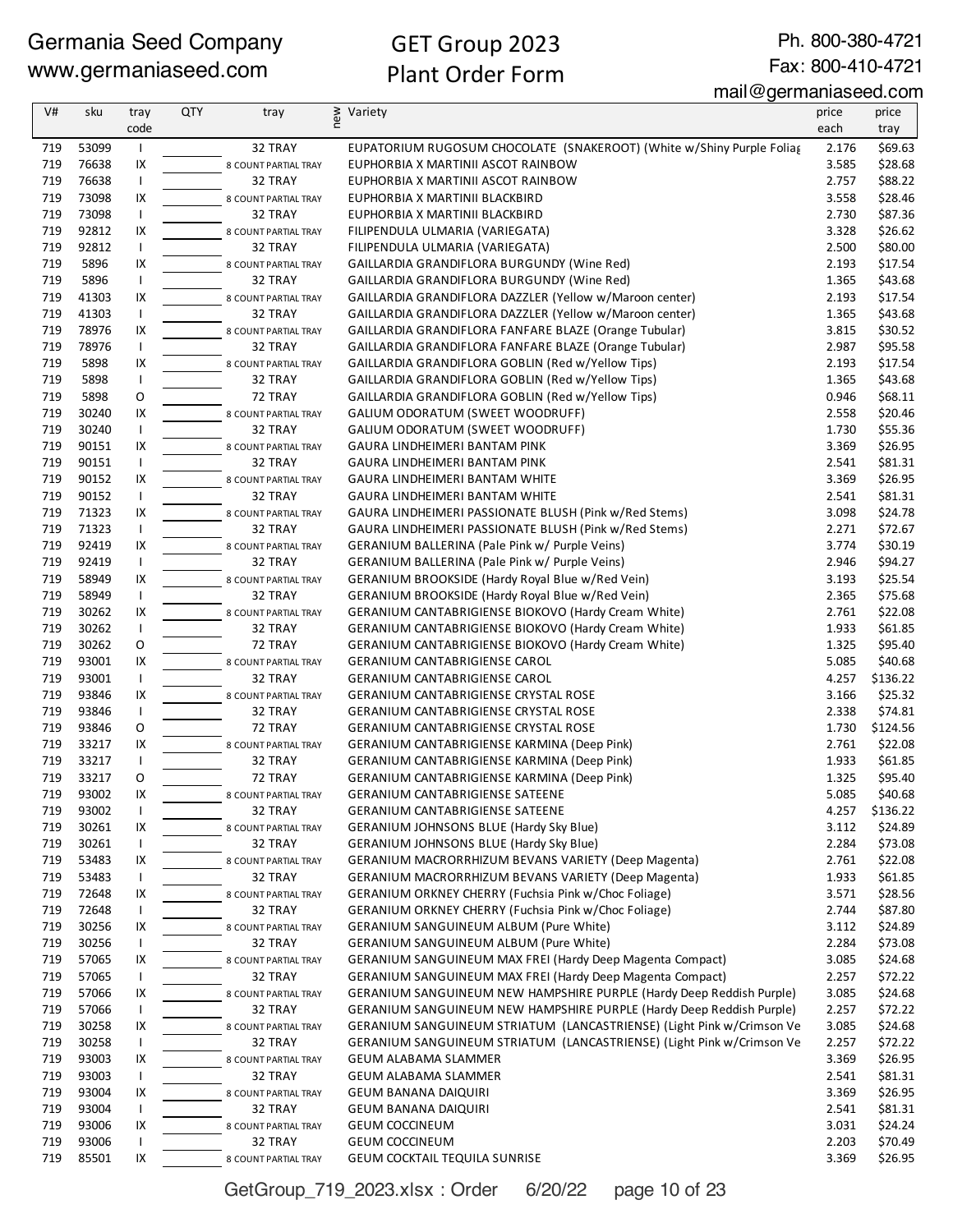Germania Seed Company
www.germaniaseed.com

# GET Group 2023 Plant Order Form

Ph. 800-380-4721
Fax: 800-410-4721
mail@germaniaseed.com

| V# | sku | tray code | QTY | tray | new | Variety | price each | price tray |
|---|---|---|---|---|---|---|---|---|
| 719 | 53099 | I | | 32 TRAY | | EUPATORIUM RUGOSUM CHOCOLATE (SNAKEROOT) (White w/Shiny Purple Foliag | 2.176 | $69.63 |
| 719 | 76638 | IX | | 8 COUNT PARTIAL TRAY | | EUPHORBIA X MARTINII ASCOT RAINBOW | 3.585 | $28.68 |
| 719 | 76638 | I | | 32 TRAY | | EUPHORBIA X MARTINII ASCOT RAINBOW | 2.757 | $88.22 |
| 719 | 73098 | IX | | 8 COUNT PARTIAL TRAY | | EUPHORBIA X MARTINII BLACKBIRD | 3.558 | $28.46 |
| 719 | 73098 | I | | 32 TRAY | | EUPHORBIA X MARTINII BLACKBIRD | 2.730 | $87.36 |
| 719 | 92812 | IX | | 8 COUNT PARTIAL TRAY | | FILIPENDULA ULMARIA (VARIEGATA) | 3.328 | $26.62 |
| 719 | 92812 | I | | 32 TRAY | | FILIPENDULA ULMARIA (VARIEGATA) | 2.500 | $80.00 |
| 719 | 5896 | IX | | 8 COUNT PARTIAL TRAY | | GAILLARDIA GRANDIFLORA BURGUNDY (Wine Red) | 2.193 | $17.54 |
| 719 | 5896 | I | | 32 TRAY | | GAILLARDIA GRANDIFLORA BURGUNDY (Wine Red) | 1.365 | $43.68 |
| 719 | 41303 | IX | | 8 COUNT PARTIAL TRAY | | GAILLARDIA GRANDIFLORA DAZZLER (Yellow w/Maroon center) | 2.193 | $17.54 |
| 719 | 41303 | I | | 32 TRAY | | GAILLARDIA GRANDIFLORA DAZZLER (Yellow w/Maroon center) | 1.365 | $43.68 |
| 719 | 78976 | IX | | 8 COUNT PARTIAL TRAY | | GAILLARDIA GRANDIFLORA FANFARE BLAZE (Orange Tubular) | 3.815 | $30.52 |
| 719 | 78976 | I | | 32 TRAY | | GAILLARDIA GRANDIFLORA FANFARE BLAZE (Orange Tubular) | 2.987 | $95.58 |
| 719 | 5898 | IX | | 8 COUNT PARTIAL TRAY | | GAILLARDIA GRANDIFLORA GOBLIN (Red w/Yellow Tips) | 2.193 | $17.54 |
| 719 | 5898 | I | | 32 TRAY | | GAILLARDIA GRANDIFLORA GOBLIN (Red w/Yellow Tips) | 1.365 | $43.68 |
| 719 | 5898 | O | | 72 TRAY | | GAILLARDIA GRANDIFLORA GOBLIN (Red w/Yellow Tips) | 0.946 | $68.11 |
| 719 | 30240 | IX | | 8 COUNT PARTIAL TRAY | | GALIUM ODORATUM (SWEET WOODRUFF) | 2.558 | $20.46 |
| 719 | 30240 | I | | 32 TRAY | | GALIUM ODORATUM (SWEET WOODRUFF) | 1.730 | $55.36 |
| 719 | 90151 | IX | | 8 COUNT PARTIAL TRAY | | GAURA LINDHEIMERI BANTAM PINK | 3.369 | $26.95 |
| 719 | 90151 | I | | 32 TRAY | | GAURA LINDHEIMERI BANTAM PINK | 2.541 | $81.31 |
| 719 | 90152 | IX | | 8 COUNT PARTIAL TRAY | | GAURA LINDHEIMERI BANTAM WHITE | 3.369 | $26.95 |
| 719 | 90152 | I | | 32 TRAY | | GAURA LINDHEIMERI BANTAM WHITE | 2.541 | $81.31 |
| 719 | 71323 | IX | | 8 COUNT PARTIAL TRAY | | GAURA LINDHEIMERI PASSIONATE BLUSH (Pink w/Red Stems) | 3.098 | $24.78 |
| 719 | 71323 | I | | 32 TRAY | | GAURA LINDHEIMERI PASSIONATE BLUSH (Pink w/Red Stems) | 2.271 | $72.67 |
| 719 | 92419 | IX | | 8 COUNT PARTIAL TRAY | | GERANIUM BALLERINA (Pale Pink w/ Purple Veins) | 3.774 | $30.19 |
| 719 | 92419 | I | | 32 TRAY | | GERANIUM BALLERINA (Pale Pink w/ Purple Veins) | 2.946 | $94.27 |
| 719 | 58949 | IX | | 8 COUNT PARTIAL TRAY | | GERANIUM BROOKSIDE (Hardy Royal Blue w/Red Vein) | 3.193 | $25.54 |
| 719 | 58949 | I | | 32 TRAY | | GERANIUM BROOKSIDE (Hardy Royal Blue w/Red Vein) | 2.365 | $75.68 |
| 719 | 30262 | IX | | 8 COUNT PARTIAL TRAY | | GERANIUM CANTABRIGIENSE BIOKOVO (Hardy Cream White) | 2.761 | $22.08 |
| 719 | 30262 | I | | 32 TRAY | | GERANIUM CANTABRIGIENSE BIOKOVO (Hardy Cream White) | 1.933 | $61.85 |
| 719 | 30262 | O | | 72 TRAY | | GERANIUM CANTABRIGIENSE BIOKOVO (Hardy Cream White) | 1.325 | $95.40 |
| 719 | 93001 | IX | | 8 COUNT PARTIAL TRAY | | GERANIUM CANTABRIGIENSE CAROL | 5.085 | $40.68 |
| 719 | 93001 | I | | 32 TRAY | | GERANIUM CANTABRIGIENSE CAROL | 4.257 | $136.22 |
| 719 | 93846 | IX | | 8 COUNT PARTIAL TRAY | | GERANIUM CANTABRIGIENSE CRYSTAL ROSE | 3.166 | $25.32 |
| 719 | 93846 | I | | 32 TRAY | | GERANIUM CANTABRIGIENSE CRYSTAL ROSE | 2.338 | $74.81 |
| 719 | 93846 | O | | 72 TRAY | | GERANIUM CANTABRIGIENSE CRYSTAL ROSE | 1.730 | $124.56 |
| 719 | 33217 | IX | | 8 COUNT PARTIAL TRAY | | GERANIUM CANTABRIGIENSE KARMINA (Deep Pink) | 2.761 | $22.08 |
| 719 | 33217 | I | | 32 TRAY | | GERANIUM CANTABRIGIENSE KARMINA (Deep Pink) | 1.933 | $61.85 |
| 719 | 33217 | O | | 72 TRAY | | GERANIUM CANTABRIGIENSE KARMINA (Deep Pink) | 1.325 | $95.40 |
| 719 | 93002 | IX | | 8 COUNT PARTIAL TRAY | | GERANIUM CANTABRIGIENSE SATEENE | 5.085 | $40.68 |
| 719 | 93002 | I | | 32 TRAY | | GERANIUM CANTABRIGIENSE SATEENE | 4.257 | $136.22 |
| 719 | 30261 | IX | | 8 COUNT PARTIAL TRAY | | GERANIUM JOHNSONS BLUE (Hardy Sky Blue) | 3.112 | $24.89 |
| 719 | 30261 | I | | 32 TRAY | | GERANIUM JOHNSONS BLUE (Hardy Sky Blue) | 2.284 | $73.08 |
| 719 | 53483 | IX | | 8 COUNT PARTIAL TRAY | | GERANIUM MACRORRHIZUM BEVANS VARIETY (Deep Magenta) | 2.761 | $22.08 |
| 719 | 53483 | I | | 32 TRAY | | GERANIUM MACRORRHIZUM BEVANS VARIETY (Deep Magenta) | 1.933 | $61.85 |
| 719 | 72648 | IX | | 8 COUNT PARTIAL TRAY | | GERANIUM ORKNEY CHERRY (Fuchsia Pink w/Choc Foliage) | 3.571 | $28.56 |
| 719 | 72648 | I | | 32 TRAY | | GERANIUM ORKNEY CHERRY (Fuchsia Pink w/Choc Foliage) | 2.744 | $87.80 |
| 719 | 30256 | IX | | 8 COUNT PARTIAL TRAY | | GERANIUM SANGUINEUM ALBUM (Pure White) | 3.112 | $24.89 |
| 719 | 30256 | I | | 32 TRAY | | GERANIUM SANGUINEUM ALBUM (Pure White) | 2.284 | $73.08 |
| 719 | 57065 | IX | | 8 COUNT PARTIAL TRAY | | GERANIUM SANGUINEUM MAX FREI (Hardy Deep Magenta Compact) | 3.085 | $24.68 |
| 719 | 57065 | I | | 32 TRAY | | GERANIUM SANGUINEUM MAX FREI (Hardy Deep Magenta Compact) | 2.257 | $72.22 |
| 719 | 57066 | IX | | 8 COUNT PARTIAL TRAY | | GERANIUM SANGUINEUM NEW HAMPSHIRE PURPLE (Hardy Deep Reddish Purple) | 3.085 | $24.68 |
| 719 | 57066 | I | | 32 TRAY | | GERANIUM SANGUINEUM NEW HAMPSHIRE PURPLE (Hardy Deep Reddish Purple) | 2.257 | $72.22 |
| 719 | 30258 | IX | | 8 COUNT PARTIAL TRAY | | GERANIUM SANGUINEUM STRIATUM (LANCASTRIENSE) (Light Pink w/Crimson Ve | 3.085 | $24.68 |
| 719 | 30258 | I | | 32 TRAY | | GERANIUM SANGUINEUM STRIATUM (LANCASTRIENSE) (Light Pink w/Crimson Ve | 2.257 | $72.22 |
| 719 | 93003 | IX | | 8 COUNT PARTIAL TRAY | | GEUM ALABAMA SLAMMER | 3.369 | $26.95 |
| 719 | 93003 | I | | 32 TRAY | | GEUM ALABAMA SLAMMER | 2.541 | $81.31 |
| 719 | 93004 | IX | | 8 COUNT PARTIAL TRAY | | GEUM BANANA DAIQUIRI | 3.369 | $26.95 |
| 719 | 93004 | I | | 32 TRAY | | GEUM BANANA DAIQUIRI | 2.541 | $81.31 |
| 719 | 93006 | IX | | 8 COUNT PARTIAL TRAY | | GEUM COCCINEUM | 3.031 | $24.24 |
| 719 | 93006 | I | | 32 TRAY | | GEUM COCCINEUM | 2.203 | $70.49 |
| 719 | 85501 | IX | | 8 COUNT PARTIAL TRAY | | GEUM COCKTAIL TEQUILA SUNRISE | 3.369 | $26.95 |

GetGroup_719_2023.xlsx : Order 6/20/22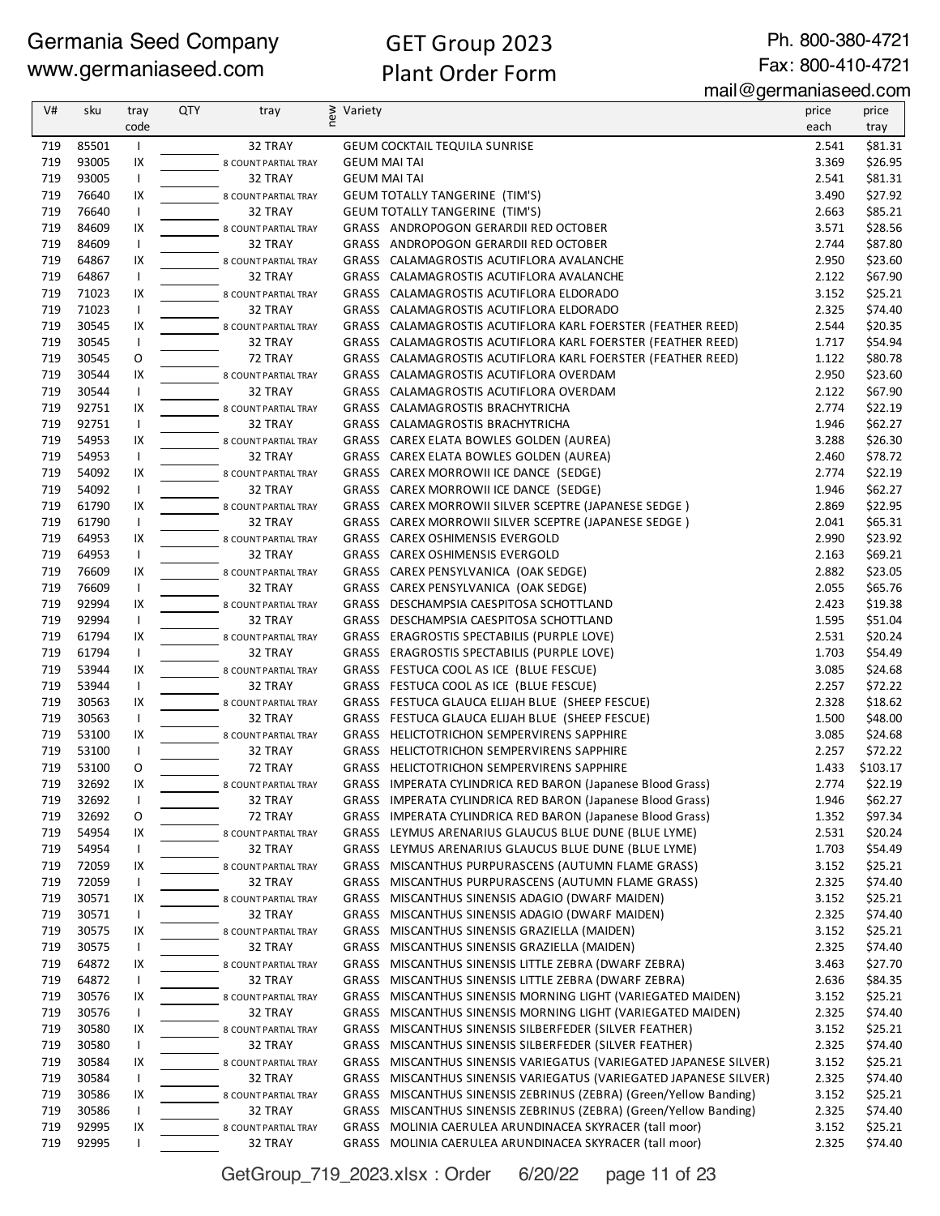Germania Seed Company
www.germaniaseed.com

# GET Group 2023
## Plant Order Form

Ph. 800-380-4721
Fax: 800-410-4721
mail@germaniaseed.com

| V# | sku | tray code | QTY | tray | new | Variety | price each | price tray |
|---|---|---|---|---|---|---|---|---|
| 719 | 85501 | I | | 32 TRAY | | GEUM COCKTAIL TEQUILA SUNRISE | 2.541 | $81.31 |
| 719 | 93005 | IX | | 8 COUNT PARTIAL TRAY | | GEUM MAI TAI | 3.369 | $26.95 |
| 719 | 93005 | I | | 32 TRAY | | GEUM MAI TAI | 2.541 | $81.31 |
| 719 | 76640 | IX | | 8 COUNT PARTIAL TRAY | | GEUM TOTALLY TANGERINE (TIM'S) | 3.490 | $27.92 |
| 719 | 76640 | I | | 32 TRAY | | GEUM TOTALLY TANGERINE (TIM'S) | 2.663 | $85.21 |
| 719 | 84609 | IX | | 8 COUNT PARTIAL TRAY | | GRASS ANDROPOGON GERARDII RED OCTOBER | 3.571 | $28.56 |
| 719 | 84609 | I | | 32 TRAY | | GRASS ANDROPOGON GERARDII RED OCTOBER | 2.744 | $87.80 |
| 719 | 64867 | IX | | 8 COUNT PARTIAL TRAY | | GRASS CALAMAGROSTIS ACUTIFLORA AVALANCHE | 2.950 | $23.60 |
| 719 | 64867 | I | | 32 TRAY | | GRASS CALAMAGROSTIS ACUTIFLORA AVALANCHE | 2.122 | $67.90 |
| 719 | 71023 | IX | | 8 COUNT PARTIAL TRAY | | GRASS CALAMAGROSTIS ACUTIFLORA ELDORADO | 3.152 | $25.21 |
| 719 | 71023 | I | | 32 TRAY | | GRASS CALAMAGROSTIS ACUTIFLORA ELDORADO | 2.325 | $74.40 |
| 719 | 30545 | IX | | 8 COUNT PARTIAL TRAY | | GRASS CALAMAGROSTIS ACUTIFLORA KARL FOERSTER (FEATHER REED) | 2.544 | $20.35 |
| 719 | 30545 | I | | 32 TRAY | | GRASS CALAMAGROSTIS ACUTIFLORA KARL FOERSTER (FEATHER REED) | 1.717 | $54.94 |
| 719 | 30545 | O | | 72 TRAY | | GRASS CALAMAGROSTIS ACUTIFLORA KARL FOERSTER (FEATHER REED) | 1.122 | $80.78 |
| 719 | 30544 | IX | | 8 COUNT PARTIAL TRAY | | GRASS CALAMAGROSTIS ACUTIFLORA OVERDAM | 2.950 | $23.60 |
| 719 | 30544 | I | | 32 TRAY | | GRASS CALAMAGROSTIS ACUTIFLORA OVERDAM | 2.122 | $67.90 |
| 719 | 92751 | IX | | 8 COUNT PARTIAL TRAY | | GRASS CALAMAGROSTIS BRACHYTRICHA | 2.774 | $22.19 |
| 719 | 92751 | I | | 32 TRAY | | GRASS CALAMAGROSTIS BRACHYTRICHA | 1.946 | $62.27 |
| 719 | 54953 | IX | | 8 COUNT PARTIAL TRAY | | GRASS CAREX ELATA BOWLES GOLDEN (AUREA) | 3.288 | $26.30 |
| 719 | 54953 | I | | 32 TRAY | | GRASS CAREX ELATA BOWLES GOLDEN (AUREA) | 2.460 | $78.72 |
| 719 | 54092 | IX | | 8 COUNT PARTIAL TRAY | | GRASS CAREX MORROWII ICE DANCE (SEDGE) | 2.774 | $22.19 |
| 719 | 54092 | I | | 32 TRAY | | GRASS CAREX MORROWII ICE DANCE (SEDGE) | 1.946 | $62.27 |
| 719 | 61790 | IX | | 8 COUNT PARTIAL TRAY | | GRASS CAREX MORROWII SILVER SCEPTRE (JAPANESE SEDGE ) | 2.869 | $22.95 |
| 719 | 61790 | I | | 32 TRAY | | GRASS CAREX MORROWII SILVER SCEPTRE (JAPANESE SEDGE ) | 2.041 | $65.31 |
| 719 | 64953 | IX | | 8 COUNT PARTIAL TRAY | | GRASS CAREX OSHIMENSIS EVERGOLD | 2.990 | $23.92 |
| 719 | 64953 | I | | 32 TRAY | | GRASS CAREX OSHIMENSIS EVERGOLD | 2.163 | $69.21 |
| 719 | 76609 | IX | | 8 COUNT PARTIAL TRAY | | GRASS CAREX PENSYLVANICA (OAK SEDGE) | 2.882 | $23.05 |
| 719 | 76609 | I | | 32 TRAY | | GRASS CAREX PENSYLVANICA (OAK SEDGE) | 2.055 | $65.76 |
| 719 | 92994 | IX | | 8 COUNT PARTIAL TRAY | | GRASS DESCHAMPSIA CAESPITOSA SCHOTTLAND | 2.423 | $19.38 |
| 719 | 92994 | I | | 32 TRAY | | GRASS DESCHAMPSIA CAESPITOSA SCHOTTLAND | 1.595 | $51.04 |
| 719 | 61794 | IX | | 8 COUNT PARTIAL TRAY | | GRASS ERAGROSTIS SPECTABILIS (PURPLE LOVE) | 2.531 | $20.24 |
| 719 | 61794 | I | | 32 TRAY | | GRASS ERAGROSTIS SPECTABILIS (PURPLE LOVE) | 1.703 | $54.49 |
| 719 | 53944 | IX | | 8 COUNT PARTIAL TRAY | | GRASS FESTUCA COOL AS ICE (BLUE FESCUE) | 3.085 | $24.68 |
| 719 | 53944 | I | | 32 TRAY | | GRASS FESTUCA COOL AS ICE (BLUE FESCUE) | 2.257 | $72.22 |
| 719 | 30563 | IX | | 8 COUNT PARTIAL TRAY | | GRASS FESTUCA GLAUCA ELIJAH BLUE (SHEEP FESCUE) | 2.328 | $18.62 |
| 719 | 30563 | I | | 32 TRAY | | GRASS FESTUCA GLAUCA ELIJAH BLUE (SHEEP FESCUE) | 1.500 | $48.00 |
| 719 | 53100 | IX | | 8 COUNT PARTIAL TRAY | | GRASS HELICTOTRICHON SEMPERVIRENS SAPPHIRE | 3.085 | $24.68 |
| 719 | 53100 | I | | 32 TRAY | | GRASS HELICTOTRICHON SEMPERVIRENS SAPPHIRE | 2.257 | $72.22 |
| 719 | 53100 | O | | 72 TRAY | | GRASS HELICTOTRICHON SEMPERVIRENS SAPPHIRE | 1.433 | $103.17 |
| 719 | 32692 | IX | | 8 COUNT PARTIAL TRAY | | GRASS IMPERATA CYLINDRICA RED BARON (Japanese Blood Grass) | 2.774 | $22.19 |
| 719 | 32692 | I | | 32 TRAY | | GRASS IMPERATA CYLINDRICA RED BARON (Japanese Blood Grass) | 1.946 | $62.27 |
| 719 | 32692 | O | | 72 TRAY | | GRASS IMPERATA CYLINDRICA RED BARON (Japanese Blood Grass) | 1.352 | $97.34 |
| 719 | 54954 | IX | | 8 COUNT PARTIAL TRAY | | GRASS LEYMUS ARENARIUS GLAUCUS BLUE DUNE (BLUE LYME) | 2.531 | $20.24 |
| 719 | 54954 | I | | 32 TRAY | | GRASS LEYMUS ARENARIUS GLAUCUS BLUE DUNE (BLUE LYME) | 1.703 | $54.49 |
| 719 | 72059 | IX | | 8 COUNT PARTIAL TRAY | | GRASS MISCANTHUS PURPURASCENS (AUTUMN FLAME GRASS) | 3.152 | $25.21 |
| 719 | 72059 | I | | 32 TRAY | | GRASS MISCANTHUS PURPURASCENS (AUTUMN FLAME GRASS) | 2.325 | $74.40 |
| 719 | 30571 | IX | | 8 COUNT PARTIAL TRAY | | GRASS MISCANTHUS SINENSIS ADAGIO (DWARF MAIDEN) | 3.152 | $25.21 |
| 719 | 30571 | I | | 32 TRAY | | GRASS MISCANTHUS SINENSIS ADAGIO (DWARF MAIDEN) | 2.325 | $74.40 |
| 719 | 30575 | IX | | 8 COUNT PARTIAL TRAY | | GRASS MISCANTHUS SINENSIS GRAZIELLA (MAIDEN) | 3.152 | $25.21 |
| 719 | 30575 | I | | 32 TRAY | | GRASS MISCANTHUS SINENSIS GRAZIELLA (MAIDEN) | 2.325 | $74.40 |
| 719 | 64872 | IX | | 8 COUNT PARTIAL TRAY | | GRASS MISCANTHUS SINENSIS LITTLE ZEBRA (DWARF ZEBRA) | 3.463 | $27.70 |
| 719 | 64872 | I | | 32 TRAY | | GRASS MISCANTHUS SINENSIS LITTLE ZEBRA (DWARF ZEBRA) | 2.636 | $84.35 |
| 719 | 30576 | IX | | 8 COUNT PARTIAL TRAY | | GRASS MISCANTHUS SINENSIS MORNING LIGHT (VARIEGATED MAIDEN) | 3.152 | $25.21 |
| 719 | 30576 | I | | 32 TRAY | | GRASS MISCANTHUS SINENSIS MORNING LIGHT (VARIEGATED MAIDEN) | 2.325 | $74.40 |
| 719 | 30580 | IX | | 8 COUNT PARTIAL TRAY | | GRASS MISCANTHUS SINENSIS SILBERFEDER (SILVER FEATHER) | 3.152 | $25.21 |
| 719 | 30580 | I | | 32 TRAY | | GRASS MISCANTHUS SINENSIS SILBERFEDER (SILVER FEATHER) | 2.325 | $74.40 |
| 719 | 30584 | IX | | 8 COUNT PARTIAL TRAY | | GRASS MISCANTHUS SINENSIS VARIEGATUS (VARIEGATED JAPANESE SILVER) | 3.152 | $25.21 |
| 719 | 30584 | I | | 32 TRAY | | GRASS MISCANTHUS SINENSIS VARIEGATUS (VARIEGATED JAPANESE SILVER) | 2.325 | $74.40 |
| 719 | 30586 | IX | | 8 COUNT PARTIAL TRAY | | GRASS MISCANTHUS SINENSIS ZEBRINUS (ZEBRA) (Green/Yellow Banding) | 3.152 | $25.21 |
| 719 | 30586 | I | | 32 TRAY | | GRASS MISCANTHUS SINENSIS ZEBRINUS (ZEBRA) (Green/Yellow Banding) | 2.325 | $74.40 |
| 719 | 92995 | IX | | 8 COUNT PARTIAL TRAY | | GRASS MOLINIA CAERULEA ARUNDINACEA SKYRACER (tall moor) | 3.152 | $25.21 |
| 719 | 92995 | I | | 32 TRAY | | GRASS MOLINIA CAERULEA ARUNDINACEA SKYRACER (tall moor) | 2.325 | $74.40 |

GetGroup_719_2023.xlsx : Order 6/20/22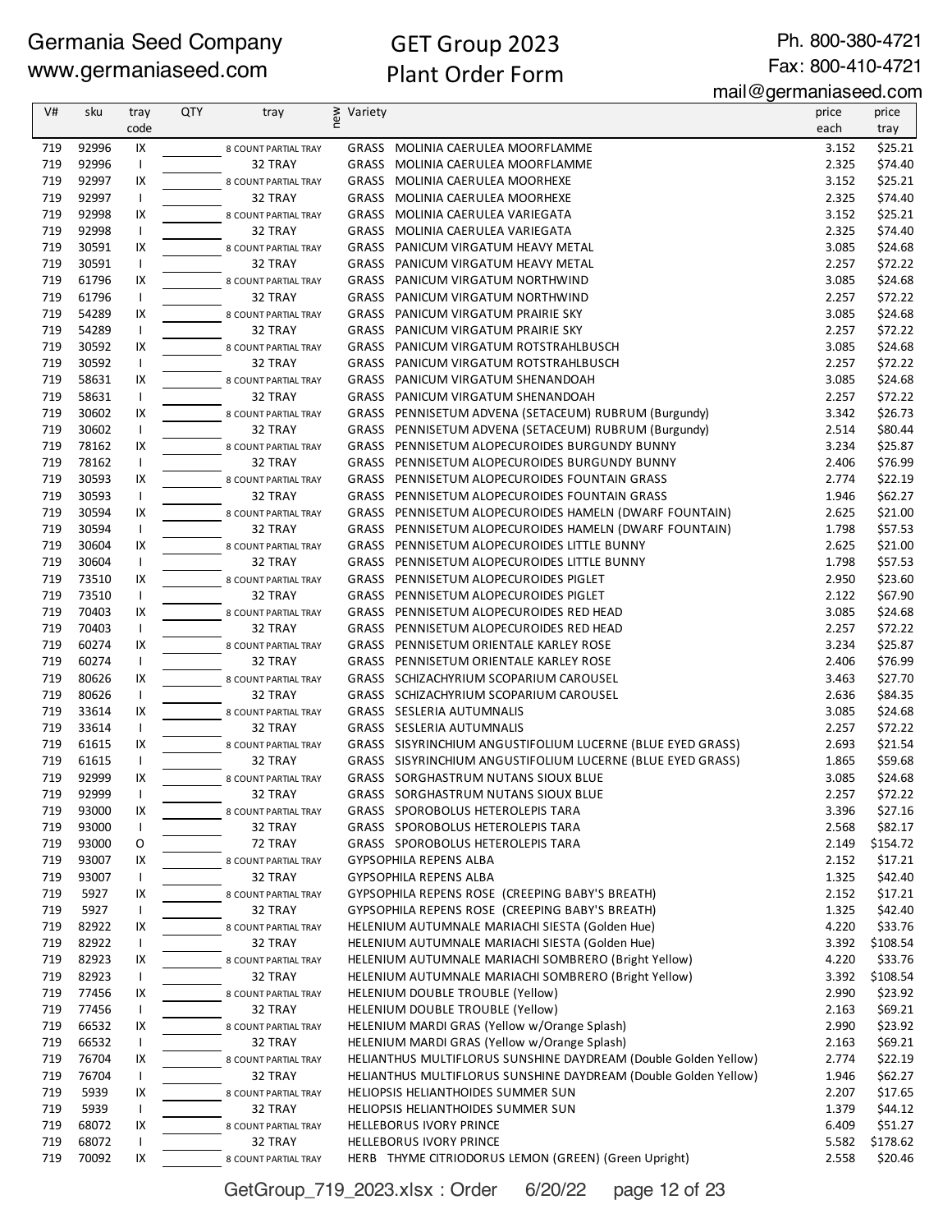Germania Seed Company
www.germaniaseed.com

# GET Group 2023
# Plant Order Form

Ph. 800-380-4721
Fax: 800-410-4721
mail@germaniaseed.com

| V# | sku | tray code | QTY | tray | new | Variety | price each | price tray |
|---|---|---|---|---|---|---|---|---|
| 719 | 92996 | IX | | 8 COUNT PARTIAL TRAY | | GRASS MOLINIA CAERULEA MOORFLAMME | 3.152 | $25.21 |
| 719 | 92996 | I | | 32 TRAY | | GRASS MOLINIA CAERULEA MOORFLAMME | 2.325 | $74.40 |
| 719 | 92997 | IX | | 8 COUNT PARTIAL TRAY | | GRASS MOLINIA CAERULEA MOORHEXE | 3.152 | $25.21 |
| 719 | 92997 | I | | 32 TRAY | | GRASS MOLINIA CAERULEA MOORHEXE | 2.325 | $74.40 |
| 719 | 92998 | IX | | 8 COUNT PARTIAL TRAY | | GRASS MOLINIA CAERULEA VARIEGATA | 3.152 | $25.21 |
| 719 | 92998 | I | | 32 TRAY | | GRASS MOLINIA CAERULEA VARIEGATA | 2.325 | $74.40 |
| 719 | 30591 | IX | | 8 COUNT PARTIAL TRAY | | GRASS PANICUM VIRGATUM HEAVY METAL | 3.085 | $24.68 |
| 719 | 30591 | I | | 32 TRAY | | GRASS PANICUM VIRGATUM HEAVY METAL | 2.257 | $72.22 |
| 719 | 61796 | IX | | 8 COUNT PARTIAL TRAY | | GRASS PANICUM VIRGATUM NORTHWIND | 3.085 | $24.68 |
| 719 | 61796 | I | | 32 TRAY | | GRASS PANICUM VIRGATUM NORTHWIND | 2.257 | $72.22 |
| 719 | 54289 | IX | | 8 COUNT PARTIAL TRAY | | GRASS PANICUM VIRGATUM PRAIRIE SKY | 3.085 | $24.68 |
| 719 | 54289 | I | | 32 TRAY | | GRASS PANICUM VIRGATUM PRAIRIE SKY | 2.257 | $72.22 |
| 719 | 30592 | IX | | 8 COUNT PARTIAL TRAY | | GRASS PANICUM VIRGATUM ROTSTRAHLBUSCH | 3.085 | $24.68 |
| 719 | 30592 | I | | 32 TRAY | | GRASS PANICUM VIRGATUM ROTSTRAHLBUSCH | 2.257 | $72.22 |
| 719 | 58631 | IX | | 8 COUNT PARTIAL TRAY | | GRASS PANICUM VIRGATUM SHENANDOAH | 3.085 | $24.68 |
| 719 | 58631 | I | | 32 TRAY | | GRASS PANICUM VIRGATUM SHENANDOAH | 2.257 | $72.22 |
| 719 | 30602 | IX | | 8 COUNT PARTIAL TRAY | | GRASS PENNISETUM ADVENA (SETACEUM) RUBRUM (Burgundy) | 3.342 | $26.73 |
| 719 | 30602 | I | | 32 TRAY | | GRASS PENNISETUM ADVENA (SETACEUM) RUBRUM (Burgundy) | 2.514 | $80.44 |
| 719 | 78162 | IX | | 8 COUNT PARTIAL TRAY | | GRASS PENNISETUM ALOPECUROIDES BURGUNDY BUNNY | 3.234 | $25.87 |
| 719 | 78162 | I | | 32 TRAY | | GRASS PENNISETUM ALOPECUROIDES BURGUNDY BUNNY | 2.406 | $76.99 |
| 719 | 30593 | IX | | 8 COUNT PARTIAL TRAY | | GRASS PENNISETUM ALOPECUROIDES FOUNTAIN GRASS | 2.774 | $22.19 |
| 719 | 30593 | I | | 32 TRAY | | GRASS PENNISETUM ALOPECUROIDES FOUNTAIN GRASS | 1.946 | $62.27 |
| 719 | 30594 | IX | | 8 COUNT PARTIAL TRAY | | GRASS PENNISETUM ALOPECUROIDES HAMELN (DWARF FOUNTAIN) | 2.625 | $21.00 |
| 719 | 30594 | I | | 32 TRAY | | GRASS PENNISETUM ALOPECUROIDES HAMELN (DWARF FOUNTAIN) | 1.798 | $57.53 |
| 719 | 30604 | IX | | 8 COUNT PARTIAL TRAY | | GRASS PENNISETUM ALOPECUROIDES LITTLE BUNNY | 2.625 | $21.00 |
| 719 | 30604 | I | | 32 TRAY | | GRASS PENNISETUM ALOPECUROIDES LITTLE BUNNY | 1.798 | $57.53 |
| 719 | 73510 | IX | | 8 COUNT PARTIAL TRAY | | GRASS PENNISETUM ALOPECUROIDES PIGLET | 2.950 | $23.60 |
| 719 | 73510 | I | | 32 TRAY | | GRASS PENNISETUM ALOPECUROIDES PIGLET | 2.122 | $67.90 |
| 719 | 70403 | IX | | 8 COUNT PARTIAL TRAY | | GRASS PENNISETUM ALOPECUROIDES RED HEAD | 3.085 | $24.68 |
| 719 | 70403 | I | | 32 TRAY | | GRASS PENNISETUM ALOPECUROIDES RED HEAD | 2.257 | $72.22 |
| 719 | 60274 | IX | | 8 COUNT PARTIAL TRAY | | GRASS PENNISETUM ORIENTALE KARLEY ROSE | 3.234 | $25.87 |
| 719 | 60274 | I | | 32 TRAY | | GRASS PENNISETUM ORIENTALE KARLEY ROSE | 2.406 | $76.99 |
| 719 | 80626 | IX | | 8 COUNT PARTIAL TRAY | | GRASS SCHIZACHYRIUM SCOPARIUM CAROUSEL | 3.463 | $27.70 |
| 719 | 80626 | I | | 32 TRAY | | GRASS SCHIZACHYRIUM SCOPARIUM CAROUSEL | 2.636 | $84.35 |
| 719 | 33614 | IX | | 8 COUNT PARTIAL TRAY | | GRASS SESLERIA AUTUMNALIS | 3.085 | $24.68 |
| 719 | 33614 | I | | 32 TRAY | | GRASS SESLERIA AUTUMNALIS | 2.257 | $72.22 |
| 719 | 61615 | IX | | 8 COUNT PARTIAL TRAY | | GRASS SISYRINCHIUM ANGUSTIFOLIUM LUCERNE (BLUE EYED GRASS) | 2.693 | $21.54 |
| 719 | 61615 | I | | 32 TRAY | | GRASS SISYRINCHIUM ANGUSTIFOLIUM LUCERNE (BLUE EYED GRASS) | 1.865 | $59.68 |
| 719 | 92999 | IX | | 8 COUNT PARTIAL TRAY | | GRASS SORGHASTRUM NUTANS SIOUX BLUE | 3.085 | $24.68 |
| 719 | 92999 | I | | 32 TRAY | | GRASS SORGHASTRUM NUTANS SIOUX BLUE | 2.257 | $72.22 |
| 719 | 93000 | IX | | 8 COUNT PARTIAL TRAY | | GRASS SPOROBOLUS HETEROLEPIS TARA | 3.396 | $27.16 |
| 719 | 93000 | I | | 32 TRAY | | GRASS SPOROBOLUS HETEROLEPIS TARA | 2.568 | $82.17 |
| 719 | 93000 | O | | 72 TRAY | | GRASS SPOROBOLUS HETEROLEPIS TARA | 2.149 | $154.72 |
| 719 | 93007 | IX | | 8 COUNT PARTIAL TRAY | | GYPSOPHILA REPENS ALBA | 2.152 | $17.21 |
| 719 | 93007 | I | | 32 TRAY | | GYPSOPHILA REPENS ALBA | 1.325 | $42.40 |
| 719 | 5927 | IX | | 8 COUNT PARTIAL TRAY | | GYPSOPHILA REPENS ROSE (CREEPING BABY'S BREATH) | 2.152 | $17.21 |
| 719 | 5927 | I | | 32 TRAY | | GYPSOPHILA REPENS ROSE (CREEPING BABY'S BREATH) | 1.325 | $42.40 |
| 719 | 82922 | IX | | 8 COUNT PARTIAL TRAY | | HELENIUM AUTUMNALE MARIACHI SIESTA (Golden Hue) | 4.220 | $33.76 |
| 719 | 82922 | I | | 32 TRAY | | HELENIUM AUTUMNALE MARIACHI SIESTA (Golden Hue) | 3.392 | $108.54 |
| 719 | 82923 | IX | | 8 COUNT PARTIAL TRAY | | HELENIUM AUTUMNALE MARIACHI SOMBRERO (Bright Yellow) | 4.220 | $33.76 |
| 719 | 82923 | I | | 32 TRAY | | HELENIUM AUTUMNALE MARIACHI SOMBRERO (Bright Yellow) | 3.392 | $108.54 |
| 719 | 77456 | IX | | 8 COUNT PARTIAL TRAY | | HELENIUM DOUBLE TROUBLE (Yellow) | 2.990 | $23.92 |
| 719 | 77456 | I | | 32 TRAY | | HELENIUM DOUBLE TROUBLE (Yellow) | 2.163 | $69.21 |
| 719 | 66532 | IX | | 8 COUNT PARTIAL TRAY | | HELENIUM MARDI GRAS (Yellow w/Orange Splash) | 2.990 | $23.92 |
| 719 | 66532 | I | | 32 TRAY | | HELENIUM MARDI GRAS (Yellow w/Orange Splash) | 2.163 | $69.21 |
| 719 | 76704 | IX | | 8 COUNT PARTIAL TRAY | | HELIANTHUS MULTIFLORUS SUNSHINE DAYDREAM (Double Golden Yellow) | 2.774 | $22.19 |
| 719 | 76704 | I | | 32 TRAY | | HELIANTHUS MULTIFLORUS SUNSHINE DAYDREAM (Double Golden Yellow) | 1.946 | $62.27 |
| 719 | 5939 | IX | | 8 COUNT PARTIAL TRAY | | HELIOPSIS HELIANTHOIDES SUMMER SUN | 2.207 | $17.65 |
| 719 | 5939 | I | | 32 TRAY | | HELIOPSIS HELIANTHOIDES SUMMER SUN | 1.379 | $44.12 |
| 719 | 68072 | IX | | 8 COUNT PARTIAL TRAY | | HELLEBORUS IVORY PRINCE | 6.409 | $51.27 |
| 719 | 68072 | I | | 32 TRAY | | HELLEBORUS IVORY PRINCE | 5.582 | $178.62 |
| 719 | 70092 | IX | | 8 COUNT PARTIAL TRAY | | HERB THYME CITRIODORUS LEMON (GREEN) (Green Upright) | 2.558 | $20.46 |

GetGroup_719_2023.xlsx : Order 6/20/22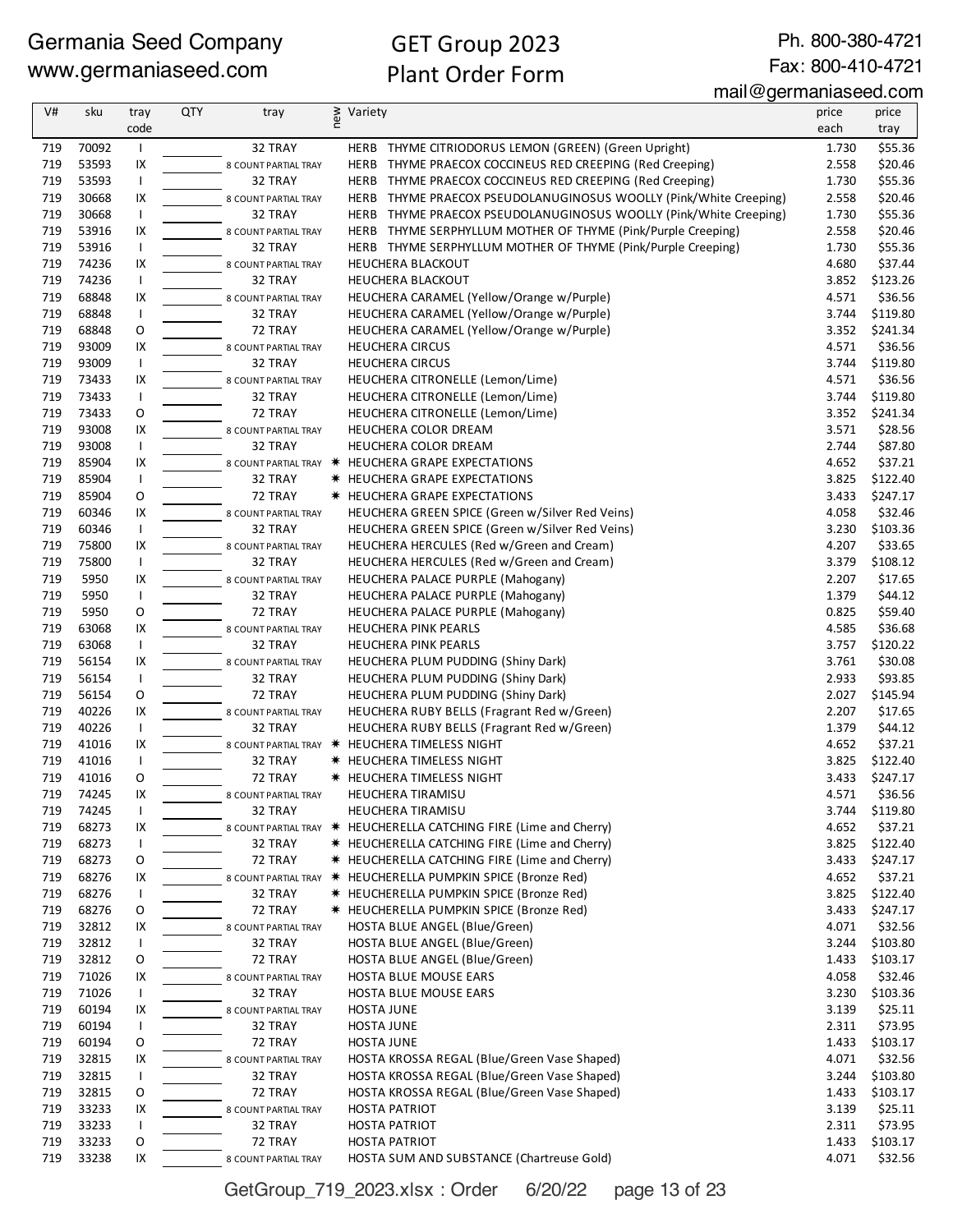Germania Seed Company
www.germaniaseed.com

GET Group 2023
Plant Order Form

Ph. 800-380-4721
Fax: 800-410-4721
mail@germaniaseed.com

| V# | sku | tray code | QTY | tray | new | Variety | price each | price tray |
|---|---|---|---|---|---|---|---|---|
| 719 | 70092 | I | | 32 TRAY | | HERB THYME CITRIODORUS LEMON (GREEN) (Green Upright) | 1.730 | $55.36 |
| 719 | 53593 | IX | | 8 COUNT PARTIAL TRAY | | HERB THYME PRAECOX COCCINEUS RED CREEPING (Red Creeping) | 2.558 | $20.46 |
| 719 | 53593 | I | | 32 TRAY | | HERB THYME PRAECOX COCCINEUS RED CREEPING (Red Creeping) | 1.730 | $55.36 |
| 719 | 30668 | IX | | 8 COUNT PARTIAL TRAY | | HERB THYME PRAECOX PSEUDOLANUGINOSUS WOOLLY (Pink/White Creeping) | 2.558 | $20.46 |
| 719 | 30668 | I | | 32 TRAY | | HERB THYME PRAECOX PSEUDOLANUGINOSUS WOOLLY (Pink/White Creeping) | 1.730 | $55.36 |
| 719 | 53916 | IX | | 8 COUNT PARTIAL TRAY | | HERB THYME SERPHYLLUM MOTHER OF THYME (Pink/Purple Creeping) | 2.558 | $20.46 |
| 719 | 53916 | I | | 32 TRAY | | HERB THYME SERPHYLLUM MOTHER OF THYME (Pink/Purple Creeping) | 1.730 | $55.36 |
| 719 | 74236 | IX | | 8 COUNT PARTIAL TRAY | | HEUCHERA BLACKOUT | 4.680 | $37.44 |
| 719 | 74236 | I | | 32 TRAY | | HEUCHERA BLACKOUT | 3.852 | $123.26 |
| 719 | 68848 | IX | | 8 COUNT PARTIAL TRAY | | HEUCHERA CARAMEL (Yellow/Orange w/Purple) | 4.571 | $36.56 |
| 719 | 68848 | I | | 32 TRAY | | HEUCHERA CARAMEL (Yellow/Orange w/Purple) | 3.744 | $119.80 |
| 719 | 68848 | O | | 72 TRAY | | HEUCHERA CARAMEL (Yellow/Orange w/Purple) | 3.352 | $241.34 |
| 719 | 93009 | IX | | 8 COUNT PARTIAL TRAY | | HEUCHERA CIRCUS | 4.571 | $36.56 |
| 719 | 93009 | I | | 32 TRAY | | HEUCHERA CIRCUS | 3.744 | $119.80 |
| 719 | 73433 | IX | | 8 COUNT PARTIAL TRAY | | HEUCHERA CITRONELLE (Lemon/Lime) | 4.571 | $36.56 |
| 719 | 73433 | I | | 32 TRAY | | HEUCHERA CITRONELLE (Lemon/Lime) | 3.744 | $119.80 |
| 719 | 73433 | O | | 72 TRAY | | HEUCHERA CITRONELLE (Lemon/Lime) | 3.352 | $241.34 |
| 719 | 93008 | IX | | 8 COUNT PARTIAL TRAY | | HEUCHERA COLOR DREAM | 3.571 | $28.56 |
| 719 | 93008 | I | | 32 TRAY | | HEUCHERA COLOR DREAM | 2.744 | $87.80 |
| 719 | 85904 | IX | | 8 COUNT PARTIAL TRAY | ✷ | HEUCHERA GRAPE EXPECTATIONS | 4.652 | $37.21 |
| 719 | 85904 | I | | 32 TRAY | ✷ | HEUCHERA GRAPE EXPECTATIONS | 3.825 | $122.40 |
| 719 | 85904 | O | | 72 TRAY | ✷ | HEUCHERA GRAPE EXPECTATIONS | 3.433 | $247.17 |
| 719 | 60346 | IX | | 8 COUNT PARTIAL TRAY | | HEUCHERA GREEN SPICE (Green w/Silver Red Veins) | 4.058 | $32.46 |
| 719 | 60346 | I | | 32 TRAY | | HEUCHERA GREEN SPICE (Green w/Silver Red Veins) | 3.230 | $103.36 |
| 719 | 75800 | IX | | 8 COUNT PARTIAL TRAY | | HEUCHERA HERCULES (Red w/Green and Cream) | 4.207 | $33.65 |
| 719 | 75800 | I | | 32 TRAY | | HEUCHERA HERCULES (Red w/Green and Cream) | 3.379 | $108.12 |
| 719 | 5950 | IX | | 8 COUNT PARTIAL TRAY | | HEUCHERA PALACE PURPLE (Mahogany) | 2.207 | $17.65 |
| 719 | 5950 | I | | 32 TRAY | | HEUCHERA PALACE PURPLE (Mahogany) | 1.379 | $44.12 |
| 719 | 5950 | O | | 72 TRAY | | HEUCHERA PALACE PURPLE (Mahogany) | 0.825 | $59.40 |
| 719 | 63068 | IX | | 8 COUNT PARTIAL TRAY | | HEUCHERA PINK PEARLS | 4.585 | $36.68 |
| 719 | 63068 | I | | 32 TRAY | | HEUCHERA PINK PEARLS | 3.757 | $120.22 |
| 719 | 56154 | IX | | 8 COUNT PARTIAL TRAY | | HEUCHERA PLUM PUDDING (Shiny Dark) | 3.761 | $30.08 |
| 719 | 56154 | I | | 32 TRAY | | HEUCHERA PLUM PUDDING (Shiny Dark) | 2.933 | $93.85 |
| 719 | 56154 | O | | 72 TRAY | | HEUCHERA PLUM PUDDING (Shiny Dark) | 2.027 | $145.94 |
| 719 | 40226 | IX | | 8 COUNT PARTIAL TRAY | | HEUCHERA RUBY BELLS (Fragrant Red w/Green) | 2.207 | $17.65 |
| 719 | 40226 | I | | 32 TRAY | | HEUCHERA RUBY BELLS (Fragrant Red w/Green) | 1.379 | $44.12 |
| 719 | 41016 | IX | | 8 COUNT PARTIAL TRAY | ✷ | HEUCHERA TIMELESS NIGHT | 4.652 | $37.21 |
| 719 | 41016 | I | | 32 TRAY | ✷ | HEUCHERA TIMELESS NIGHT | 3.825 | $122.40 |
| 719 | 41016 | O | | 72 TRAY | ✷ | HEUCHERA TIMELESS NIGHT | 3.433 | $247.17 |
| 719 | 74245 | IX | | 8 COUNT PARTIAL TRAY | | HEUCHERA TIRAMISU | 4.571 | $36.56 |
| 719 | 74245 | I | | 32 TRAY | | HEUCHERA TIRAMISU | 3.744 | $119.80 |
| 719 | 68273 | IX | | 8 COUNT PARTIAL TRAY | ✷ | HEUCHERELLA CATCHING FIRE (Lime and Cherry) | 4.652 | $37.21 |
| 719 | 68273 | I | | 32 TRAY | ✷ | HEUCHERELLA CATCHING FIRE (Lime and Cherry) | 3.825 | $122.40 |
| 719 | 68273 | O | | 72 TRAY | ✷ | HEUCHERELLA CATCHING FIRE (Lime and Cherry) | 3.433 | $247.17 |
| 719 | 68276 | IX | | 8 COUNT PARTIAL TRAY | ✷ | HEUCHERELLA PUMPKIN SPICE (Bronze Red) | 4.652 | $37.21 |
| 719 | 68276 | I | | 32 TRAY | ✷ | HEUCHERELLA PUMPKIN SPICE (Bronze Red) | 3.825 | $122.40 |
| 719 | 68276 | O | | 72 TRAY | ✷ | HEUCHERELLA PUMPKIN SPICE (Bronze Red) | 3.433 | $247.17 |
| 719 | 32812 | IX | | 8 COUNT PARTIAL TRAY | | HOSTA BLUE ANGEL (Blue/Green) | 4.071 | $32.56 |
| 719 | 32812 | I | | 32 TRAY | | HOSTA BLUE ANGEL (Blue/Green) | 3.244 | $103.80 |
| 719 | 32812 | O | | 72 TRAY | | HOSTA BLUE ANGEL (Blue/Green) | 1.433 | $103.17 |
| 719 | 71026 | IX | | 8 COUNT PARTIAL TRAY | | HOSTA BLUE MOUSE EARS | 4.058 | $32.46 |
| 719 | 71026 | I | | 32 TRAY | | HOSTA BLUE MOUSE EARS | 3.230 | $103.36 |
| 719 | 60194 | IX | | 8 COUNT PARTIAL TRAY | | HOSTA JUNE | 3.139 | $25.11 |
| 719 | 60194 | I | | 32 TRAY | | HOSTA JUNE | 2.311 | $73.95 |
| 719 | 60194 | O | | 72 TRAY | | HOSTA JUNE | 1.433 | $103.17 |
| 719 | 32815 | IX | | 8 COUNT PARTIAL TRAY | | HOSTA KROSSA REGAL (Blue/Green Vase Shaped) | 4.071 | $32.56 |
| 719 | 32815 | I | | 32 TRAY | | HOSTA KROSSA REGAL (Blue/Green Vase Shaped) | 3.244 | $103.80 |
| 719 | 32815 | O | | 72 TRAY | | HOSTA KROSSA REGAL (Blue/Green Vase Shaped) | 1.433 | $103.17 |
| 719 | 33233 | IX | | 8 COUNT PARTIAL TRAY | | HOSTA PATRIOT | 3.139 | $25.11 |
| 719 | 33233 | I | | 32 TRAY | | HOSTA PATRIOT | 2.311 | $73.95 |
| 719 | 33233 | O | | 72 TRAY | | HOSTA PATRIOT | 1.433 | $103.17 |
| 719 | 33238 | IX | | 8 COUNT PARTIAL TRAY | | HOSTA SUM AND SUBSTANCE (Chartreuse Gold) | 4.071 | $32.56 |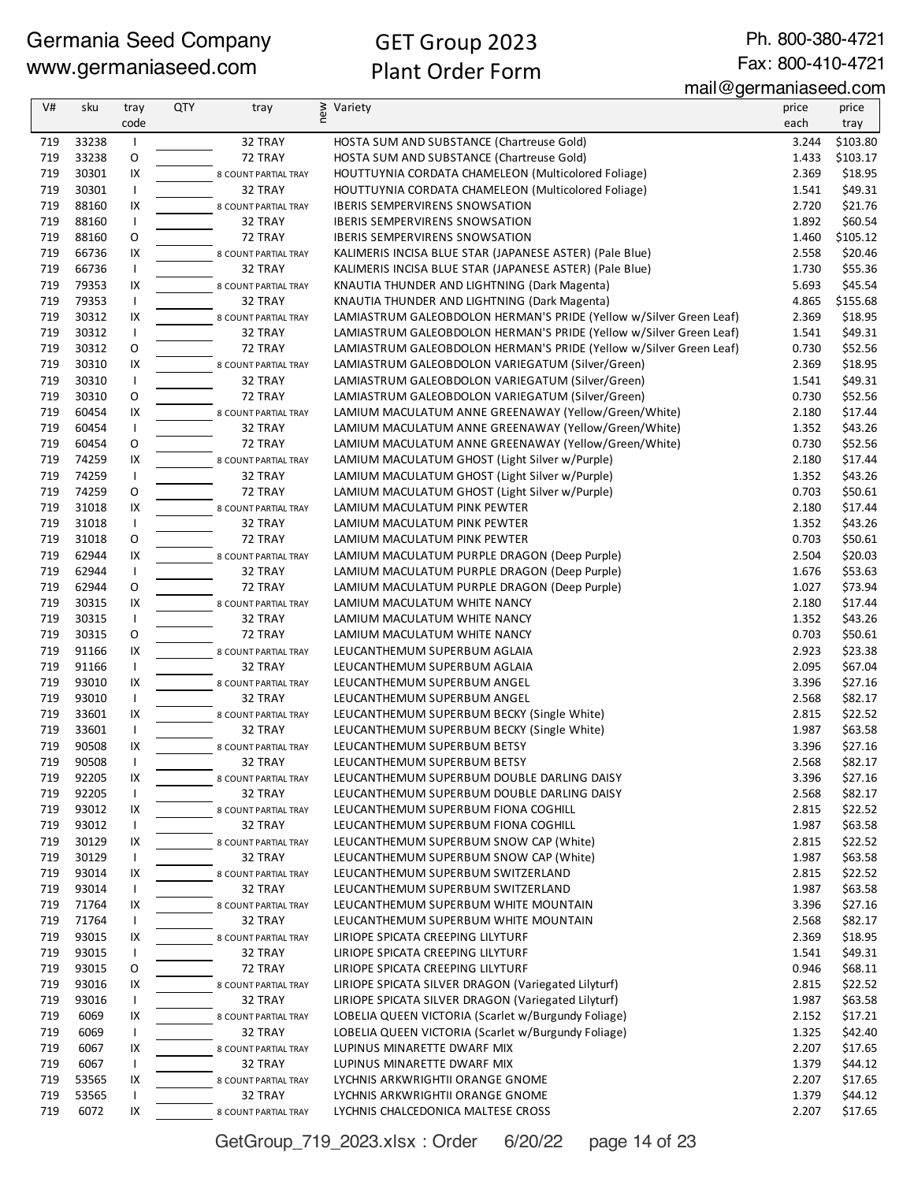Germania Seed Company
www.germaniaseed.com

# GET Group 2023
## Plant Order Form

Ph. 800-380-4721
Fax: 800-410-4721
mail@germaniaseed.com

| V# | sku | tray code | QTY | tray | new | Variety | price each | price tray |
|---|---|---|---|---|---|---|---|---|
| 719 | 33238 | I | | 32 TRAY | | HOSTA SUM AND SUBSTANCE (Chartreuse Gold) | 3.244 | $103.80 |
| 719 | 33238 | O | | 72 TRAY | | HOSTA SUM AND SUBSTANCE (Chartreuse Gold) | 1.433 | $103.17 |
| 719 | 30301 | IX | | 8 COUNT PARTIAL TRAY | | HOUTTUYNIA CORDATA CHAMELEON (Multicolored Foliage) | 2.369 | $18.95 |
| 719 | 30301 | I | | 32 TRAY | | HOUTTUYNIA CORDATA CHAMELEON (Multicolored Foliage) | 1.541 | $49.31 |
| 719 | 88160 | IX | | 8 COUNT PARTIAL TRAY | | IBERIS SEMPERVIRENS SNOWSATION | 2.720 | $21.76 |
| 719 | 88160 | I | | 32 TRAY | | IBERIS SEMPERVIRENS SNOWSATION | 1.892 | $60.54 |
| 719 | 88160 | O | | 72 TRAY | | IBERIS SEMPERVIRENS SNOWSATION | 1.460 | $105.12 |
| 719 | 66736 | IX | | 8 COUNT PARTIAL TRAY | | KALIMERIS INCISA BLUE STAR (JAPANESE ASTER) (Pale Blue) | 2.558 | $20.46 |
| 719 | 66736 | I | | 32 TRAY | | KALIMERIS INCISA BLUE STAR (JAPANESE ASTER) (Pale Blue) | 1.730 | $55.36 |
| 719 | 79353 | IX | | 8 COUNT PARTIAL TRAY | | KNAUTIA THUNDER AND LIGHTNING (Dark Magenta) | 5.693 | $45.54 |
| 719 | 79353 | I | | 32 TRAY | | KNAUTIA THUNDER AND LIGHTNING (Dark Magenta) | 4.865 | $155.68 |
| 719 | 30312 | IX | | 8 COUNT PARTIAL TRAY | | LAMIASTRUM GALEOBDOLON HERMAN'S PRIDE (Yellow w/Silver Green Leaf) | 2.369 | $18.95 |
| 719 | 30312 | I | | 32 TRAY | | LAMIASTRUM GALEOBDOLON HERMAN'S PRIDE (Yellow w/Silver Green Leaf) | 1.541 | $49.31 |
| 719 | 30312 | O | | 72 TRAY | | LAMIASTRUM GALEOBDOLON HERMAN'S PRIDE (Yellow w/Silver Green Leaf) | 0.730 | $52.56 |
| 719 | 30310 | IX | | 8 COUNT PARTIAL TRAY | | LAMIASTRUM GALEOBDOLON VARIEGATUM (Silver/Green) | 2.369 | $18.95 |
| 719 | 30310 | I | | 32 TRAY | | LAMIASTRUM GALEOBDOLON VARIEGATUM (Silver/Green) | 1.541 | $49.31 |
| 719 | 30310 | O | | 72 TRAY | | LAMIASTRUM GALEOBDOLON VARIEGATUM (Silver/Green) | 0.730 | $52.56 |
| 719 | 60454 | IX | | 8 COUNT PARTIAL TRAY | | LAMIUM MACULATUM ANNE GREENAWAY (Yellow/Green/White) | 2.180 | $17.44 |
| 719 | 60454 | I | | 32 TRAY | | LAMIUM MACULATUM ANNE GREENAWAY (Yellow/Green/White) | 1.352 | $43.26 |
| 719 | 60454 | O | | 72 TRAY | | LAMIUM MACULATUM ANNE GREENAWAY (Yellow/Green/White) | 0.730 | $52.56 |
| 719 | 74259 | IX | | 8 COUNT PARTIAL TRAY | | LAMIUM MACULATUM GHOST (Light Silver w/Purple) | 2.180 | $17.44 |
| 719 | 74259 | I | | 32 TRAY | | LAMIUM MACULATUM GHOST (Light Silver w/Purple) | 1.352 | $43.26 |
| 719 | 74259 | O | | 72 TRAY | | LAMIUM MACULATUM GHOST (Light Silver w/Purple) | 0.703 | $50.61 |
| 719 | 31018 | IX | | 8 COUNT PARTIAL TRAY | | LAMIUM MACULATUM PINK PEWTER | 2.180 | $17.44 |
| 719 | 31018 | I | | 32 TRAY | | LAMIUM MACULATUM PINK PEWTER | 1.352 | $43.26 |
| 719 | 31018 | O | | 72 TRAY | | LAMIUM MACULATUM PINK PEWTER | 0.703 | $50.61 |
| 719 | 62944 | IX | | 8 COUNT PARTIAL TRAY | | LAMIUM MACULATUM PURPLE DRAGON (Deep Purple) | 2.504 | $20.03 |
| 719 | 62944 | I | | 32 TRAY | | LAMIUM MACULATUM PURPLE DRAGON (Deep Purple) | 1.676 | $53.63 |
| 719 | 62944 | O | | 72 TRAY | | LAMIUM MACULATUM PURPLE DRAGON (Deep Purple) | 1.027 | $73.94 |
| 719 | 30315 | IX | | 8 COUNT PARTIAL TRAY | | LAMIUM MACULATUM WHITE NANCY | 2.180 | $17.44 |
| 719 | 30315 | I | | 32 TRAY | | LAMIUM MACULATUM WHITE NANCY | 1.352 | $43.26 |
| 719 | 30315 | O | | 72 TRAY | | LAMIUM MACULATUM WHITE NANCY | 0.703 | $50.61 |
| 719 | 91166 | IX | | 8 COUNT PARTIAL TRAY | | LEUCANTHEMUM SUPERBUM AGLAIA | 2.923 | $23.38 |
| 719 | 91166 | I | | 32 TRAY | | LEUCANTHEMUM SUPERBUM AGLAIA | 2.095 | $67.04 |
| 719 | 93010 | IX | | 8 COUNT PARTIAL TRAY | | LEUCANTHEMUM SUPERBUM ANGEL | 3.396 | $27.16 |
| 719 | 93010 | I | | 32 TRAY | | LEUCANTHEMUM SUPERBUM ANGEL | 2.568 | $82.17 |
| 719 | 33601 | IX | | 8 COUNT PARTIAL TRAY | | LEUCANTHEMUM SUPERBUM BECKY (Single White) | 2.815 | $22.52 |
| 719 | 33601 | I | | 32 TRAY | | LEUCANTHEMUM SUPERBUM BECKY (Single White) | 1.987 | $63.58 |
| 719 | 90508 | IX | | 8 COUNT PARTIAL TRAY | | LEUCANTHEMUM SUPERBUM BETSY | 3.396 | $27.16 |
| 719 | 90508 | I | | 32 TRAY | | LEUCANTHEMUM SUPERBUM BETSY | 2.568 | $82.17 |
| 719 | 92205 | IX | | 8 COUNT PARTIAL TRAY | | LEUCANTHEMUM SUPERBUM DOUBLE DARLING DAISY | 3.396 | $27.16 |
| 719 | 92205 | I | | 32 TRAY | | LEUCANTHEMUM SUPERBUM DOUBLE DARLING DAISY | 2.568 | $82.17 |
| 719 | 93012 | IX | | 8 COUNT PARTIAL TRAY | | LEUCANTHEMUM SUPERBUM FIONA COGHILL | 2.815 | $22.52 |
| 719 | 93012 | I | | 32 TRAY | | LEUCANTHEMUM SUPERBUM FIONA COGHILL | 1.987 | $63.58 |
| 719 | 30129 | IX | | 8 COUNT PARTIAL TRAY | | LEUCANTHEMUM SUPERBUM SNOW CAP (White) | 2.815 | $22.52 |
| 719 | 30129 | I | | 32 TRAY | | LEUCANTHEMUM SUPERBUM SNOW CAP (White) | 1.987 | $63.58 |
| 719 | 93014 | IX | | 8 COUNT PARTIAL TRAY | | LEUCANTHEMUM SUPERBUM SWITZERLAND | 2.815 | $22.52 |
| 719 | 93014 | I | | 32 TRAY | | LEUCANTHEMUM SUPERBUM SWITZERLAND | 1.987 | $63.58 |
| 719 | 71764 | IX | | 8 COUNT PARTIAL TRAY | | LEUCANTHEMUM SUPERBUM WHITE MOUNTAIN | 3.396 | $27.16 |
| 719 | 71764 | I | | 32 TRAY | | LEUCANTHEMUM SUPERBUM WHITE MOUNTAIN | 2.568 | $82.17 |
| 719 | 93015 | IX | | 8 COUNT PARTIAL TRAY | | LIRIOPE SPICATA CREEPING LILYTURF | 2.369 | $18.95 |
| 719 | 93015 | I | | 32 TRAY | | LIRIOPE SPICATA CREEPING LILYTURF | 1.541 | $49.31 |
| 719 | 93015 | O | | 72 TRAY | | LIRIOPE SPICATA CREEPING LILYTURF | 0.946 | $68.11 |
| 719 | 93016 | IX | | 8 COUNT PARTIAL TRAY | | LIRIOPE SPICATA SILVER DRAGON (Variegated Lilyturf) | 2.815 | $22.52 |
| 719 | 93016 | I | | 32 TRAY | | LIRIOPE SPICATA SILVER DRAGON (Variegated Lilyturf) | 1.987 | $63.58 |
| 719 | 6069 | IX | | 8 COUNT PARTIAL TRAY | | LOBELIA QUEEN VICTORIA (Scarlet w/Burgundy Foliage) | 2.152 | $17.21 |
| 719 | 6069 | I | | 32 TRAY | | LOBELIA QUEEN VICTORIA (Scarlet w/Burgundy Foliage) | 1.325 | $42.40 |
| 719 | 6067 | IX | | 8 COUNT PARTIAL TRAY | | LUPINUS MINARETTE DWARF MIX | 2.207 | $17.65 |
| 719 | 6067 | I | | 32 TRAY | | LUPINUS MINARETTE DWARF MIX | 1.379 | $44.12 |
| 719 | 53565 | IX | | 8 COUNT PARTIAL TRAY | | LYCHNIS ARKWRIGHTII ORANGE GNOME | 2.207 | $17.65 |
| 719 | 53565 | I | | 32 TRAY | | LYCHNIS ARKWRIGHTII ORANGE GNOME | 1.379 | $44.12 |
| 719 | 6072 | IX | | 8 COUNT PARTIAL TRAY | | LYCHNIS CHALCEDONICA MALTESE CROSS | 2.207 | $17.65 |

GetGroup_719_2023.xlsx : Order 6/20/22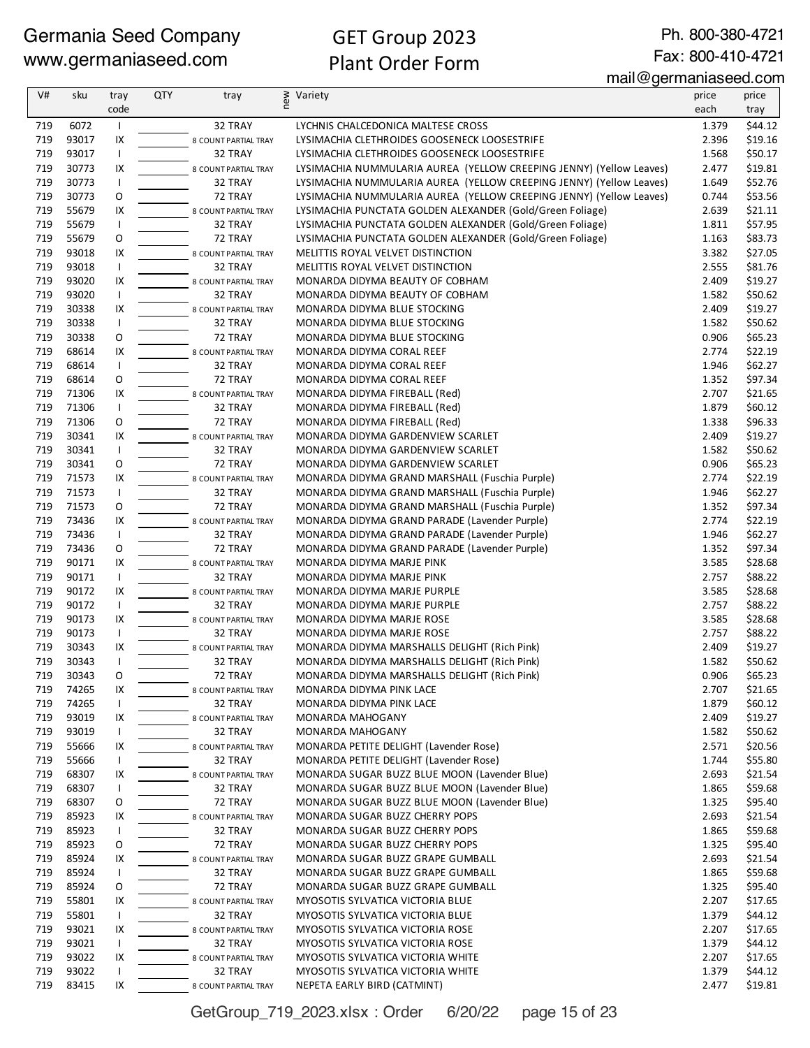Germania Seed Company
www.germaniaseed.com

# GET Group 2023
## Plant Order Form

Ph. 800-380-4721
Fax: 800-410-4721
mail@germaniaseed.com

| V# | sku | tray code | QTY | tray | new | Variety | price each | price tray |
|---|---|---|---|---|---|---|---|---|
| 719 | 6072 | I | | 32 TRAY | | LYCHNIS CHALCEDONICA MALTESE CROSS | 1.379 | $44.12 |
| 719 | 93017 | IX | | 8 COUNT PARTIAL TRAY | | LYSIMACHIA CLETHROIDES GOOSENECK LOOSESTRIFE | 2.396 | $19.16 |
| 719 | 93017 | I | | 32 TRAY | | LYSIMACHIA CLETHROIDES GOOSENECK LOOSESTRIFE | 1.568 | $50.17 |
| 719 | 30773 | IX | | 8 COUNT PARTIAL TRAY | | LYSIMACHIA NUMMULARIA AUREA (YELLOW CREEPING JENNY) (Yellow Leaves) | 2.477 | $19.81 |
| 719 | 30773 | I | | 32 TRAY | | LYSIMACHIA NUMMULARIA AUREA (YELLOW CREEPING JENNY) (Yellow Leaves) | 1.649 | $52.76 |
| 719 | 30773 | O | | 72 TRAY | | LYSIMACHIA NUMMULARIA AUREA (YELLOW CREEPING JENNY) (Yellow Leaves) | 0.744 | $53.56 |
| 719 | 55679 | IX | | 8 COUNT PARTIAL TRAY | | LYSIMACHIA PUNCTATA GOLDEN ALEXANDER (Gold/Green Foliage) | 2.639 | $21.11 |
| 719 | 55679 | I | | 32 TRAY | | LYSIMACHIA PUNCTATA GOLDEN ALEXANDER (Gold/Green Foliage) | 1.811 | $57.95 |
| 719 | 55679 | O | | 72 TRAY | | LYSIMACHIA PUNCTATA GOLDEN ALEXANDER (Gold/Green Foliage) | 1.163 | $83.73 |
| 719 | 93018 | IX | | 8 COUNT PARTIAL TRAY | | MELITTIS ROYAL VELVET DISTINCTION | 3.382 | $27.05 |
| 719 | 93018 | I | | 32 TRAY | | MELITTIS ROYAL VELVET DISTINCTION | 2.555 | $81.76 |
| 719 | 93020 | IX | | 8 COUNT PARTIAL TRAY | | MONARDA DIDYMA BEAUTY OF COBHAM | 2.409 | $19.27 |
| 719 | 93020 | I | | 32 TRAY | | MONARDA DIDYMA BEAUTY OF COBHAM | 1.582 | $50.62 |
| 719 | 30338 | IX | | 8 COUNT PARTIAL TRAY | | MONARDA DIDYMA BLUE STOCKING | 2.409 | $19.27 |
| 719 | 30338 | I | | 32 TRAY | | MONARDA DIDYMA BLUE STOCKING | 1.582 | $50.62 |
| 719 | 30338 | O | | 72 TRAY | | MONARDA DIDYMA BLUE STOCKING | 0.906 | $65.23 |
| 719 | 68614 | IX | | 8 COUNT PARTIAL TRAY | | MONARDA DIDYMA CORAL REEF | 2.774 | $22.19 |
| 719 | 68614 | I | | 32 TRAY | | MONARDA DIDYMA CORAL REEF | 1.946 | $62.27 |
| 719 | 68614 | O | | 72 TRAY | | MONARDA DIDYMA CORAL REEF | 1.352 | $97.34 |
| 719 | 71306 | IX | | 8 COUNT PARTIAL TRAY | | MONARDA DIDYMA FIREBALL (Red) | 2.707 | $21.65 |
| 719 | 71306 | I | | 32 TRAY | | MONARDA DIDYMA FIREBALL (Red) | 1.879 | $60.12 |
| 719 | 71306 | O | | 72 TRAY | | MONARDA DIDYMA FIREBALL (Red) | 1.338 | $96.33 |
| 719 | 30341 | IX | | 8 COUNT PARTIAL TRAY | | MONARDA DIDYMA GARDENVIEW SCARLET | 2.409 | $19.27 |
| 719 | 30341 | I | | 32 TRAY | | MONARDA DIDYMA GARDENVIEW SCARLET | 1.582 | $50.62 |
| 719 | 30341 | O | | 72 TRAY | | MONARDA DIDYMA GARDENVIEW SCARLET | 0.906 | $65.23 |
| 719 | 71573 | IX | | 8 COUNT PARTIAL TRAY | | MONARDA DIDYMA GRAND MARSHALL (Fuschia Purple) | 2.774 | $22.19 |
| 719 | 71573 | I | | 32 TRAY | | MONARDA DIDYMA GRAND MARSHALL (Fuschia Purple) | 1.946 | $62.27 |
| 719 | 71573 | O | | 72 TRAY | | MONARDA DIDYMA GRAND MARSHALL (Fuschia Purple) | 1.352 | $97.34 |
| 719 | 73436 | IX | | 8 COUNT PARTIAL TRAY | | MONARDA DIDYMA GRAND PARADE (Lavender Purple) | 2.774 | $22.19 |
| 719 | 73436 | I | | 32 TRAY | | MONARDA DIDYMA GRAND PARADE (Lavender Purple) | 1.946 | $62.27 |
| 719 | 73436 | O | | 72 TRAY | | MONARDA DIDYMA GRAND PARADE (Lavender Purple) | 1.352 | $97.34 |
| 719 | 90171 | IX | | 8 COUNT PARTIAL TRAY | | MONARDA DIDYMA MARJE PINK | 3.585 | $28.68 |
| 719 | 90171 | I | | 32 TRAY | | MONARDA DIDYMA MARJE PINK | 2.757 | $88.22 |
| 719 | 90172 | IX | | 8 COUNT PARTIAL TRAY | | MONARDA DIDYMA MARJE PURPLE | 3.585 | $28.68 |
| 719 | 90172 | I | | 32 TRAY | | MONARDA DIDYMA MARJE PURPLE | 2.757 | $88.22 |
| 719 | 90173 | IX | | 8 COUNT PARTIAL TRAY | | MONARDA DIDYMA MARJE ROSE | 3.585 | $28.68 |
| 719 | 90173 | I | | 32 TRAY | | MONARDA DIDYMA MARJE ROSE | 2.757 | $88.22 |
| 719 | 30343 | IX | | 8 COUNT PARTIAL TRAY | | MONARDA DIDYMA MARSHALLS DELIGHT (Rich Pink) | 2.409 | $19.27 |
| 719 | 30343 | I | | 32 TRAY | | MONARDA DIDYMA MARSHALLS DELIGHT (Rich Pink) | 1.582 | $50.62 |
| 719 | 30343 | O | | 72 TRAY | | MONARDA DIDYMA MARSHALLS DELIGHT (Rich Pink) | 0.906 | $65.23 |
| 719 | 74265 | IX | | 8 COUNT PARTIAL TRAY | | MONARDA DIDYMA PINK LACE | 2.707 | $21.65 |
| 719 | 74265 | I | | 32 TRAY | | MONARDA DIDYMA PINK LACE | 1.879 | $60.12 |
| 719 | 93019 | IX | | 8 COUNT PARTIAL TRAY | | MONARDA MAHOGANY | 2.409 | $19.27 |
| 719 | 93019 | I | | 32 TRAY | | MONARDA MAHOGANY | 1.582 | $50.62 |
| 719 | 55666 | IX | | 8 COUNT PARTIAL TRAY | | MONARDA PETITE DELIGHT (Lavender Rose) | 2.571 | $20.56 |
| 719 | 55666 | I | | 32 TRAY | | MONARDA PETITE DELIGHT (Lavender Rose) | 1.744 | $55.80 |
| 719 | 68307 | IX | | 8 COUNT PARTIAL TRAY | | MONARDA SUGAR BUZZ BLUE MOON (Lavender Blue) | 2.693 | $21.54 |
| 719 | 68307 | I | | 32 TRAY | | MONARDA SUGAR BUZZ BLUE MOON (Lavender Blue) | 1.865 | $59.68 |
| 719 | 68307 | O | | 72 TRAY | | MONARDA SUGAR BUZZ BLUE MOON (Lavender Blue) | 1.325 | $95.40 |
| 719 | 85923 | IX | | 8 COUNT PARTIAL TRAY | | MONARDA SUGAR BUZZ CHERRY POPS | 2.693 | $21.54 |
| 719 | 85923 | I | | 32 TRAY | | MONARDA SUGAR BUZZ CHERRY POPS | 1.865 | $59.68 |
| 719 | 85923 | O | | 72 TRAY | | MONARDA SUGAR BUZZ CHERRY POPS | 1.325 | $95.40 |
| 719 | 85924 | IX | | 8 COUNT PARTIAL TRAY | | MONARDA SUGAR BUZZ GRAPE GUMBALL | 2.693 | $21.54 |
| 719 | 85924 | I | | 32 TRAY | | MONARDA SUGAR BUZZ GRAPE GUMBALL | 1.865 | $59.68 |
| 719 | 85924 | O | | 72 TRAY | | MONARDA SUGAR BUZZ GRAPE GUMBALL | 1.325 | $95.40 |
| 719 | 55801 | IX | | 8 COUNT PARTIAL TRAY | | MYOSOTIS SYLVATICA VICTORIA BLUE | 2.207 | $17.65 |
| 719 | 55801 | I | | 32 TRAY | | MYOSOTIS SYLVATICA VICTORIA BLUE | 1.379 | $44.12 |
| 719 | 93021 | IX | | 8 COUNT PARTIAL TRAY | | MYOSOTIS SYLVATICA VICTORIA ROSE | 2.207 | $17.65 |
| 719 | 93021 | I | | 32 TRAY | | MYOSOTIS SYLVATICA VICTORIA ROSE | 1.379 | $44.12 |
| 719 | 93022 | IX | | 8 COUNT PARTIAL TRAY | | MYOSOTIS SYLVATICA VICTORIA WHITE | 2.207 | $17.65 |
| 719 | 93022 | I | | 32 TRAY | | MYOSOTIS SYLVATICA VICTORIA WHITE | 1.379 | $44.12 |
| 719 | 83415 | IX | | 8 COUNT PARTIAL TRAY | | NEPETA EARLY BIRD (CATMINT) | 2.477 | $19.81 |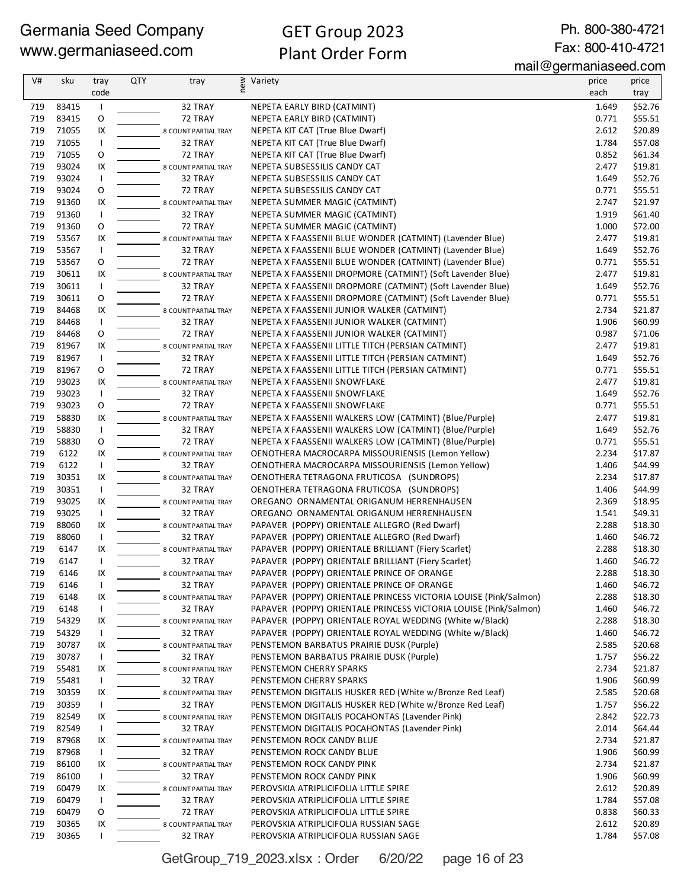Germania Seed Company
www.germaniaseed.com

# GET Group 2023
## Plant Order Form

Ph. 800-380-4721
Fax: 800-410-4721
mail@germaniaseed.com

| V# | sku | tray code | QTY | tray | new | Variety | price each | price tray |
|---|---|---|---|---|---|---|---|---|
| 719 | 83415 | I | | 32 TRAY | | NEPETA EARLY BIRD (CATMINT) | 1.649 | $52.76 |
| 719 | 83415 | O | | 72 TRAY | | NEPETA EARLY BIRD (CATMINT) | 0.771 | $55.51 |
| 719 | 71055 | IX | | 8 COUNT PARTIAL TRAY | | NEPETA KIT CAT (True Blue Dwarf) | 2.612 | $20.89 |
| 719 | 71055 | I | | 32 TRAY | | NEPETA KIT CAT (True Blue Dwarf) | 1.784 | $57.08 |
| 719 | 71055 | O | | 72 TRAY | | NEPETA KIT CAT (True Blue Dwarf) | 0.852 | $61.34 |
| 719 | 93024 | IX | | 8 COUNT PARTIAL TRAY | | NEPETA SUBSESSILIS CANDY CAT | 2.477 | $19.81 |
| 719 | 93024 | I | | 32 TRAY | | NEPETA SUBSESSILIS CANDY CAT | 1.649 | $52.76 |
| 719 | 93024 | O | | 72 TRAY | | NEPETA SUBSESSILIS CANDY CAT | 0.771 | $55.51 |
| 719 | 91360 | IX | | 8 COUNT PARTIAL TRAY | | NEPETA SUMMER MAGIC (CATMINT) | 2.747 | $21.97 |
| 719 | 91360 | I | | 32 TRAY | | NEPETA SUMMER MAGIC (CATMINT) | 1.919 | $61.40 |
| 719 | 91360 | O | | 72 TRAY | | NEPETA SUMMER MAGIC (CATMINT) | 1.000 | $72.00 |
| 719 | 53567 | IX | | 8 COUNT PARTIAL TRAY | | NEPETA X FAASSENII BLUE WONDER (CATMINT) (Lavender Blue) | 2.477 | $19.81 |
| 719 | 53567 | I | | 32 TRAY | | NEPETA X FAASSENII BLUE WONDER (CATMINT) (Lavender Blue) | 1.649 | $52.76 |
| 719 | 53567 | O | | 72 TRAY | | NEPETA X FAASSENII BLUE WONDER (CATMINT) (Lavender Blue) | 0.771 | $55.51 |
| 719 | 30611 | IX | | 8 COUNT PARTIAL TRAY | | NEPETA X FAASSENII DROPMORE (CATMINT) (Soft Lavender Blue) | 2.477 | $19.81 |
| 719 | 30611 | I | | 32 TRAY | | NEPETA X FAASSENII DROPMORE (CATMINT) (Soft Lavender Blue) | 1.649 | $52.76 |
| 719 | 30611 | O | | 72 TRAY | | NEPETA X FAASSENII DROPMORE (CATMINT) (Soft Lavender Blue) | 0.771 | $55.51 |
| 719 | 84468 | IX | | 8 COUNT PARTIAL TRAY | | NEPETA X FAASSENII JUNIOR WALKER (CATMINT) | 2.734 | $21.87 |
| 719 | 84468 | I | | 32 TRAY | | NEPETA X FAASSENII JUNIOR WALKER (CATMINT) | 1.906 | $60.99 |
| 719 | 84468 | O | | 72 TRAY | | NEPETA X FAASSENII JUNIOR WALKER (CATMINT) | 0.987 | $71.06 |
| 719 | 81967 | IX | | 8 COUNT PARTIAL TRAY | | NEPETA X FAASSENII LITTLE TITCH (PERSIAN CATMINT) | 2.477 | $19.81 |
| 719 | 81967 | I | | 32 TRAY | | NEPETA X FAASSENII LITTLE TITCH (PERSIAN CATMINT) | 1.649 | $52.76 |
| 719 | 81967 | O | | 72 TRAY | | NEPETA X FAASSENII LITTLE TITCH (PERSIAN CATMINT) | 0.771 | $55.51 |
| 719 | 93023 | IX | | 8 COUNT PARTIAL TRAY | | NEPETA X FAASSENII SNOWFLAKE | 2.477 | $19.81 |
| 719 | 93023 | I | | 32 TRAY | | NEPETA X FAASSENII SNOWFLAKE | 1.649 | $52.76 |
| 719 | 93023 | O | | 72 TRAY | | NEPETA X FAASSENII SNOWFLAKE | 0.771 | $55.51 |
| 719 | 58830 | IX | | 8 COUNT PARTIAL TRAY | | NEPETA X FAASSENII WALKERS LOW (CATMINT) (Blue/Purple) | 2.477 | $19.81 |
| 719 | 58830 | I | | 32 TRAY | | NEPETA X FAASSENII WALKERS LOW (CATMINT) (Blue/Purple) | 1.649 | $52.76 |
| 719 | 58830 | O | | 72 TRAY | | NEPETA X FAASSENII WALKERS LOW (CATMINT) (Blue/Purple) | 0.771 | $55.51 |
| 719 | 6122 | IX | | 8 COUNT PARTIAL TRAY | | OENOTHERA MACROCARPA MISSOURIENSIS (Lemon Yellow) | 2.234 | $17.87 |
| 719 | 6122 | I | | 32 TRAY | | OENOTHERA MACROCARPA MISSOURIENSIS (Lemon Yellow) | 1.406 | $44.99 |
| 719 | 30351 | IX | | 8 COUNT PARTIAL TRAY | | OENOTHERA TETRAGONA FRUTICOSA (SUNDROPS) | 2.234 | $17.87 |
| 719 | 30351 | I | | 32 TRAY | | OENOTHERA TETRAGONA FRUTICOSA (SUNDROPS) | 1.406 | $44.99 |
| 719 | 93025 | IX | | 8 COUNT PARTIAL TRAY | | OREGANO ORNAMENTAL ORIGANUM HERRENHAUSEN | 2.369 | $18.95 |
| 719 | 93025 | I | | 32 TRAY | | OREGANO ORNAMENTAL ORIGANUM HERRENHAUSEN | 1.541 | $49.31 |
| 719 | 88060 | IX | | 8 COUNT PARTIAL TRAY | | PAPAVER (POPPY) ORIENTALE ALLEGRO (Red Dwarf) | 2.288 | $18.30 |
| 719 | 88060 | I | | 32 TRAY | | PAPAVER (POPPY) ORIENTALE ALLEGRO (Red Dwarf) | 1.460 | $46.72 |
| 719 | 6147 | IX | | 8 COUNT PARTIAL TRAY | | PAPAVER (POPPY) ORIENTALE BRILLIANT (Fiery Scarlet) | 2.288 | $18.30 |
| 719 | 6147 | I | | 32 TRAY | | PAPAVER (POPPY) ORIENTALE BRILLIANT (Fiery Scarlet) | 1.460 | $46.72 |
| 719 | 6146 | IX | | 8 COUNT PARTIAL TRAY | | PAPAVER (POPPY) ORIENTALE PRINCE OF ORANGE | 2.288 | $18.30 |
| 719 | 6146 | I | | 32 TRAY | | PAPAVER (POPPY) ORIENTALE PRINCE OF ORANGE | 1.460 | $46.72 |
| 719 | 6148 | IX | | 8 COUNT PARTIAL TRAY | | PAPAVER (POPPY) ORIENTALE PRINCESS VICTORIA LOUISE (Pink/Salmon) | 2.288 | $18.30 |
| 719 | 6148 | I | | 32 TRAY | | PAPAVER (POPPY) ORIENTALE PRINCESS VICTORIA LOUISE (Pink/Salmon) | 1.460 | $46.72 |
| 719 | 54329 | IX | | 8 COUNT PARTIAL TRAY | | PAPAVER (POPPY) ORIENTALE ROYAL WEDDING (White w/Black) | 2.288 | $18.30 |
| 719 | 54329 | I | | 32 TRAY | | PAPAVER (POPPY) ORIENTALE ROYAL WEDDING (White w/Black) | 1.460 | $46.72 |
| 719 | 30787 | IX | | 8 COUNT PARTIAL TRAY | | PENSTEMON BARBATUS PRAIRIE DUSK (Purple) | 2.585 | $20.68 |
| 719 | 30787 | I | | 32 TRAY | | PENSTEMON BARBATUS PRAIRIE DUSK (Purple) | 1.757 | $56.22 |
| 719 | 55481 | IX | | 8 COUNT PARTIAL TRAY | | PENSTEMON CHERRY SPARKS | 2.734 | $21.87 |
| 719 | 55481 | I | | 32 TRAY | | PENSTEMON CHERRY SPARKS | 1.906 | $60.99 |
| 719 | 30359 | IX | | 8 COUNT PARTIAL TRAY | | PENSTEMON DIGITALIS HUSKER RED (White w/Bronze Red Leaf) | 2.585 | $20.68 |
| 719 | 30359 | I | | 32 TRAY | | PENSTEMON DIGITALIS HUSKER RED (White w/Bronze Red Leaf) | 1.757 | $56.22 |
| 719 | 82549 | IX | | 8 COUNT PARTIAL TRAY | | PENSTEMON DIGITALIS POCAHONTAS (Lavender Pink) | 2.842 | $22.73 |
| 719 | 82549 | I | | 32 TRAY | | PENSTEMON DIGITALIS POCAHONTAS (Lavender Pink) | 2.014 | $64.44 |
| 719 | 87968 | IX | | 8 COUNT PARTIAL TRAY | | PENSTEMON ROCK CANDY BLUE | 2.734 | $21.87 |
| 719 | 87968 | I | | 32 TRAY | | PENSTEMON ROCK CANDY BLUE | 1.906 | $60.99 |
| 719 | 86100 | IX | | 8 COUNT PARTIAL TRAY | | PENSTEMON ROCK CANDY PINK | 2.734 | $21.87 |
| 719 | 86100 | I | | 32 TRAY | | PENSTEMON ROCK CANDY PINK | 1.906 | $60.99 |
| 719 | 60479 | IX | | 8 COUNT PARTIAL TRAY | | PEROVSKIA ATRIPLICIFOLIA LITTLE SPIRE | 2.612 | $20.89 |
| 719 | 60479 | I | | 32 TRAY | | PEROVSKIA ATRIPLICIFOLIA LITTLE SPIRE | 1.784 | $57.08 |
| 719 | 60479 | O | | 72 TRAY | | PEROVSKIA ATRIPLICIFOLIA LITTLE SPIRE | 0.838 | $60.33 |
| 719 | 30365 | IX | | 8 COUNT PARTIAL TRAY | | PEROVSKIA ATRIPLICIFOLIA RUSSIAN SAGE | 2.612 | $20.89 |
| 719 | 30365 | I | | 32 TRAY | | PEROVSKIA ATRIPLICIFOLIA RUSSIAN SAGE | 1.784 | $57.08 |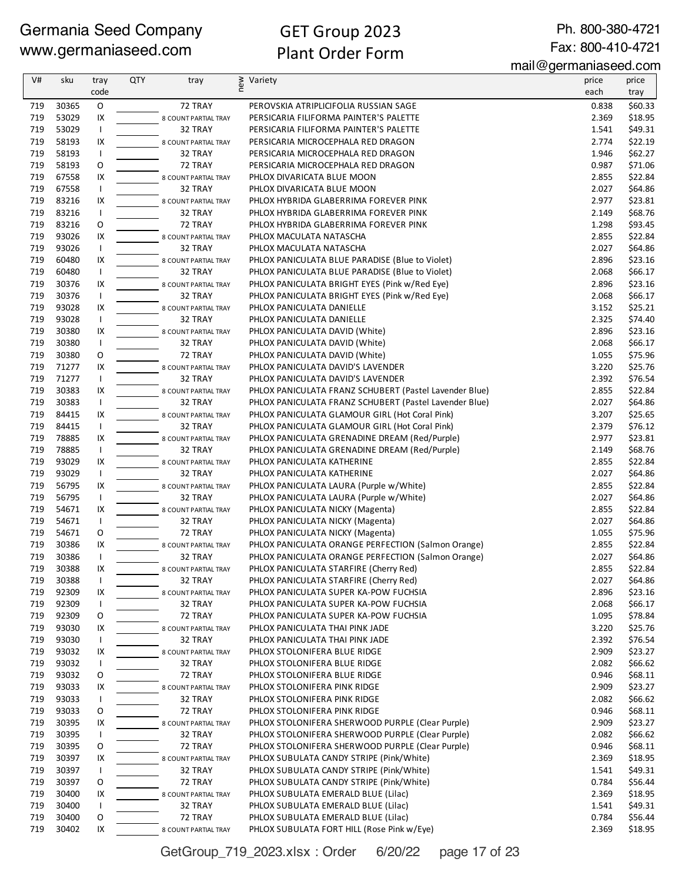Germania Seed Company
www.germaniaseed.com

# GET Group 2023
## Plant Order Form

Ph. 800-380-4721
Fax: 800-410-4721
mail@germaniaseed.com

| V# | sku | tray code | QTY | tray | new | Variety | price each | price tray |
|---|---|---|---|---|---|---|---|---|
| 719 | 30365 | O | | 72 TRAY | | PEROVSKIA ATRIPLICIFOLIA RUSSIAN SAGE | 0.838 | $60.33 |
| 719 | 53029 | IX | | 8 COUNT PARTIAL TRAY | | PERSICARIA FILIFORMA PAINTER'S PALETTE | 2.369 | $18.95 |
| 719 | 53029 | I | | 32 TRAY | | PERSICARIA FILIFORMA PAINTER'S PALETTE | 1.541 | $49.31 |
| 719 | 58193 | IX | | 8 COUNT PARTIAL TRAY | | PERSICARIA MICROCEPHALA RED DRAGON | 2.774 | $22.19 |
| 719 | 58193 | I | | 32 TRAY | | PERSICARIA MICROCEPHALA RED DRAGON | 1.946 | $62.27 |
| 719 | 58193 | O | | 72 TRAY | | PERSICARIA MICROCEPHALA RED DRAGON | 0.987 | $71.06 |
| 719 | 67558 | IX | | 8 COUNT PARTIAL TRAY | | PHLOX DIVARICATA BLUE MOON | 2.855 | $22.84 |
| 719 | 67558 | I | | 32 TRAY | | PHLOX DIVARICATA BLUE MOON | 2.027 | $64.86 |
| 719 | 83216 | IX | | 8 COUNT PARTIAL TRAY | | PHLOX HYBRIDA GLABERRIMA FOREVER PINK | 2.977 | $23.81 |
| 719 | 83216 | I | | 32 TRAY | | PHLOX HYBRIDA GLABERRIMA FOREVER PINK | 2.149 | $68.76 |
| 719 | 83216 | O | | 72 TRAY | | PHLOX HYBRIDA GLABERRIMA FOREVER PINK | 1.298 | $93.45 |
| 719 | 93026 | IX | | 8 COUNT PARTIAL TRAY | | PHLOX MACULATA NATASCHA | 2.855 | $22.84 |
| 719 | 93026 | I | | 32 TRAY | | PHLOX MACULATA NATASCHA | 2.027 | $64.86 |
| 719 | 60480 | IX | | 8 COUNT PARTIAL TRAY | | PHLOX PANICULATA BLUE PARADISE (Blue to Violet) | 2.896 | $23.16 |
| 719 | 60480 | I | | 32 TRAY | | PHLOX PANICULATA BLUE PARADISE (Blue to Violet) | 2.068 | $66.17 |
| 719 | 30376 | IX | | 8 COUNT PARTIAL TRAY | | PHLOX PANICULATA BRIGHT EYES (Pink w/Red Eye) | 2.896 | $23.16 |
| 719 | 30376 | I | | 32 TRAY | | PHLOX PANICULATA BRIGHT EYES (Pink w/Red Eye) | 2.068 | $66.17 |
| 719 | 93028 | IX | | 8 COUNT PARTIAL TRAY | | PHLOX PANICULATA DANIELLE | 3.152 | $25.21 |
| 719 | 93028 | I | | 32 TRAY | | PHLOX PANICULATA DANIELLE | 2.325 | $74.40 |
| 719 | 30380 | IX | | 8 COUNT PARTIAL TRAY | | PHLOX PANICULATA DAVID (White) | 2.896 | $23.16 |
| 719 | 30380 | I | | 32 TRAY | | PHLOX PANICULATA DAVID (White) | 2.068 | $66.17 |
| 719 | 30380 | O | | 72 TRAY | | PHLOX PANICULATA DAVID (White) | 1.055 | $75.96 |
| 719 | 71277 | IX | | 8 COUNT PARTIAL TRAY | | PHLOX PANICULATA DAVID'S LAVENDER | 3.220 | $25.76 |
| 719 | 71277 | I | | 32 TRAY | | PHLOX PANICULATA DAVID'S LAVENDER | 2.392 | $76.54 |
| 719 | 30383 | IX | | 8 COUNT PARTIAL TRAY | | PHLOX PANICULATA FRANZ SCHUBERT (Pastel Lavender Blue) | 2.855 | $22.84 |
| 719 | 30383 | I | | 32 TRAY | | PHLOX PANICULATA FRANZ SCHUBERT (Pastel Lavender Blue) | 2.027 | $64.86 |
| 719 | 84415 | IX | | 8 COUNT PARTIAL TRAY | | PHLOX PANICULATA GLAMOUR GIRL (Hot Coral Pink) | 3.207 | $25.65 |
| 719 | 84415 | I | | 32 TRAY | | PHLOX PANICULATA GLAMOUR GIRL (Hot Coral Pink) | 2.379 | $76.12 |
| 719 | 78885 | IX | | 8 COUNT PARTIAL TRAY | | PHLOX PANICULATA GRENADINE DREAM (Red/Purple) | 2.977 | $23.81 |
| 719 | 78885 | I | | 32 TRAY | | PHLOX PANICULATA GRENADINE DREAM (Red/Purple) | 2.149 | $68.76 |
| 719 | 93029 | IX | | 8 COUNT PARTIAL TRAY | | PHLOX PANICULATA KATHERINE | 2.855 | $22.84 |
| 719 | 93029 | I | | 32 TRAY | | PHLOX PANICULATA KATHERINE | 2.027 | $64.86 |
| 719 | 56795 | IX | | 8 COUNT PARTIAL TRAY | | PHLOX PANICULATA LAURA (Purple w/White) | 2.855 | $22.84 |
| 719 | 56795 | I | | 32 TRAY | | PHLOX PANICULATA LAURA (Purple w/White) | 2.027 | $64.86 |
| 719 | 54671 | IX | | 8 COUNT PARTIAL TRAY | | PHLOX PANICULATA NICKY (Magenta) | 2.855 | $22.84 |
| 719 | 54671 | I | | 32 TRAY | | PHLOX PANICULATA NICKY (Magenta) | 2.027 | $64.86 |
| 719 | 54671 | O | | 72 TRAY | | PHLOX PANICULATA NICKY (Magenta) | 1.055 | $75.96 |
| 719 | 30386 | IX | | 8 COUNT PARTIAL TRAY | | PHLOX PANICULATA ORANGE PERFECTION (Salmon Orange) | 2.855 | $22.84 |
| 719 | 30386 | I | | 32 TRAY | | PHLOX PANICULATA ORANGE PERFECTION (Salmon Orange) | 2.027 | $64.86 |
| 719 | 30388 | IX | | 8 COUNT PARTIAL TRAY | | PHLOX PANICULATA STARFIRE (Cherry Red) | 2.855 | $22.84 |
| 719 | 30388 | I | | 32 TRAY | | PHLOX PANICULATA STARFIRE (Cherry Red) | 2.027 | $64.86 |
| 719 | 92309 | IX | | 8 COUNT PARTIAL TRAY | | PHLOX PANICULATA SUPER KA-POW FUCHSIA | 2.896 | $23.16 |
| 719 | 92309 | I | | 32 TRAY | | PHLOX PANICULATA SUPER KA-POW FUCHSIA | 2.068 | $66.17 |
| 719 | 92309 | O | | 72 TRAY | | PHLOX PANICULATA SUPER KA-POW FUCHSIA | 1.095 | $78.84 |
| 719 | 93030 | IX | | 8 COUNT PARTIAL TRAY | | PHLOX PANICULATA THAI PINK JADE | 3.220 | $25.76 |
| 719 | 93030 | I | | 32 TRAY | | PHLOX PANICULATA THAI PINK JADE | 2.392 | $76.54 |
| 719 | 93032 | IX | | 8 COUNT PARTIAL TRAY | | PHLOX STOLONIFERA BLUE RIDGE | 2.909 | $23.27 |
| 719 | 93032 | I | | 32 TRAY | | PHLOX STOLONIFERA BLUE RIDGE | 2.082 | $66.62 |
| 719 | 93032 | O | | 72 TRAY | | PHLOX STOLONIFERA BLUE RIDGE | 0.946 | $68.11 |
| 719 | 93033 | IX | | 8 COUNT PARTIAL TRAY | | PHLOX STOLONIFERA PINK RIDGE | 2.909 | $23.27 |
| 719 | 93033 | I | | 32 TRAY | | PHLOX STOLONIFERA PINK RIDGE | 2.082 | $66.62 |
| 719 | 93033 | O | | 72 TRAY | | PHLOX STOLONIFERA PINK RIDGE | 0.946 | $68.11 |
| 719 | 30395 | IX | | 8 COUNT PARTIAL TRAY | | PHLOX STOLONIFERA SHERWOOD PURPLE (Clear Purple) | 2.909 | $23.27 |
| 719 | 30395 | I | | 32 TRAY | | PHLOX STOLONIFERA SHERWOOD PURPLE (Clear Purple) | 2.082 | $66.62 |
| 719 | 30395 | O | | 72 TRAY | | PHLOX STOLONIFERA SHERWOOD PURPLE (Clear Purple) | 0.946 | $68.11 |
| 719 | 30397 | IX | | 8 COUNT PARTIAL TRAY | | PHLOX SUBULATA CANDY STRIPE (Pink/White) | 2.369 | $18.95 |
| 719 | 30397 | I | | 32 TRAY | | PHLOX SUBULATA CANDY STRIPE (Pink/White) | 1.541 | $49.31 |
| 719 | 30397 | O | | 72 TRAY | | PHLOX SUBULATA CANDY STRIPE (Pink/White) | 0.784 | $56.44 |
| 719 | 30400 | IX | | 8 COUNT PARTIAL TRAY | | PHLOX SUBULATA EMERALD BLUE (Lilac) | 2.369 | $18.95 |
| 719 | 30400 | I | | 32 TRAY | | PHLOX SUBULATA EMERALD BLUE (Lilac) | 1.541 | $49.31 |
| 719 | 30400 | O | | 72 TRAY | | PHLOX SUBULATA EMERALD BLUE (Lilac) | 0.784 | $56.44 |
| 719 | 30402 | IX | | 8 COUNT PARTIAL TRAY | | PHLOX SUBULATA FORT HILL (Rose Pink w/Eye) | 2.369 | $18.95 |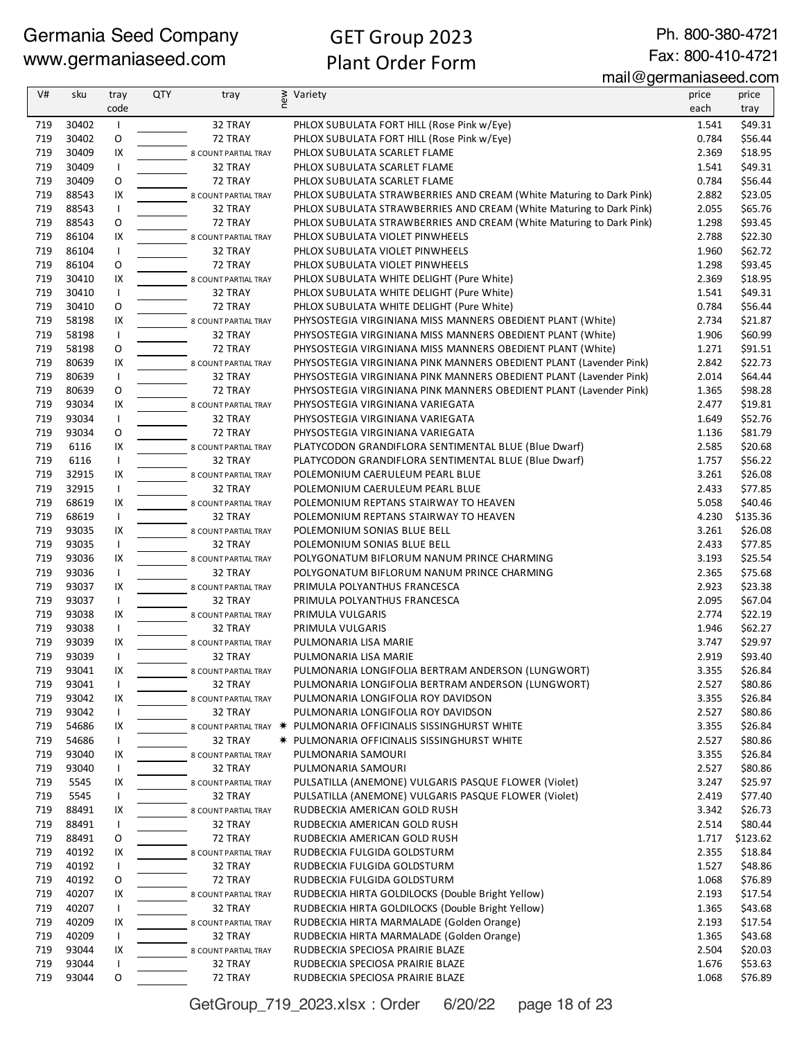Germania Seed Company
www.germaniaseed.com

GET Group 2023
Plant Order Form

Ph. 800-380-4721
Fax: 800-410-4721
mail@germaniaseed.com

| V# | sku | tray code | QTY | tray | new | Variety | price each | price tray |
|---|---|---|---|---|---|---|---|---|
| 719 | 30402 | I | | 32 TRAY | | PHLOX SUBULATA FORT HILL (Rose Pink w/Eye) | 1.541 | $49.31 |
| 719 | 30402 | O | | 72 TRAY | | PHLOX SUBULATA FORT HILL (Rose Pink w/Eye) | 0.784 | $56.44 |
| 719 | 30409 | IX | | 8 COUNT PARTIAL TRAY | | PHLOX SUBULATA SCARLET FLAME | 2.369 | $18.95 |
| 719 | 30409 | I | | 32 TRAY | | PHLOX SUBULATA SCARLET FLAME | 1.541 | $49.31 |
| 719 | 30409 | O | | 72 TRAY | | PHLOX SUBULATA SCARLET FLAME | 0.784 | $56.44 |
| 719 | 88543 | IX | | 8 COUNT PARTIAL TRAY | | PHLOX SUBULATA STRAWBERRIES AND CREAM (White Maturing to Dark Pink) | 2.882 | $23.05 |
| 719 | 88543 | I | | 32 TRAY | | PHLOX SUBULATA STRAWBERRIES AND CREAM (White Maturing to Dark Pink) | 2.055 | $65.76 |
| 719 | 88543 | O | | 72 TRAY | | PHLOX SUBULATA STRAWBERRIES AND CREAM (White Maturing to Dark Pink) | 1.298 | $93.45 |
| 719 | 86104 | IX | | 8 COUNT PARTIAL TRAY | | PHLOX SUBULATA VIOLET PINWHEELS | 2.788 | $22.30 |
| 719 | 86104 | I | | 32 TRAY | | PHLOX SUBULATA VIOLET PINWHEELS | 1.960 | $62.72 |
| 719 | 86104 | O | | 72 TRAY | | PHLOX SUBULATA VIOLET PINWHEELS | 1.298 | $93.45 |
| 719 | 30410 | IX | | 8 COUNT PARTIAL TRAY | | PHLOX SUBULATA WHITE DELIGHT (Pure White) | 2.369 | $18.95 |
| 719 | 30410 | I | | 32 TRAY | | PHLOX SUBULATA WHITE DELIGHT (Pure White) | 1.541 | $49.31 |
| 719 | 30410 | O | | 72 TRAY | | PHLOX SUBULATA WHITE DELIGHT (Pure White) | 0.784 | $56.44 |
| 719 | 58198 | IX | | 8 COUNT PARTIAL TRAY | | PHYSOSTEGIA VIRGINIANA MISS MANNERS OBEDIENT PLANT (White) | 2.734 | $21.87 |
| 719 | 58198 | I | | 32 TRAY | | PHYSOSTEGIA VIRGINIANA MISS MANNERS OBEDIENT PLANT (White) | 1.906 | $60.99 |
| 719 | 58198 | O | | 72 TRAY | | PHYSOSTEGIA VIRGINIANA MISS MANNERS OBEDIENT PLANT (White) | 1.271 | $91.51 |
| 719 | 80639 | IX | | 8 COUNT PARTIAL TRAY | | PHYSOSTEGIA VIRGINIANA PINK MANNERS OBEDIENT PLANT (Lavender Pink) | 2.842 | $22.73 |
| 719 | 80639 | I | | 32 TRAY | | PHYSOSTEGIA VIRGINIANA PINK MANNERS OBEDIENT PLANT (Lavender Pink) | 2.014 | $64.44 |
| 719 | 80639 | O | | 72 TRAY | | PHYSOSTEGIA VIRGINIANA PINK MANNERS OBEDIENT PLANT (Lavender Pink) | 1.365 | $98.28 |
| 719 | 93034 | IX | | 8 COUNT PARTIAL TRAY | | PHYSOSTEGIA VIRGINIANA VARIEGATA | 2.477 | $19.81 |
| 719 | 93034 | I | | 32 TRAY | | PHYSOSTEGIA VIRGINIANA VARIEGATA | 1.649 | $52.76 |
| 719 | 93034 | O | | 72 TRAY | | PHYSOSTEGIA VIRGINIANA VARIEGATA | 1.136 | $81.79 |
| 719 | 6116 | IX | | 8 COUNT PARTIAL TRAY | | PLATYCODON GRANDIFLORA SENTIMENTAL BLUE (Blue Dwarf) | 2.585 | $20.68 |
| 719 | 6116 | I | | 32 TRAY | | PLATYCODON GRANDIFLORA SENTIMENTAL BLUE (Blue Dwarf) | 1.757 | $56.22 |
| 719 | 32915 | IX | | 8 COUNT PARTIAL TRAY | | POLEMONIUM CAERULEUM PEARL BLUE | 3.261 | $26.08 |
| 719 | 32915 | I | | 32 TRAY | | POLEMONIUM CAERULEUM PEARL BLUE | 2.433 | $77.85 |
| 719 | 68619 | IX | | 8 COUNT PARTIAL TRAY | | POLEMONIUM REPTANS STAIRWAY TO HEAVEN | 5.058 | $40.46 |
| 719 | 68619 | I | | 32 TRAY | | POLEMONIUM REPTANS STAIRWAY TO HEAVEN | 4.230 | $135.36 |
| 719 | 93035 | IX | | 8 COUNT PARTIAL TRAY | | POLEMONIUM SONIAS BLUE BELL | 3.261 | $26.08 |
| 719 | 93035 | I | | 32 TRAY | | POLEMONIUM SONIAS BLUE BELL | 2.433 | $77.85 |
| 719 | 93036 | IX | | 8 COUNT PARTIAL TRAY | | POLYGONATUM BIFLORUM NANUM PRINCE CHARMING | 3.193 | $25.54 |
| 719 | 93036 | I | | 32 TRAY | | POLYGONATUM BIFLORUM NANUM PRINCE CHARMING | 2.365 | $75.68 |
| 719 | 93037 | IX | | 8 COUNT PARTIAL TRAY | | PRIMULA POLYANTHUS FRANCESCA | 2.923 | $23.38 |
| 719 | 93037 | I | | 32 TRAY | | PRIMULA POLYANTHUS FRANCESCA | 2.095 | $67.04 |
| 719 | 93038 | IX | | 8 COUNT PARTIAL TRAY | | PRIMULA VULGARIS | 2.774 | $22.19 |
| 719 | 93038 | I | | 32 TRAY | | PRIMULA VULGARIS | 1.946 | $62.27 |
| 719 | 93039 | IX | | 8 COUNT PARTIAL TRAY | | PULMONARIA LISA MARIE | 3.747 | $29.97 |
| 719 | 93039 | I | | 32 TRAY | | PULMONARIA LISA MARIE | 2.919 | $93.40 |
| 719 | 93041 | IX | | 8 COUNT PARTIAL TRAY | | PULMONARIA LONGIFOLIA BERTRAM ANDERSON (LUNGWORT) | 3.355 | $26.84 |
| 719 | 93041 | I | | 32 TRAY | | PULMONARIA LONGIFOLIA BERTRAM ANDERSON (LUNGWORT) | 2.527 | $80.86 |
| 719 | 93042 | IX | | 8 COUNT PARTIAL TRAY | | PULMONARIA LONGIFOLIA ROY DAVIDSON | 3.355 | $26.84 |
| 719 | 93042 | I | | 32 TRAY | | PULMONARIA LONGIFOLIA ROY DAVIDSON | 2.527 | $80.86 |
| 719 | 54686 | IX | | 8 COUNT PARTIAL TRAY | ✷ | PULMONARIA OFFICINALIS SISSINGHURST WHITE | 3.355 | $26.84 |
| 719 | 54686 | I | | 32 TRAY | ✷ | PULMONARIA OFFICINALIS SISSINGHURST WHITE | 2.527 | $80.86 |
| 719 | 93040 | IX | | 8 COUNT PARTIAL TRAY | | PULMONARIA SAMOURI | 3.355 | $26.84 |
| 719 | 93040 | I | | 32 TRAY | | PULMONARIA SAMOURI | 2.527 | $80.86 |
| 719 | 5545 | IX | | 8 COUNT PARTIAL TRAY | | PULSATILLA (ANEMONE) VULGARIS PASQUE FLOWER (Violet) | 3.247 | $25.97 |
| 719 | 5545 | I | | 32 TRAY | | PULSATILLA (ANEMONE) VULGARIS PASQUE FLOWER (Violet) | 2.419 | $77.40 |
| 719 | 88491 | IX | | 8 COUNT PARTIAL TRAY | | RUDBECKIA AMERICAN GOLD RUSH | 3.342 | $26.73 |
| 719 | 88491 | I | | 32 TRAY | | RUDBECKIA AMERICAN GOLD RUSH | 2.514 | $80.44 |
| 719 | 88491 | O | | 72 TRAY | | RUDBECKIA AMERICAN GOLD RUSH | 1.717 | $123.62 |
| 719 | 40192 | IX | | 8 COUNT PARTIAL TRAY | | RUDBECKIA FULGIDA GOLDSTURM | 2.355 | $18.84 |
| 719 | 40192 | I | | 32 TRAY | | RUDBECKIA FULGIDA GOLDSTURM | 1.527 | $48.86 |
| 719 | 40192 | O | | 72 TRAY | | RUDBECKIA FULGIDA GOLDSTURM | 1.068 | $76.89 |
| 719 | 40207 | IX | | 8 COUNT PARTIAL TRAY | | RUDBECKIA HIRTA GOLDILOCKS (Double Bright Yellow) | 2.193 | $17.54 |
| 719 | 40207 | I | | 32 TRAY | | RUDBECKIA HIRTA GOLDILOCKS (Double Bright Yellow) | 1.365 | $43.68 |
| 719 | 40209 | IX | | 8 COUNT PARTIAL TRAY | | RUDBECKIA HIRTA MARMALADE (Golden Orange) | 2.193 | $17.54 |
| 719 | 40209 | I | | 32 TRAY | | RUDBECKIA HIRTA MARMALADE (Golden Orange) | 1.365 | $43.68 |
| 719 | 93044 | IX | | 8 COUNT PARTIAL TRAY | | RUDBECKIA SPECIOSA PRAIRIE BLAZE | 2.504 | $20.03 |
| 719 | 93044 | I | | 32 TRAY | | RUDBECKIA SPECIOSA PRAIRIE BLAZE | 1.676 | $53.63 |
| 719 | 93044 | O | | 72 TRAY | | RUDBECKIA SPECIOSA PRAIRIE BLAZE | 1.068 | $76.89 |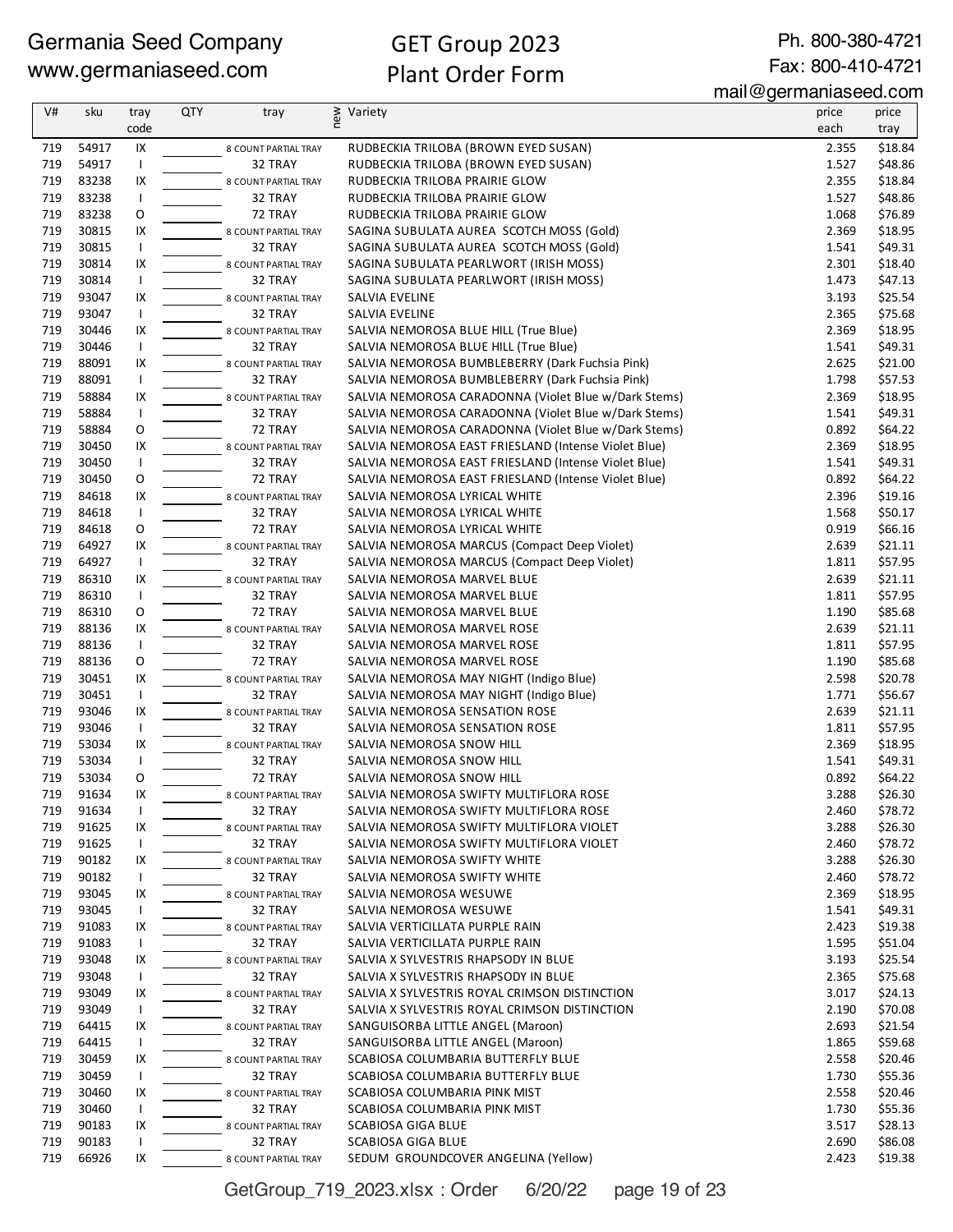Germania Seed Company
www.germaniaseed.com

GET Group 2023
Plant Order Form

Ph. 800-380-4721
Fax: 800-410-4721
mail@germaniaseed.com

| V# | sku | tray code | QTY | tray | new | Variety | price each | price tray |
|---|---|---|---|---|---|---|---|---|
| 719 | 54917 | IX | | 8 COUNT PARTIAL TRAY | | RUDBECKIA TRILOBA (BROWN EYED SUSAN) | 2.355 | $18.84 |
| 719 | 54917 | I | | 32 TRAY | | RUDBECKIA TRILOBA (BROWN EYED SUSAN) | 1.527 | $48.86 |
| 719 | 83238 | IX | | 8 COUNT PARTIAL TRAY | | RUDBECKIA TRILOBA PRAIRIE GLOW | 2.355 | $18.84 |
| 719 | 83238 | I | | 32 TRAY | | RUDBECKIA TRILOBA PRAIRIE GLOW | 1.527 | $48.86 |
| 719 | 83238 | O | | 72 TRAY | | RUDBECKIA TRILOBA PRAIRIE GLOW | 1.068 | $76.89 |
| 719 | 30815 | IX | | 8 COUNT PARTIAL TRAY | | SAGINA SUBULATA AUREA SCOTCH MOSS (Gold) | 2.369 | $18.95 |
| 719 | 30815 | I | | 32 TRAY | | SAGINA SUBULATA AUREA SCOTCH MOSS (Gold) | 1.541 | $49.31 |
| 719 | 30814 | IX | | 8 COUNT PARTIAL TRAY | | SAGINA SUBULATA PEARLWORT (IRISH MOSS) | 2.301 | $18.40 |
| 719 | 30814 | I | | 32 TRAY | | SAGINA SUBULATA PEARLWORT (IRISH MOSS) | 1.473 | $47.13 |
| 719 | 93047 | IX | | 8 COUNT PARTIAL TRAY | | SALVIA EVELINE | 3.193 | $25.54 |
| 719 | 93047 | I | | 32 TRAY | | SALVIA EVELINE | 2.365 | $75.68 |
| 719 | 30446 | IX | | 8 COUNT PARTIAL TRAY | | SALVIA NEMOROSA BLUE HILL (True Blue) | 2.369 | $18.95 |
| 719 | 30446 | I | | 32 TRAY | | SALVIA NEMOROSA BLUE HILL (True Blue) | 1.541 | $49.31 |
| 719 | 88091 | IX | | 8 COUNT PARTIAL TRAY | | SALVIA NEMOROSA BUMBLEBERRY (Dark Fuchsia Pink) | 2.625 | $21.00 |
| 719 | 88091 | I | | 32 TRAY | | SALVIA NEMOROSA BUMBLEBERRY (Dark Fuchsia Pink) | 1.798 | $57.53 |
| 719 | 58884 | IX | | 8 COUNT PARTIAL TRAY | | SALVIA NEMOROSA CARADONNA (Violet Blue w/Dark Stems) | 2.369 | $18.95 |
| 719 | 58884 | I | | 32 TRAY | | SALVIA NEMOROSA CARADONNA (Violet Blue w/Dark Stems) | 1.541 | $49.31 |
| 719 | 58884 | O | | 72 TRAY | | SALVIA NEMOROSA CARADONNA (Violet Blue w/Dark Stems) | 0.892 | $64.22 |
| 719 | 30450 | IX | | 8 COUNT PARTIAL TRAY | | SALVIA NEMOROSA EAST FRIESLAND (Intense Violet Blue) | 2.369 | $18.95 |
| 719 | 30450 | I | | 32 TRAY | | SALVIA NEMOROSA EAST FRIESLAND (Intense Violet Blue) | 1.541 | $49.31 |
| 719 | 30450 | O | | 72 TRAY | | SALVIA NEMOROSA EAST FRIESLAND (Intense Violet Blue) | 0.892 | $64.22 |
| 719 | 84618 | IX | | 8 COUNT PARTIAL TRAY | | SALVIA NEMOROSA LYRICAL WHITE | 2.396 | $19.16 |
| 719 | 84618 | I | | 32 TRAY | | SALVIA NEMOROSA LYRICAL WHITE | 1.568 | $50.17 |
| 719 | 84618 | O | | 72 TRAY | | SALVIA NEMOROSA LYRICAL WHITE | 0.919 | $66.16 |
| 719 | 64927 | IX | | 8 COUNT PARTIAL TRAY | | SALVIA NEMOROSA MARCUS (Compact Deep Violet) | 2.639 | $21.11 |
| 719 | 64927 | I | | 32 TRAY | | SALVIA NEMOROSA MARCUS (Compact Deep Violet) | 1.811 | $57.95 |
| 719 | 86310 | IX | | 8 COUNT PARTIAL TRAY | | SALVIA NEMOROSA MARVEL BLUE | 2.639 | $21.11 |
| 719 | 86310 | I | | 32 TRAY | | SALVIA NEMOROSA MARVEL BLUE | 1.811 | $57.95 |
| 719 | 86310 | O | | 72 TRAY | | SALVIA NEMOROSA MARVEL BLUE | 1.190 | $85.68 |
| 719 | 88136 | IX | | 8 COUNT PARTIAL TRAY | | SALVIA NEMOROSA MARVEL ROSE | 2.639 | $21.11 |
| 719 | 88136 | I | | 32 TRAY | | SALVIA NEMOROSA MARVEL ROSE | 1.811 | $57.95 |
| 719 | 88136 | O | | 72 TRAY | | SALVIA NEMOROSA MARVEL ROSE | 1.190 | $85.68 |
| 719 | 30451 | IX | | 8 COUNT PARTIAL TRAY | | SALVIA NEMOROSA MAY NIGHT (Indigo Blue) | 2.598 | $20.78 |
| 719 | 30451 | I | | 32 TRAY | | SALVIA NEMOROSA MAY NIGHT (Indigo Blue) | 1.771 | $56.67 |
| 719 | 93046 | IX | | 8 COUNT PARTIAL TRAY | | SALVIA NEMOROSA SENSATION ROSE | 2.639 | $21.11 |
| 719 | 93046 | I | | 32 TRAY | | SALVIA NEMOROSA SENSATION ROSE | 1.811 | $57.95 |
| 719 | 53034 | IX | | 8 COUNT PARTIAL TRAY | | SALVIA NEMOROSA SNOW HILL | 2.369 | $18.95 |
| 719 | 53034 | I | | 32 TRAY | | SALVIA NEMOROSA SNOW HILL | 1.541 | $49.31 |
| 719 | 53034 | O | | 72 TRAY | | SALVIA NEMOROSA SNOW HILL | 0.892 | $64.22 |
| 719 | 91634 | IX | | 8 COUNT PARTIAL TRAY | | SALVIA NEMOROSA SWIFTY MULTIFLORA ROSE | 3.288 | $26.30 |
| 719 | 91634 | I | | 32 TRAY | | SALVIA NEMOROSA SWIFTY MULTIFLORA ROSE | 2.460 | $78.72 |
| 719 | 91625 | IX | | 8 COUNT PARTIAL TRAY | | SALVIA NEMOROSA SWIFTY MULTIFLORA VIOLET | 3.288 | $26.30 |
| 719 | 91625 | I | | 32 TRAY | | SALVIA NEMOROSA SWIFTY MULTIFLORA VIOLET | 2.460 | $78.72 |
| 719 | 90182 | IX | | 8 COUNT PARTIAL TRAY | | SALVIA NEMOROSA SWIFTY WHITE | 3.288 | $26.30 |
| 719 | 90182 | I | | 32 TRAY | | SALVIA NEMOROSA SWIFTY WHITE | 2.460 | $78.72 |
| 719 | 93045 | IX | | 8 COUNT PARTIAL TRAY | | SALVIA NEMOROSA WESUWE | 2.369 | $18.95 |
| 719 | 93045 | I | | 32 TRAY | | SALVIA NEMOROSA WESUWE | 1.541 | $49.31 |
| 719 | 91083 | IX | | 8 COUNT PARTIAL TRAY | | SALVIA VERTICILLATA PURPLE RAIN | 2.423 | $19.38 |
| 719 | 91083 | I | | 32 TRAY | | SALVIA VERTICILLATA PURPLE RAIN | 1.595 | $51.04 |
| 719 | 93048 | IX | | 8 COUNT PARTIAL TRAY | | SALVIA X SYLVESTRIS RHAPSODY IN BLUE | 3.193 | $25.54 |
| 719 | 93048 | I | | 32 TRAY | | SALVIA X SYLVESTRIS RHAPSODY IN BLUE | 2.365 | $75.68 |
| 719 | 93049 | IX | | 8 COUNT PARTIAL TRAY | | SALVIA X SYLVESTRIS ROYAL CRIMSON DISTINCTION | 3.017 | $24.13 |
| 719 | 93049 | I | | 32 TRAY | | SALVIA X SYLVESTRIS ROYAL CRIMSON DISTINCTION | 2.190 | $70.08 |
| 719 | 64415 | IX | | 8 COUNT PARTIAL TRAY | | SANGUISORBA LITTLE ANGEL (Maroon) | 2.693 | $21.54 |
| 719 | 64415 | I | | 32 TRAY | | SANGUISORBA LITTLE ANGEL (Maroon) | 1.865 | $59.68 |
| 719 | 30459 | IX | | 8 COUNT PARTIAL TRAY | | SCABIOSA COLUMBARIA BUTTERFLY BLUE | 2.558 | $20.46 |
| 719 | 30459 | I | | 32 TRAY | | SCABIOSA COLUMBARIA BUTTERFLY BLUE | 1.730 | $55.36 |
| 719 | 30460 | IX | | 8 COUNT PARTIAL TRAY | | SCABIOSA COLUMBARIA PINK MIST | 2.558 | $20.46 |
| 719 | 30460 | I | | 32 TRAY | | SCABIOSA COLUMBARIA PINK MIST | 1.730 | $55.36 |
| 719 | 90183 | IX | | 8 COUNT PARTIAL TRAY | | SCABIOSA GIGA BLUE | 3.517 | $28.13 |
| 719 | 90183 | I | | 32 TRAY | | SCABIOSA GIGA BLUE | 2.690 | $86.08 |
| 719 | 66926 | IX | | 8 COUNT PARTIAL TRAY | | SEDUM GROUNDCOVER ANGELINA (Yellow) | 2.423 | $19.38 |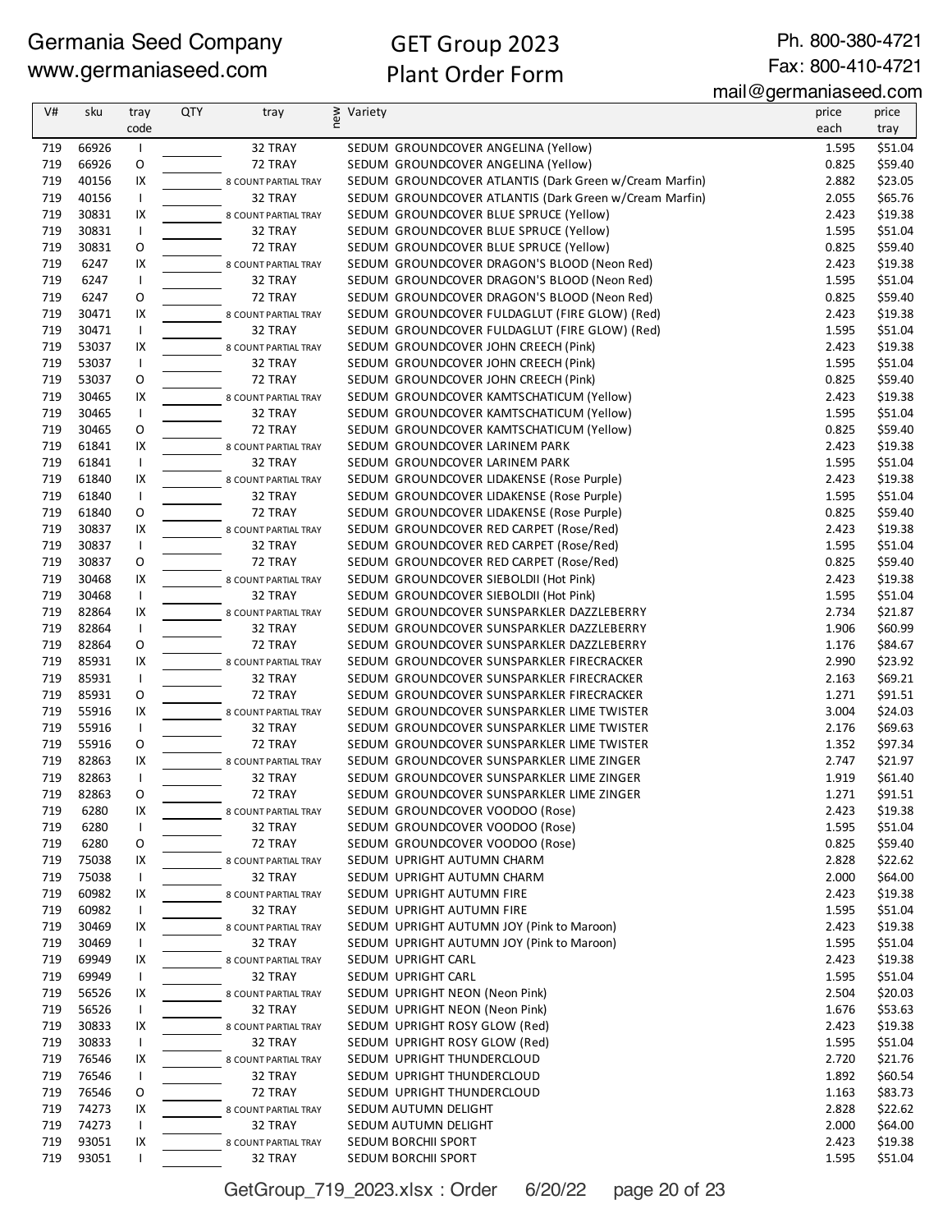Germania Seed Company
www.germaniaseed.com

# GET Group 2023
# Plant Order Form

Ph. 800-380-4721
Fax: 800-410-4721
mail@germaniaseed.com

| V# | sku | tray code | QTY | tray | new | Variety | price each | price tray |
|---|---|---|---|---|---|---|---|---|
| 719 | 66926 | I | | 32 TRAY | | SEDUM GROUNDCOVER ANGELINA (Yellow) | 1.595 | $51.04 |
| 719 | 66926 | O | | 72 TRAY | | SEDUM GROUNDCOVER ANGELINA (Yellow) | 0.825 | $59.40 |
| 719 | 40156 | IX | | 8 COUNT PARTIAL TRAY | | SEDUM GROUNDCOVER ATLANTIS (Dark Green w/Cream Marfin) | 2.882 | $23.05 |
| 719 | 40156 | I | | 32 TRAY | | SEDUM GROUNDCOVER ATLANTIS (Dark Green w/Cream Marfin) | 2.055 | $65.76 |
| 719 | 30831 | IX | | 8 COUNT PARTIAL TRAY | | SEDUM GROUNDCOVER BLUE SPRUCE (Yellow) | 2.423 | $19.38 |
| 719 | 30831 | I | | 32 TRAY | | SEDUM GROUNDCOVER BLUE SPRUCE (Yellow) | 1.595 | $51.04 |
| 719 | 30831 | O | | 72 TRAY | | SEDUM GROUNDCOVER BLUE SPRUCE (Yellow) | 0.825 | $59.40 |
| 719 | 6247 | IX | | 8 COUNT PARTIAL TRAY | | SEDUM GROUNDCOVER DRAGON'S BLOOD (Neon Red) | 2.423 | $19.38 |
| 719 | 6247 | I | | 32 TRAY | | SEDUM GROUNDCOVER DRAGON'S BLOOD (Neon Red) | 1.595 | $51.04 |
| 719 | 6247 | O | | 72 TRAY | | SEDUM GROUNDCOVER DRAGON'S BLOOD (Neon Red) | 0.825 | $59.40 |
| 719 | 30471 | IX | | 8 COUNT PARTIAL TRAY | | SEDUM GROUNDCOVER FULDAGLUT (FIRE GLOW) (Red) | 2.423 | $19.38 |
| 719 | 30471 | I | | 32 TRAY | | SEDUM GROUNDCOVER FULDAGLUT (FIRE GLOW) (Red) | 1.595 | $51.04 |
| 719 | 53037 | IX | | 8 COUNT PARTIAL TRAY | | SEDUM GROUNDCOVER JOHN CREECH (Pink) | 2.423 | $19.38 |
| 719 | 53037 | I | | 32 TRAY | | SEDUM GROUNDCOVER JOHN CREECH (Pink) | 1.595 | $51.04 |
| 719 | 53037 | O | | 72 TRAY | | SEDUM GROUNDCOVER JOHN CREECH (Pink) | 0.825 | $59.40 |
| 719 | 30465 | IX | | 8 COUNT PARTIAL TRAY | | SEDUM GROUNDCOVER KAMTSCHATICUM (Yellow) | 2.423 | $19.38 |
| 719 | 30465 | I | | 32 TRAY | | SEDUM GROUNDCOVER KAMTSCHATICUM (Yellow) | 1.595 | $51.04 |
| 719 | 30465 | O | | 72 TRAY | | SEDUM GROUNDCOVER KAMTSCHATICUM (Yellow) | 0.825 | $59.40 |
| 719 | 61841 | IX | | 8 COUNT PARTIAL TRAY | | SEDUM GROUNDCOVER LARINEM PARK | 2.423 | $19.38 |
| 719 | 61841 | I | | 32 TRAY | | SEDUM GROUNDCOVER LARINEM PARK | 1.595 | $51.04 |
| 719 | 61840 | IX | | 8 COUNT PARTIAL TRAY | | SEDUM GROUNDCOVER LIDAKENSE (Rose Purple) | 2.423 | $19.38 |
| 719 | 61840 | I | | 32 TRAY | | SEDUM GROUNDCOVER LIDAKENSE (Rose Purple) | 1.595 | $51.04 |
| 719 | 61840 | O | | 72 TRAY | | SEDUM GROUNDCOVER LIDAKENSE (Rose Purple) | 0.825 | $59.40 |
| 719 | 30837 | IX | | 8 COUNT PARTIAL TRAY | | SEDUM GROUNDCOVER RED CARPET (Rose/Red) | 2.423 | $19.38 |
| 719 | 30837 | I | | 32 TRAY | | SEDUM GROUNDCOVER RED CARPET (Rose/Red) | 1.595 | $51.04 |
| 719 | 30837 | O | | 72 TRAY | | SEDUM GROUNDCOVER RED CARPET (Rose/Red) | 0.825 | $59.40 |
| 719 | 30468 | IX | | 8 COUNT PARTIAL TRAY | | SEDUM GROUNDCOVER SIEBOLDII (Hot Pink) | 2.423 | $19.38 |
| 719 | 30468 | I | | 32 TRAY | | SEDUM GROUNDCOVER SIEBOLDII (Hot Pink) | 1.595 | $51.04 |
| 719 | 82864 | IX | | 8 COUNT PARTIAL TRAY | | SEDUM GROUNDCOVER SUNSPARKLER DAZZLEBERRY | 2.734 | $21.87 |
| 719 | 82864 | I | | 32 TRAY | | SEDUM GROUNDCOVER SUNSPARKLER DAZZLEBERRY | 1.906 | $60.99 |
| 719 | 82864 | O | | 72 TRAY | | SEDUM GROUNDCOVER SUNSPARKLER DAZZLEBERRY | 1.176 | $84.67 |
| 719 | 85931 | IX | | 8 COUNT PARTIAL TRAY | | SEDUM GROUNDCOVER SUNSPARKLER FIRECRACKER | 2.990 | $23.92 |
| 719 | 85931 | I | | 32 TRAY | | SEDUM GROUNDCOVER SUNSPARKLER FIRECRACKER | 2.163 | $69.21 |
| 719 | 85931 | O | | 72 TRAY | | SEDUM GROUNDCOVER SUNSPARKLER FIRECRACKER | 1.271 | $91.51 |
| 719 | 55916 | IX | | 8 COUNT PARTIAL TRAY | | SEDUM GROUNDCOVER SUNSPARKLER LIME TWISTER | 3.004 | $24.03 |
| 719 | 55916 | I | | 32 TRAY | | SEDUM GROUNDCOVER SUNSPARKLER LIME TWISTER | 2.176 | $69.63 |
| 719 | 55916 | O | | 72 TRAY | | SEDUM GROUNDCOVER SUNSPARKLER LIME TWISTER | 1.352 | $97.34 |
| 719 | 82863 | IX | | 8 COUNT PARTIAL TRAY | | SEDUM GROUNDCOVER SUNSPARKLER LIME ZINGER | 2.747 | $21.97 |
| 719 | 82863 | I | | 32 TRAY | | SEDUM GROUNDCOVER SUNSPARKLER LIME ZINGER | 1.919 | $61.40 |
| 719 | 82863 | O | | 72 TRAY | | SEDUM GROUNDCOVER SUNSPARKLER LIME ZINGER | 1.271 | $91.51 |
| 719 | 6280 | IX | | 8 COUNT PARTIAL TRAY | | SEDUM GROUNDCOVER VOODOO (Rose) | 2.423 | $19.38 |
| 719 | 6280 | I | | 32 TRAY | | SEDUM GROUNDCOVER VOODOO (Rose) | 1.595 | $51.04 |
| 719 | 6280 | O | | 72 TRAY | | SEDUM GROUNDCOVER VOODOO (Rose) | 0.825 | $59.40 |
| 719 | 75038 | IX | | 8 COUNT PARTIAL TRAY | | SEDUM UPRIGHT AUTUMN CHARM | 2.828 | $22.62 |
| 719 | 75038 | I | | 32 TRAY | | SEDUM UPRIGHT AUTUMN CHARM | 2.000 | $64.00 |
| 719 | 60982 | IX | | 8 COUNT PARTIAL TRAY | | SEDUM UPRIGHT AUTUMN FIRE | 2.423 | $19.38 |
| 719 | 60982 | I | | 32 TRAY | | SEDUM UPRIGHT AUTUMN FIRE | 1.595 | $51.04 |
| 719 | 30469 | IX | | 8 COUNT PARTIAL TRAY | | SEDUM UPRIGHT AUTUMN JOY (Pink to Maroon) | 2.423 | $19.38 |
| 719 | 30469 | I | | 32 TRAY | | SEDUM UPRIGHT AUTUMN JOY (Pink to Maroon) | 1.595 | $51.04 |
| 719 | 69949 | IX | | 8 COUNT PARTIAL TRAY | | SEDUM UPRIGHT CARL | 2.423 | $19.38 |
| 719 | 69949 | I | | 32 TRAY | | SEDUM UPRIGHT CARL | 1.595 | $51.04 |
| 719 | 56526 | IX | | 8 COUNT PARTIAL TRAY | | SEDUM UPRIGHT NEON (Neon Pink) | 2.504 | $20.03 |
| 719 | 56526 | I | | 32 TRAY | | SEDUM UPRIGHT NEON (Neon Pink) | 1.676 | $53.63 |
| 719 | 30833 | IX | | 8 COUNT PARTIAL TRAY | | SEDUM UPRIGHT ROSY GLOW (Red) | 2.423 | $19.38 |
| 719 | 30833 | I | | 32 TRAY | | SEDUM UPRIGHT ROSY GLOW (Red) | 1.595 | $51.04 |
| 719 | 76546 | IX | | 8 COUNT PARTIAL TRAY | | SEDUM UPRIGHT THUNDERCLOUD | 2.720 | $21.76 |
| 719 | 76546 | I | | 32 TRAY | | SEDUM UPRIGHT THUNDERCLOUD | 1.892 | $60.54 |
| 719 | 76546 | O | | 72 TRAY | | SEDUM UPRIGHT THUNDERCLOUD | 1.163 | $83.73 |
| 719 | 74273 | IX | | 8 COUNT PARTIAL TRAY | | SEDUM AUTUMN DELIGHT | 2.828 | $22.62 |
| 719 | 74273 | I | | 32 TRAY | | SEDUM AUTUMN DELIGHT | 2.000 | $64.00 |
| 719 | 93051 | IX | | 8 COUNT PARTIAL TRAY | | SEDUM BORCHII SPORT | 2.423 | $19.38 |
| 719 | 93051 | I | | 32 TRAY | | SEDUM BORCHII SPORT | 1.595 | $51.04 |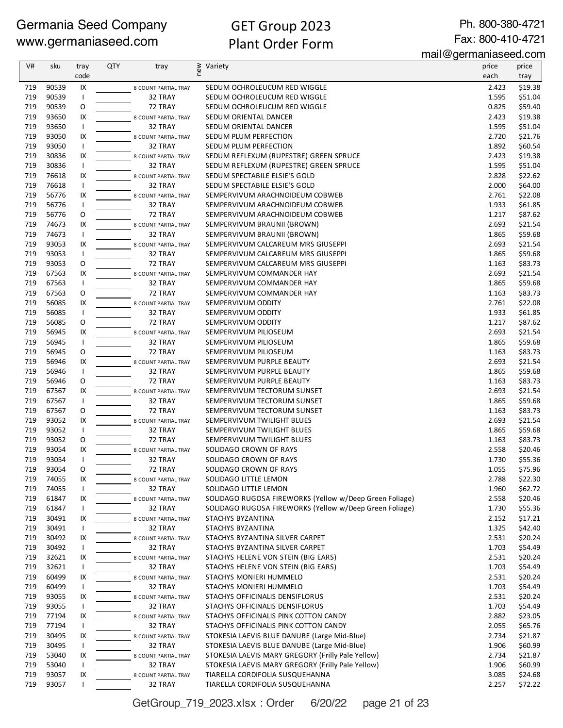Germania Seed Company
www.germaniaseed.com

# GET Group 2023
## Plant Order Form

Ph. 800-380-4721
Fax: 800-410-4721
mail@germaniaseed.com

| V# | sku | tray code | QTY | tray | new | Variety | price each | price tray |
|---|---|---|---|---|---|---|---|---|
| 719 | 90539 | IX | | 8 COUNT PARTIAL TRAY | | SEDUM OCHROLEUCUM RED WIGGLE | 2.423 | $19.38 |
| 719 | 90539 | I | | 32 TRAY | | SEDUM OCHROLEUCUM RED WIGGLE | 1.595 | $51.04 |
| 719 | 90539 | O | | 72 TRAY | | SEDUM OCHROLEUCUM RED WIGGLE | 0.825 | $59.40 |
| 719 | 93650 | IX | | 8 COUNT PARTIAL TRAY | | SEDUM ORIENTAL DANCER | 2.423 | $19.38 |
| 719 | 93650 | I | | 32 TRAY | | SEDUM ORIENTAL DANCER | 1.595 | $51.04 |
| 719 | 93050 | IX | | 8 COUNT PARTIAL TRAY | | SEDUM PLUM PERFECTION | 2.720 | $21.76 |
| 719 | 93050 | I | | 32 TRAY | | SEDUM PLUM PERFECTION | 1.892 | $60.54 |
| 719 | 30836 | IX | | 8 COUNT PARTIAL TRAY | | SEDUM REFLEXUM (RUPESTRE) GREEN SPRUCE | 2.423 | $19.38 |
| 719 | 30836 | I | | 32 TRAY | | SEDUM REFLEXUM (RUPESTRE) GREEN SPRUCE | 1.595 | $51.04 |
| 719 | 76618 | IX | | 8 COUNT PARTIAL TRAY | | SEDUM SPECTABILE ELSIE'S GOLD | 2.828 | $22.62 |
| 719 | 76618 | I | | 32 TRAY | | SEDUM SPECTABILE ELSIE'S GOLD | 2.000 | $64.00 |
| 719 | 56776 | IX | | 8 COUNT PARTIAL TRAY | | SEMPERVIVUM ARACHNOIDEUM COBWEB | 2.761 | $22.08 |
| 719 | 56776 | I | | 32 TRAY | | SEMPERVIVUM ARACHNOIDEUM COBWEB | 1.933 | $61.85 |
| 719 | 56776 | O | | 72 TRAY | | SEMPERVIVUM ARACHNOIDEUM COBWEB | 1.217 | $87.62 |
| 719 | 74673 | IX | | 8 COUNT PARTIAL TRAY | | SEMPERVIVUM BRAUNII (BROWN) | 2.693 | $21.54 |
| 719 | 74673 | I | | 32 TRAY | | SEMPERVIVUM BRAUNII (BROWN) | 1.865 | $59.68 |
| 719 | 93053 | IX | | 8 COUNT PARTIAL TRAY | | SEMPERVIVUM CALCAREUM MRS GIUSEPPI | 2.693 | $21.54 |
| 719 | 93053 | I | | 32 TRAY | | SEMPERVIVUM CALCAREUM MRS GIUSEPPI | 1.865 | $59.68 |
| 719 | 93053 | O | | 72 TRAY | | SEMPERVIVUM CALCAREUM MRS GIUSEPPI | 1.163 | $83.73 |
| 719 | 67563 | IX | | 8 COUNT PARTIAL TRAY | | SEMPERVIVUM COMMANDER HAY | 2.693 | $21.54 |
| 719 | 67563 | I | | 32 TRAY | | SEMPERVIVUM COMMANDER HAY | 1.865 | $59.68 |
| 719 | 67563 | O | | 72 TRAY | | SEMPERVIVUM COMMANDER HAY | 1.163 | $83.73 |
| 719 | 56085 | IX | | 8 COUNT PARTIAL TRAY | | SEMPERVIVUM ODDITY | 2.761 | $22.08 |
| 719 | 56085 | I | | 32 TRAY | | SEMPERVIVUM ODDITY | 1.933 | $61.85 |
| 719 | 56085 | O | | 72 TRAY | | SEMPERVIVUM ODDITY | 1.217 | $87.62 |
| 719 | 56945 | IX | | 8 COUNT PARTIAL TRAY | | SEMPERVIVUM PILIOSEUM | 2.693 | $21.54 |
| 719 | 56945 | I | | 32 TRAY | | SEMPERVIVUM PILIOSEUM | 1.865 | $59.68 |
| 719 | 56945 | O | | 72 TRAY | | SEMPERVIVUM PILIOSEUM | 1.163 | $83.73 |
| 719 | 56946 | IX | | 8 COUNT PARTIAL TRAY | | SEMPERVIVUM PURPLE BEAUTY | 2.693 | $21.54 |
| 719 | 56946 | I | | 32 TRAY | | SEMPERVIVUM PURPLE BEAUTY | 1.865 | $59.68 |
| 719 | 56946 | O | | 72 TRAY | | SEMPERVIVUM PURPLE BEAUTY | 1.163 | $83.73 |
| 719 | 67567 | IX | | 8 COUNT PARTIAL TRAY | | SEMPERVIVUM TECTORUM SUNSET | 2.693 | $21.54 |
| 719 | 67567 | I | | 32 TRAY | | SEMPERVIVUM TECTORUM SUNSET | 1.865 | $59.68 |
| 719 | 67567 | O | | 72 TRAY | | SEMPERVIVUM TECTORUM SUNSET | 1.163 | $83.73 |
| 719 | 93052 | IX | | 8 COUNT PARTIAL TRAY | | SEMPERVIVUM TWILIGHT BLUES | 2.693 | $21.54 |
| 719 | 93052 | I | | 32 TRAY | | SEMPERVIVUM TWILIGHT BLUES | 1.865 | $59.68 |
| 719 | 93052 | O | | 72 TRAY | | SEMPERVIVUM TWILIGHT BLUES | 1.163 | $83.73 |
| 719 | 93054 | IX | | 8 COUNT PARTIAL TRAY | | SOLIDAGO CROWN OF RAYS | 2.558 | $20.46 |
| 719 | 93054 | I | | 32 TRAY | | SOLIDAGO CROWN OF RAYS | 1.730 | $55.36 |
| 719 | 93054 | O | | 72 TRAY | | SOLIDAGO CROWN OF RAYS | 1.055 | $75.96 |
| 719 | 74055 | IX | | 8 COUNT PARTIAL TRAY | | SOLIDAGO LITTLE LEMON | 2.788 | $22.30 |
| 719 | 74055 | I | | 32 TRAY | | SOLIDAGO LITTLE LEMON | 1.960 | $62.72 |
| 719 | 61847 | IX | | 8 COUNT PARTIAL TRAY | | SOLIDAGO RUGOSA FIREWORKS (Yellow w/Deep Green Foliage) | 2.558 | $20.46 |
| 719 | 61847 | I | | 32 TRAY | | SOLIDAGO RUGOSA FIREWORKS (Yellow w/Deep Green Foliage) | 1.730 | $55.36 |
| 719 | 30491 | IX | | 8 COUNT PARTIAL TRAY | | STACHYS BYZANTINA | 2.152 | $17.21 |
| 719 | 30491 | I | | 32 TRAY | | STACHYS BYZANTINA | 1.325 | $42.40 |
| 719 | 30492 | IX | | 8 COUNT PARTIAL TRAY | | STACHYS BYZANTINA SILVER CARPET | 2.531 | $20.24 |
| 719 | 30492 | I | | 32 TRAY | | STACHYS BYZANTINA SILVER CARPET | 1.703 | $54.49 |
| 719 | 32621 | IX | | 8 COUNT PARTIAL TRAY | | STACHYS HELENE VON STEIN (BIG EARS) | 2.531 | $20.24 |
| 719 | 32621 | I | | 32 TRAY | | STACHYS HELENE VON STEIN (BIG EARS) | 1.703 | $54.49 |
| 719 | 60499 | IX | | 8 COUNT PARTIAL TRAY | | STACHYS MONIERI HUMMELO | 2.531 | $20.24 |
| 719 | 60499 | I | | 32 TRAY | | STACHYS MONIERI HUMMELO | 1.703 | $54.49 |
| 719 | 93055 | IX | | 8 COUNT PARTIAL TRAY | | STACHYS OFFICINALIS DENSIFLORUS | 2.531 | $20.24 |
| 719 | 93055 | I | | 32 TRAY | | STACHYS OFFICINALIS DENSIFLORUS | 1.703 | $54.49 |
| 719 | 77194 | IX | | 8 COUNT PARTIAL TRAY | | STACHYS OFFICINALIS PINK COTTON CANDY | 2.882 | $23.05 |
| 719 | 77194 | I | | 32 TRAY | | STACHYS OFFICINALIS PINK COTTON CANDY | 2.055 | $65.76 |
| 719 | 30495 | IX | | 8 COUNT PARTIAL TRAY | | STOKESIA LAEVIS BLUE DANUBE (Large Mid-Blue) | 2.734 | $21.87 |
| 719 | 30495 | I | | 32 TRAY | | STOKESIA LAEVIS BLUE DANUBE (Large Mid-Blue) | 1.906 | $60.99 |
| 719 | 53040 | IX | | 8 COUNT PARTIAL TRAY | | STOKESIA LAEVIS MARY GREGORY (Frilly Pale Yellow) | 2.734 | $21.87 |
| 719 | 53040 | I | | 32 TRAY | | STOKESIA LAEVIS MARY GREGORY (Frilly Pale Yellow) | 1.906 | $60.99 |
| 719 | 93057 | IX | | 8 COUNT PARTIAL TRAY | | TIARELLA CORDIFOLIA SUSQUEHANNA | 3.085 | $24.68 |
| 719 | 93057 | I | | 32 TRAY | | TIARELLA CORDIFOLIA SUSQUEHANNA | 2.257 | $72.22 |

GetGroup_719_2023.xlsx : Order 6/20/22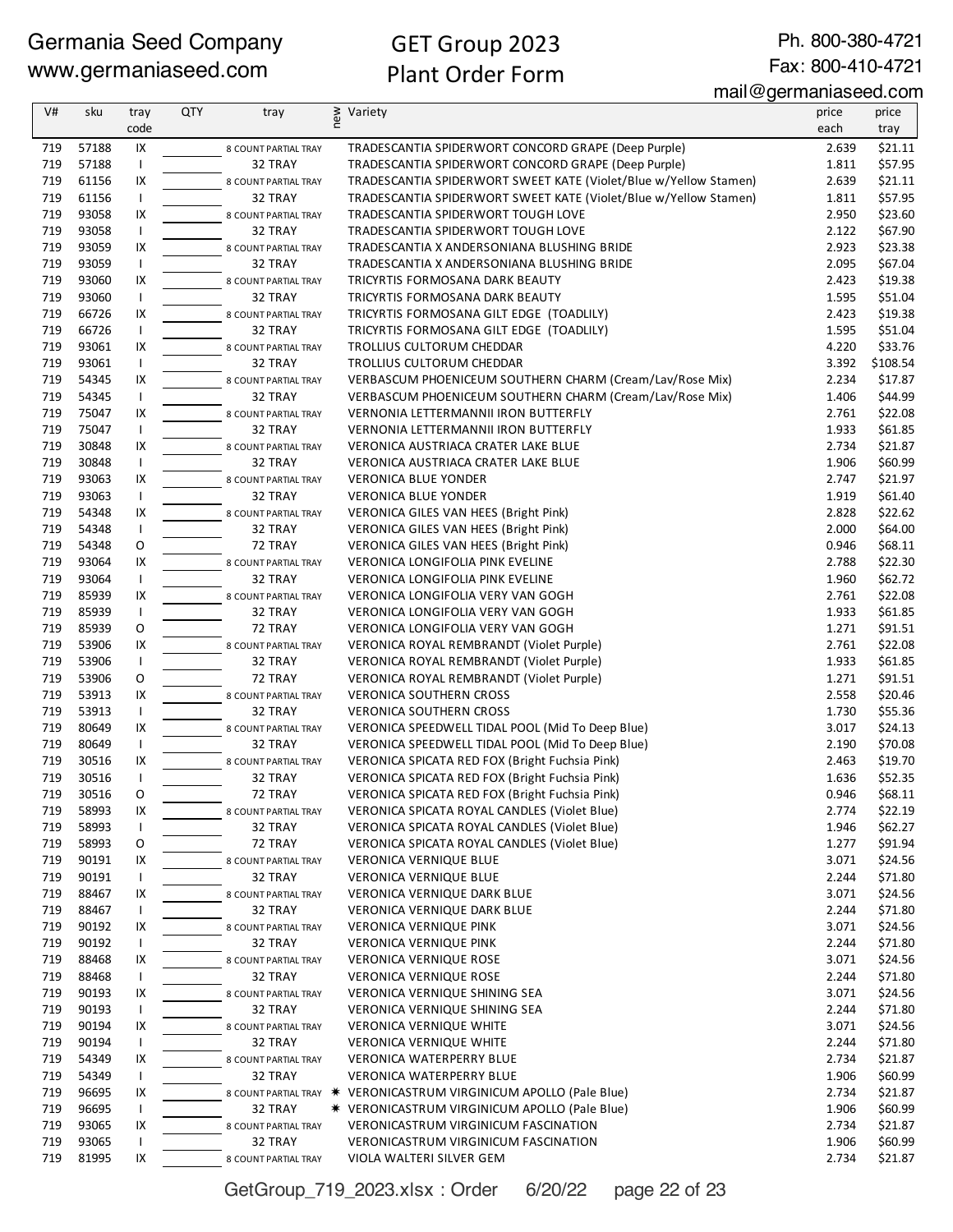Germania Seed Company
www.germaniaseed.com

# GET Group 2023 Plant Order Form

Ph. 800-380-4721
Fax: 800-410-4721
mail@germaniaseed.com

| V# | sku | tray code | QTY | tray | new | Variety | price each | price tray |
|---|---|---|---|---|---|---|---|---|
| 719 | 57188 | IX | | 8 COUNT PARTIAL TRAY | | TRADESCANTIA SPIDERWORT CONCORD GRAPE (Deep Purple) | 2.639 | $21.11 |
| 719 | 57188 | I | | 32 TRAY | | TRADESCANTIA SPIDERWORT CONCORD GRAPE (Deep Purple) | 1.811 | $57.95 |
| 719 | 61156 | IX | | 8 COUNT PARTIAL TRAY | | TRADESCANTIA SPIDERWORT SWEET KATE (Violet/Blue w/Yellow Stamen) | 2.639 | $21.11 |
| 719 | 61156 | I | | 32 TRAY | | TRADESCANTIA SPIDERWORT SWEET KATE (Violet/Blue w/Yellow Stamen) | 1.811 | $57.95 |
| 719 | 93058 | IX | | 8 COUNT PARTIAL TRAY | | TRADESCANTIA SPIDERWORT TOUGH LOVE | 2.950 | $23.60 |
| 719 | 93058 | I | | 32 TRAY | | TRADESCANTIA SPIDERWORT TOUGH LOVE | 2.122 | $67.90 |
| 719 | 93059 | IX | | 8 COUNT PARTIAL TRAY | | TRADESCANTIA X ANDERSONIANA BLUSHING BRIDE | 2.923 | $23.38 |
| 719 | 93059 | I | | 32 TRAY | | TRADESCANTIA X ANDERSONIANA BLUSHING BRIDE | 2.095 | $67.04 |
| 719 | 93060 | IX | | 8 COUNT PARTIAL TRAY | | TRICYRTIS FORMOSANA DARK BEAUTY | 2.423 | $19.38 |
| 719 | 93060 | I | | 32 TRAY | | TRICYRTIS FORMOSANA DARK BEAUTY | 1.595 | $51.04 |
| 719 | 66726 | IX | | 8 COUNT PARTIAL TRAY | | TRICYRTIS FORMOSANA GILT EDGE (TOADLILY) | 2.423 | $19.38 |
| 719 | 66726 | I | | 32 TRAY | | TRICYRTIS FORMOSANA GILT EDGE (TOADLILY) | 1.595 | $51.04 |
| 719 | 93061 | IX | | 8 COUNT PARTIAL TRAY | | TROLLIUS CULTORUM CHEDDAR | 4.220 | $33.76 |
| 719 | 93061 | I | | 32 TRAY | | TROLLIUS CULTORUM CHEDDAR | 3.392 | $108.54 |
| 719 | 54345 | IX | | 8 COUNT PARTIAL TRAY | | VERBASCUM PHOENICEUM SOUTHERN CHARM (Cream/Lav/Rose Mix) | 2.234 | $17.87 |
| 719 | 54345 | I | | 32 TRAY | | VERBASCUM PHOENICEUM SOUTHERN CHARM (Cream/Lav/Rose Mix) | 1.406 | $44.99 |
| 719 | 75047 | IX | | 8 COUNT PARTIAL TRAY | | VERNONIA LETTERMANNII IRON BUTTERFLY | 2.761 | $22.08 |
| 719 | 75047 | I | | 32 TRAY | | VERNONIA LETTERMANNII IRON BUTTERFLY | 1.933 | $61.85 |
| 719 | 30848 | IX | | 8 COUNT PARTIAL TRAY | | VERONICA AUSTRIACA CRATER LAKE BLUE | 2.734 | $21.87 |
| 719 | 30848 | I | | 32 TRAY | | VERONICA AUSTRIACA CRATER LAKE BLUE | 1.906 | $60.99 |
| 719 | 93063 | IX | | 8 COUNT PARTIAL TRAY | | VERONICA BLUE YONDER | 2.747 | $21.97 |
| 719 | 93063 | I | | 32 TRAY | | VERONICA BLUE YONDER | 1.919 | $61.40 |
| 719 | 54348 | IX | | 8 COUNT PARTIAL TRAY | | VERONICA GILES VAN HEES (Bright Pink) | 2.828 | $22.62 |
| 719 | 54348 | I | | 32 TRAY | | VERONICA GILES VAN HEES (Bright Pink) | 2.000 | $64.00 |
| 719 | 54348 | O | | 72 TRAY | | VERONICA GILES VAN HEES (Bright Pink) | 0.946 | $68.11 |
| 719 | 93064 | IX | | 8 COUNT PARTIAL TRAY | | VERONICA LONGIFOLIA PINK EVELINE | 2.788 | $22.30 |
| 719 | 93064 | I | | 32 TRAY | | VERONICA LONGIFOLIA PINK EVELINE | 1.960 | $62.72 |
| 719 | 85939 | IX | | 8 COUNT PARTIAL TRAY | | VERONICA LONGIFOLIA VERY VAN GOGH | 2.761 | $22.08 |
| 719 | 85939 | I | | 32 TRAY | | VERONICA LONGIFOLIA VERY VAN GOGH | 1.933 | $61.85 |
| 719 | 85939 | O | | 72 TRAY | | VERONICA LONGIFOLIA VERY VAN GOGH | 1.271 | $91.51 |
| 719 | 53906 | IX | | 8 COUNT PARTIAL TRAY | | VERONICA ROYAL REMBRANDT (Violet Purple) | 2.761 | $22.08 |
| 719 | 53906 | I | | 32 TRAY | | VERONICA ROYAL REMBRANDT (Violet Purple) | 1.933 | $61.85 |
| 719 | 53906 | O | | 72 TRAY | | VERONICA ROYAL REMBRANDT (Violet Purple) | 1.271 | $91.51 |
| 719 | 53913 | IX | | 8 COUNT PARTIAL TRAY | | VERONICA SOUTHERN CROSS | 2.558 | $20.46 |
| 719 | 53913 | I | | 32 TRAY | | VERONICA SOUTHERN CROSS | 1.730 | $55.36 |
| 719 | 80649 | IX | | 8 COUNT PARTIAL TRAY | | VERONICA SPEEDWELL TIDAL POOL (Mid To Deep Blue) | 3.017 | $24.13 |
| 719 | 80649 | I | | 32 TRAY | | VERONICA SPEEDWELL TIDAL POOL (Mid To Deep Blue) | 2.190 | $70.08 |
| 719 | 30516 | IX | | 8 COUNT PARTIAL TRAY | | VERONICA SPICATA RED FOX (Bright Fuchsia Pink) | 2.463 | $19.70 |
| 719 | 30516 | I | | 32 TRAY | | VERONICA SPICATA RED FOX (Bright Fuchsia Pink) | 1.636 | $52.35 |
| 719 | 30516 | O | | 72 TRAY | | VERONICA SPICATA RED FOX (Bright Fuchsia Pink) | 0.946 | $68.11 |
| 719 | 58993 | IX | | 8 COUNT PARTIAL TRAY | | VERONICA SPICATA ROYAL CANDLES (Violet Blue) | 2.774 | $22.19 |
| 719 | 58993 | I | | 32 TRAY | | VERONICA SPICATA ROYAL CANDLES (Violet Blue) | 1.946 | $62.27 |
| 719 | 58993 | O | | 72 TRAY | | VERONICA SPICATA ROYAL CANDLES (Violet Blue) | 1.277 | $91.94 |
| 719 | 90191 | IX | | 8 COUNT PARTIAL TRAY | | VERONICA VERNIQUE BLUE | 3.071 | $24.56 |
| 719 | 90191 | I | | 32 TRAY | | VERONICA VERNIQUE BLUE | 2.244 | $71.80 |
| 719 | 88467 | IX | | 8 COUNT PARTIAL TRAY | | VERONICA VERNIQUE DARK BLUE | 3.071 | $24.56 |
| 719 | 88467 | I | | 32 TRAY | | VERONICA VERNIQUE DARK BLUE | 2.244 | $71.80 |
| 719 | 90192 | IX | | 8 COUNT PARTIAL TRAY | | VERONICA VERNIQUE PINK | 3.071 | $24.56 |
| 719 | 90192 | I | | 32 TRAY | | VERONICA VERNIQUE PINK | 2.244 | $71.80 |
| 719 | 88468 | IX | | 8 COUNT PARTIAL TRAY | | VERONICA VERNIQUE ROSE | 3.071 | $24.56 |
| 719 | 88468 | I | | 32 TRAY | | VERONICA VERNIQUE ROSE | 2.244 | $71.80 |
| 719 | 90193 | IX | | 8 COUNT PARTIAL TRAY | | VERONICA VERNIQUE SHINING SEA | 3.071 | $24.56 |
| 719 | 90193 | I | | 32 TRAY | | VERONICA VERNIQUE SHINING SEA | 2.244 | $71.80 |
| 719 | 90194 | IX | | 8 COUNT PARTIAL TRAY | | VERONICA VERNIQUE WHITE | 3.071 | $24.56 |
| 719 | 90194 | I | | 32 TRAY | | VERONICA VERNIQUE WHITE | 2.244 | $71.80 |
| 719 | 54349 | IX | | 8 COUNT PARTIAL TRAY | | VERONICA WATERPERRY BLUE | 2.734 | $21.87 |
| 719 | 54349 | I | | 32 TRAY | | VERONICA WATERPERRY BLUE | 1.906 | $60.99 |
| 719 | 96695 | IX | | 8 COUNT PARTIAL TRAY | * | VERONICASTRUM VIRGINICUM APOLLO (Pale Blue) | 2.734 | $21.87 |
| 719 | 96695 | I | | 32 TRAY | * | VERONICASTRUM VIRGINICUM APOLLO (Pale Blue) | 1.906 | $60.99 |
| 719 | 93065 | IX | | 8 COUNT PARTIAL TRAY | | VERONICASTRUM VIRGINICUM FASCINATION | 2.734 | $21.87 |
| 719 | 93065 | I | | 32 TRAY | | VERONICASTRUM VIRGINICUM FASCINATION | 1.906 | $60.99 |
| 719 | 81995 | IX | | 8 COUNT PARTIAL TRAY | | VIOLA WALTERI SILVER GEM | 2.734 | $21.87 |

GetGroup_719_2023.xlsx : Order 6/20/22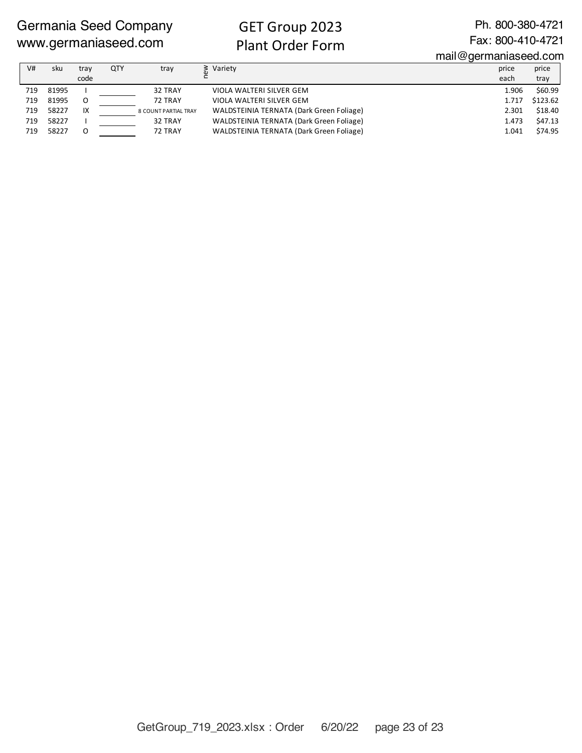Germania Seed Company
www.germaniaseed.com

# GET Group 2023
## Plant Order Form

Ph. 800-380-4721
Fax: 800-410-4721
mail@germaniaseed.com

| V# | sku | tray code | QTY | tray | new | Variety | price each | price tray |
|---|---|---|---|---|---|---|---|---|
| 719 | 81995 | I | | 32 TRAY | | VIOLA WALTERI SILVER GEM | 1.906 | $60.99 |
| 719 | 81995 | O | | 72 TRAY | | VIOLA WALTERI SILVER GEM | 1.717 | $123.62 |
| 719 | 58227 | IX | | 8 COUNT PARTIAL TRAY | | WALDSTEINIA TERNATA (Dark Green Foliage) | 2.301 | $18.40 |
| 719 | 58227 | I | | 32 TRAY | | WALDSTEINIA TERNATA (Dark Green Foliage) | 1.473 | $47.13 |
| 719 | 58227 | O | | 72 TRAY | | WALDSTEINIA TERNATA (Dark Green Foliage) | 1.041 | $74.95 |

GetGroup_719_2023.xlsx : Order 6/20/22